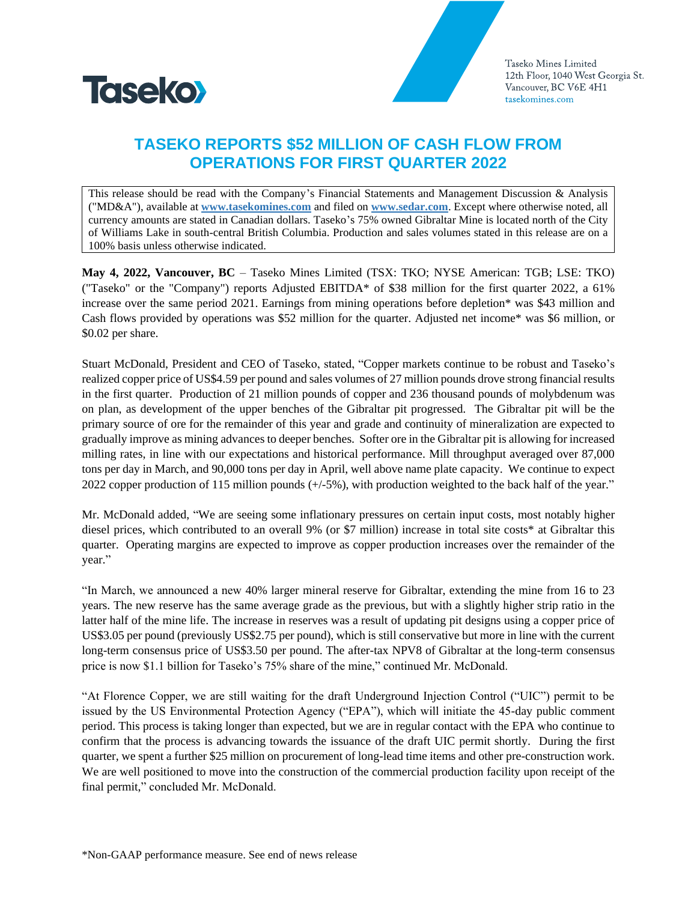Taseko Mines Limited
12th Floor, 1040 West Georgia St.
Vancouver, BC V6E 4H1
tasekomines.com

# TASEKO REPORTS $52 MILLION OF CASH FLOW FROM OPERATIONS FOR FIRST QUARTER 2022

This release should be read with the Company's Financial Statements and Management Discussion & Analysis ("MD&A"), available at **www.tasekomines.com** and filed on **www.sedar.com**. Except where otherwise noted, all currency amounts are stated in Canadian dollars. Taseko's 75% owned Gibraltar Mine is located north of the City of Williams Lake in south-central British Columbia. Production and sales volumes stated in this release are on a 100% basis unless otherwise indicated.

**May 4, 2022, Vancouver, BC** – Taseko Mines Limited (TSX: TKO; NYSE American: TGB; LSE: TKO) ("Taseko" or the "Company") reports Adjusted EBITDA* of $38 million for the first quarter 2022, a 61% increase over the same period 2021. Earnings from mining operations before depletion* was $43 million and Cash flows provided by operations was $52 million for the quarter. Adjusted net income* was $6 million, or $0.02 per share.

Stuart McDonald, President and CEO of Taseko, stated, "Copper markets continue to be robust and Taseko's realized copper price of US$4.59 per pound and sales volumes of 27 million pounds drove strong financial results in the first quarter. Production of 21 million pounds of copper and 236 thousand pounds of molybdenum was on plan, as development of the upper benches of the Gibraltar pit progressed. The Gibraltar pit will be the primary source of ore for the remainder of this year and grade and continuity of mineralization are expected to gradually improve as mining advances to deeper benches. Softer ore in the Gibraltar pit is allowing for increased milling rates, in line with our expectations and historical performance. Mill throughput averaged over 87,000 tons per day in March, and 90,000 tons per day in April, well above name plate capacity. We continue to expect 2022 copper production of 115 million pounds (+/-5%), with production weighted to the back half of the year."

Mr. McDonald added, "We are seeing some inflationary pressures on certain input costs, most notably higher diesel prices, which contributed to an overall 9% (or $7 million) increase in total site costs* at Gibraltar this quarter. Operating margins are expected to improve as copper production increases over the remainder of the year."

"In March, we announced a new 40% larger mineral reserve for Gibraltar, extending the mine from 16 to 23 years. The new reserve has the same average grade as the previous, but with a slightly higher strip ratio in the latter half of the mine life. The increase in reserves was a result of updating pit designs using a copper price of US$3.05 per pound (previously US$2.75 per pound), which is still conservative but more in line with the current long-term consensus price of US$3.50 per pound. The after-tax NPV8 of Gibraltar at the long-term consensus price is now $1.1 billion for Taseko's 75% share of the mine," continued Mr. McDonald.

"At Florence Copper, we are still waiting for the draft Underground Injection Control ("UIC") permit to be issued by the US Environmental Protection Agency ("EPA"), which will initiate the 45-day public comment period. This process is taking longer than expected, but we are in regular contact with the EPA who continue to confirm that the process is advancing towards the issuance of the draft UIC permit shortly. During the first quarter, we spent a further $25 million on procurement of long-lead time items and other pre-construction work. We are well positioned to move into the construction of the commercial production facility upon receipt of the final permit," concluded Mr. McDonald.

*Non-GAAP performance measure. See end of news release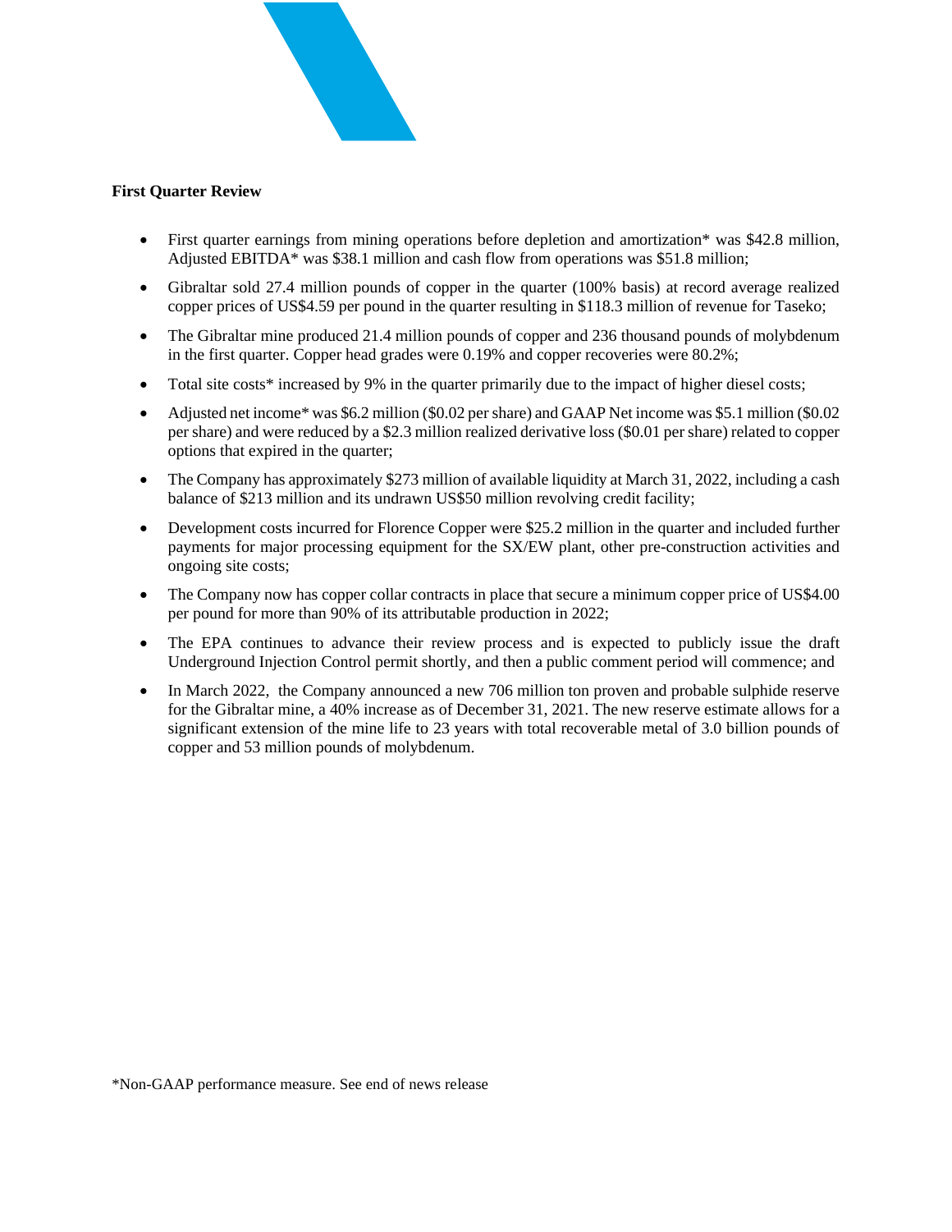**First Quarter Review**

- First quarter earnings from mining operations before depletion and amortization* was $42.8 million, Adjusted EBITDA* was $38.1 million and cash flow from operations was $51.8 million;
- Gibraltar sold 27.4 million pounds of copper in the quarter (100% basis) at record average realized copper prices of US$4.59 per pound in the quarter resulting in $118.3 million of revenue for Taseko;
- The Gibraltar mine produced 21.4 million pounds of copper and 236 thousand pounds of molybdenum in the first quarter. Copper head grades were 0.19% and copper recoveries were 80.2%;
- Total site costs* increased by 9% in the quarter primarily due to the impact of higher diesel costs;
- Adjusted net income* was $6.2 million ($0.02 per share) and GAAP Net income was $5.1 million ($0.02 per share) and were reduced by a $2.3 million realized derivative loss ($0.01 per share) related to copper options that expired in the quarter;
- The Company has approximately $273 million of available liquidity at March 31, 2022, including a cash balance of $213 million and its undrawn US$50 million revolving credit facility;
- Development costs incurred for Florence Copper were $25.2 million in the quarter and included further payments for major processing equipment for the SX/EW plant, other pre-construction activities and ongoing site costs;
- The Company now has copper collar contracts in place that secure a minimum copper price of US$4.00 per pound for more than 90% of its attributable production in 2022;
- The EPA continues to advance their review process and is expected to publicly issue the draft Underground Injection Control permit shortly, and then a public comment period will commence; and
- In March 2022, the Company announced a new 706 million ton proven and probable sulphide reserve for the Gibraltar mine, a 40% increase as of December 31, 2021. The new reserve estimate allows for a significant extension of the mine life to 23 years with total recoverable metal of 3.0 billion pounds of copper and 53 million pounds of molybdenum.

*Non-GAAP performance measure. See end of news release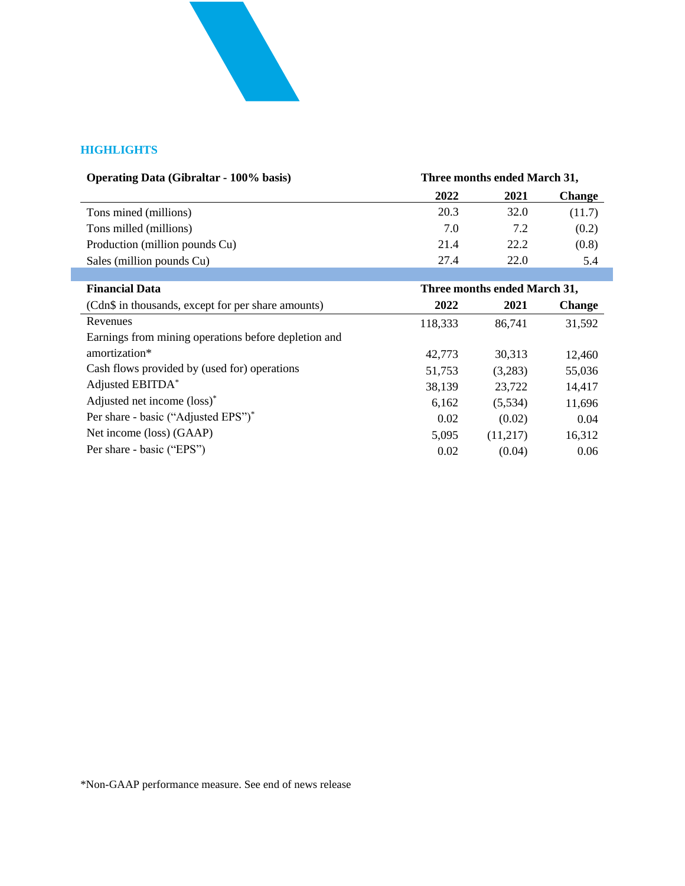## HIGHLIGHTS

| Operating Data (Gibraltar - 100% basis) | Three months ended March 31, | | |
|---|---|---|---|
| | **2022** | **2021** | **Change** |
| Tons mined (millions) | 20.3 | 32.0 | (11.7) |
| Tons milled (millions) | 7.0 | 7.2 | (0.2) |
| Production (million pounds Cu) | 21.4 | 22.2 | (0.8) |
| Sales (million pounds Cu) | 27.4 | 22.0 | 5.4 |

| **Financial Data** | Three months ended March 31, | | |
|---|---|---|---|
| (Cdn$ in thousands, except for per share amounts) | **2022** | **2021** | **Change** |
| Revenues | 118,333 | 86,741 | 31,592 |
| Earnings from mining operations before depletion and amortization* | 42,773 | 30,313 | 12,460 |
| Cash flows provided by (used for) operations | 51,753 | (3,283) | 55,036 |
| Adjusted EBITDA* | 38,139 | 23,722 | 14,417 |
| Adjusted net income (loss)* | 6,162 | (5,534) | 11,696 |
| Per share - basic ("Adjusted EPS")* | 0.02 | (0.02) | 0.04 |
| Net income (loss) (GAAP) | 5,095 | (11,217) | 16,312 |
| Per share - basic ("EPS") | 0.02 | (0.04) | 0.06 |

*Non-GAAP performance measure. See end of news release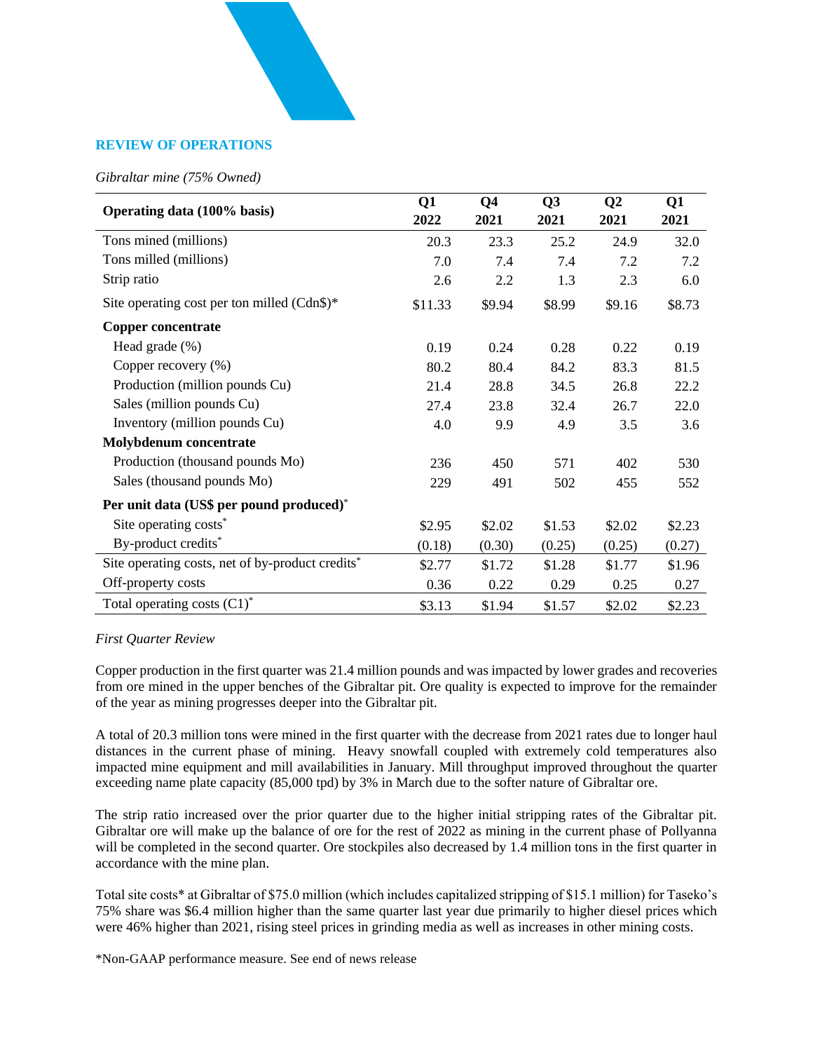## REVIEW OF OPERATIONS

*Gibraltar mine (75% Owned)*

| Operating data (100% basis) | Q1 2022 | Q4 2021 | Q3 2021 | Q2 2021 | Q1 2021 |
|---|---|---|---|---|---|
| Tons mined (millions) | 20.3 | 23.3 | 25.2 | 24.9 | 32.0 |
| Tons milled (millions) | 7.0 | 7.4 | 7.4 | 7.2 | 7.2 |
| Strip ratio | 2.6 | 2.2 | 1.3 | 2.3 | 6.0 |
| Site operating cost per ton milled (Cdn$)* | $11.33 | $9.94 | $8.99 | $9.16 | $8.73 |
| **Copper concentrate** | | | | | |
| Head grade (%) | 0.19 | 0.24 | 0.28 | 0.22 | 0.19 |
| Copper recovery (%) | 80.2 | 80.4 | 84.2 | 83.3 | 81.5 |
| Production (million pounds Cu) | 21.4 | 28.8 | 34.5 | 26.8 | 22.2 |
| Sales (million pounds Cu) | 27.4 | 23.8 | 32.4 | 26.7 | 22.0 |
| Inventory (million pounds Cu) | 4.0 | 9.9 | 4.9 | 3.5 | 3.6 |
| **Molybdenum concentrate** | | | | | |
| Production (thousand pounds Mo) | 236 | 450 | 571 | 402 | 530 |
| Sales (thousand pounds Mo) | 229 | 491 | 502 | 455 | 552 |
| **Per unit data (US$ per pound produced)*** | | | | | |
| Site operating costs* | $2.95 | $2.02 | $1.53 | $2.02 | $2.23 |
| By-product credits* | (0.18) | (0.30) | (0.25) | (0.25) | (0.27) |
| Site operating costs, net of by-product credits* | $2.77 | $1.72 | $1.28 | $1.77 | $1.96 |
| Off-property costs | 0.36 | 0.22 | 0.29 | 0.25 | 0.27 |
| Total operating costs (C1)* | $3.13 | $1.94 | $1.57 | $2.02 | $2.23 |

*First Quarter Review*

Copper production in the first quarter was 21.4 million pounds and was impacted by lower grades and recoveries from ore mined in the upper benches of the Gibraltar pit. Ore quality is expected to improve for the remainder of the year as mining progresses deeper into the Gibraltar pit.

A total of 20.3 million tons were mined in the first quarter with the decrease from 2021 rates due to longer haul distances in the current phase of mining. Heavy snowfall coupled with extremely cold temperatures also impacted mine equipment and mill availabilities in January. Mill throughput improved throughout the quarter exceeding name plate capacity (85,000 tpd) by 3% in March due to the softer nature of Gibraltar ore.

The strip ratio increased over the prior quarter due to the higher initial stripping rates of the Gibraltar pit. Gibraltar ore will make up the balance of ore for the rest of 2022 as mining in the current phase of Pollyanna will be completed in the second quarter. Ore stockpiles also decreased by 1.4 million tons in the first quarter in accordance with the mine plan.

Total site costs* at Gibraltar of $75.0 million (which includes capitalized stripping of $15.1 million) for Taseko's 75% share was $6.4 million higher than the same quarter last year due primarily to higher diesel prices which were 46% higher than 2021, rising steel prices in grinding media as well as increases in other mining costs.

*Non-GAAP performance measure. See end of news release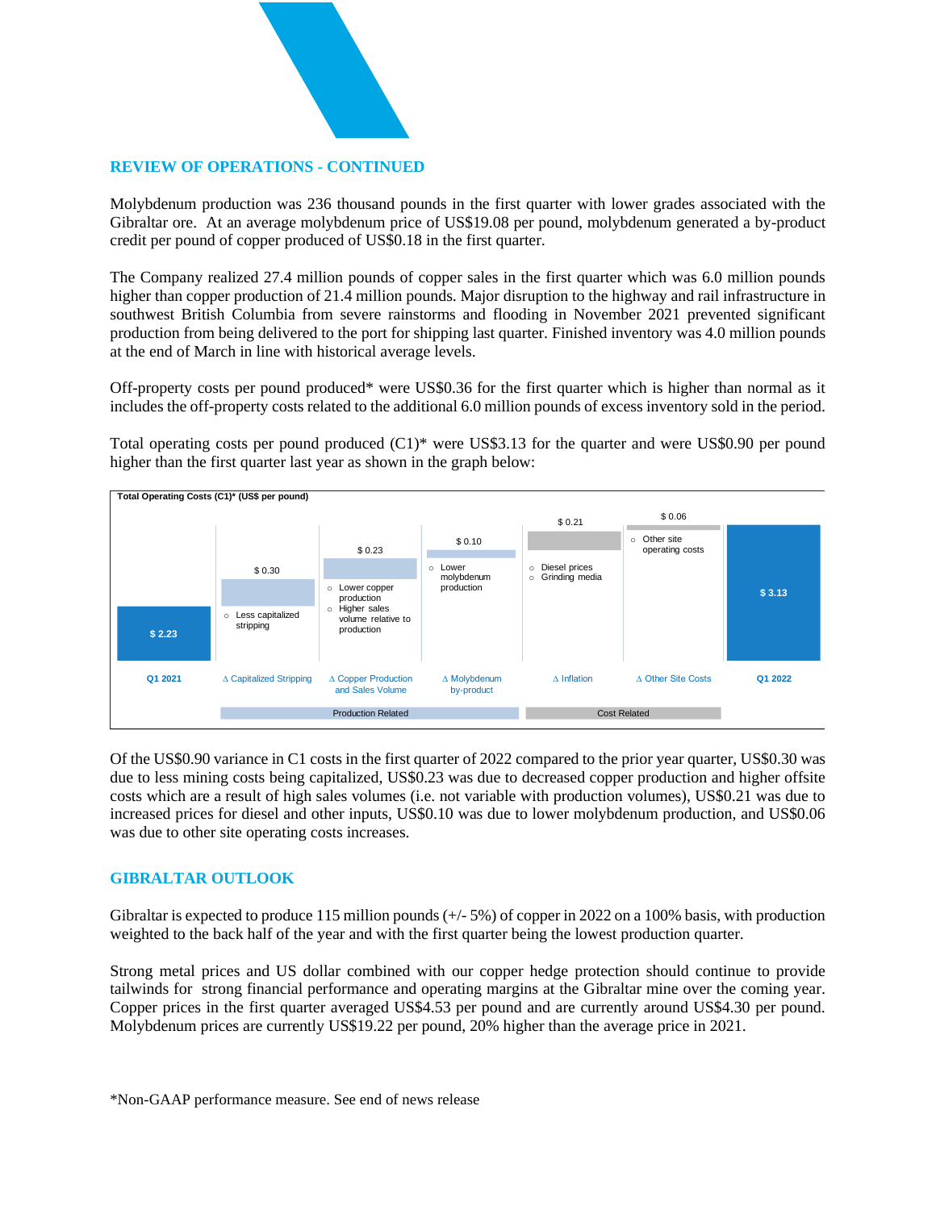## REVIEW OF OPERATIONS - CONTINUED

Molybdenum production was 236 thousand pounds in the first quarter with lower grades associated with the Gibraltar ore. At an average molybdenum price of US$19.08 per pound, molybdenum generated a by-product credit per pound of copper produced of US$0.18 in the first quarter.

The Company realized 27.4 million pounds of copper sales in the first quarter which was 6.0 million pounds higher than copper production of 21.4 million pounds. Major disruption to the highway and rail infrastructure in southwest British Columbia from severe rainstorms and flooding in November 2021 prevented significant production from being delivered to the port for shipping last quarter. Finished inventory was 4.0 million pounds at the end of March in line with historical average levels.

Off-property costs per pound produced* were US$0.36 for the first quarter which is higher than normal as it includes the off-property costs related to the additional 6.0 million pounds of excess inventory sold in the period.

Total operating costs per pound produced (C1)* were US$3.13 for the quarter and were US$0.90 per pound higher than the first quarter last year as shown in the graph below:

**Total Operating Costs (C1)* (US$ per pound)**

| Q1 2021 | Δ Capitalized Stripping | Δ Copper Production and Sales Volume | Δ Molybdenum by-product | Δ Inflation | Δ Other Site Costs | Q1 2022 |
|---|---|---|---|---|---|---|
| $ 2.23 | $ 0.30 | $ 0.23 | $ 0.10 | $ 0.21 | $ 0.06 | $ 3.13 |
| | Less capitalized stripping | Lower copper production; Higher sales volume relative to production | Lower molybdenum production | Diesel prices; Grinding media | Other site operating costs | |
| | Production Related | | | Cost Related | | |

Of the US$0.90 variance in C1 costs in the first quarter of 2022 compared to the prior year quarter, US$0.30 was due to less mining costs being capitalized, US$0.23 was due to decreased copper production and higher offsite costs which are a result of high sales volumes (i.e. not variable with production volumes), US$0.21 was due to increased prices for diesel and other inputs, US$0.10 was due to lower molybdenum production, and US$0.06 was due to other site operating costs increases.

## GIBRALTAR OUTLOOK

Gibraltar is expected to produce 115 million pounds (+/- 5%) of copper in 2022 on a 100% basis, with production weighted to the back half of the year and with the first quarter being the lowest production quarter.

Strong metal prices and US dollar combined with our copper hedge protection should continue to provide tailwinds for strong financial performance and operating margins at the Gibraltar mine over the coming year. Copper prices in the first quarter averaged US$4.53 per pound and are currently around US$4.30 per pound. Molybdenum prices are currently US$19.22 per pound, 20% higher than the average price in 2021.

*Non-GAAP performance measure. See end of news release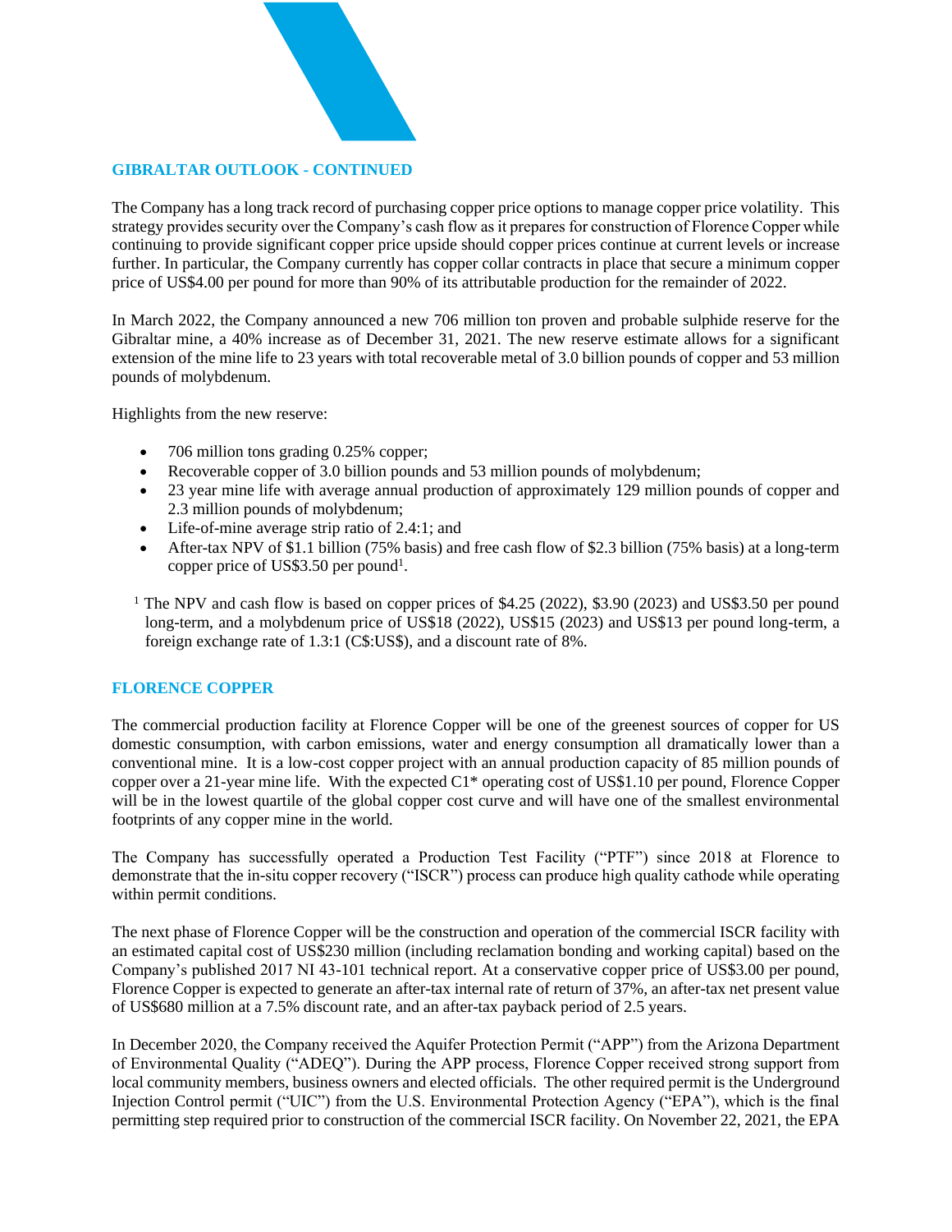## GIBRALTAR OUTLOOK - CONTINUED

The Company has a long track record of purchasing copper price options to manage copper price volatility. This strategy provides security over the Company's cash flow as it prepares for construction of Florence Copper while continuing to provide significant copper price upside should copper prices continue at current levels or increase further. In particular, the Company currently has copper collar contracts in place that secure a minimum copper price of US$4.00 per pound for more than 90% of its attributable production for the remainder of 2022.

In March 2022, the Company announced a new 706 million ton proven and probable sulphide reserve for the Gibraltar mine, a 40% increase as of December 31, 2021. The new reserve estimate allows for a significant extension of the mine life to 23 years with total recoverable metal of 3.0 billion pounds of copper and 53 million pounds of molybdenum.

Highlights from the new reserve:

- 706 million tons grading 0.25% copper;
- Recoverable copper of 3.0 billion pounds and 53 million pounds of molybdenum;
- 23 year mine life with average annual production of approximately 129 million pounds of copper and 2.3 million pounds of molybdenum;
- Life-of-mine average strip ratio of 2.4:1; and
- After-tax NPV of $1.1 billion (75% basis) and free cash flow of $2.3 billion (75% basis) at a long-term copper price of US$3.50 per pound[1].

[1] The NPV and cash flow is based on copper prices of $4.25 (2022), $3.90 (2023) and US$3.50 per pound long-term, and a molybdenum price of US$18 (2022), US$15 (2023) and US$13 per pound long-term, a foreign exchange rate of 1.3:1 (C$:US$), and a discount rate of 8%.

## FLORENCE COPPER

The commercial production facility at Florence Copper will be one of the greenest sources of copper for US domestic consumption, with carbon emissions, water and energy consumption all dramatically lower than a conventional mine. It is a low-cost copper project with an annual production capacity of 85 million pounds of copper over a 21-year mine life. With the expected C1* operating cost of US$1.10 per pound, Florence Copper will be in the lowest quartile of the global copper cost curve and will have one of the smallest environmental footprints of any copper mine in the world.

The Company has successfully operated a Production Test Facility ("PTF") since 2018 at Florence to demonstrate that the in-situ copper recovery ("ISCR") process can produce high quality cathode while operating within permit conditions.

The next phase of Florence Copper will be the construction and operation of the commercial ISCR facility with an estimated capital cost of US$230 million (including reclamation bonding and working capital) based on the Company's published 2017 NI 43-101 technical report. At a conservative copper price of US$3.00 per pound, Florence Copper is expected to generate an after-tax internal rate of return of 37%, an after-tax net present value of US$680 million at a 7.5% discount rate, and an after-tax payback period of 2.5 years.

In December 2020, the Company received the Aquifer Protection Permit ("APP") from the Arizona Department of Environmental Quality ("ADEQ"). During the APP process, Florence Copper received strong support from local community members, business owners and elected officials. The other required permit is the Underground Injection Control permit ("UIC") from the U.S. Environmental Protection Agency ("EPA"), which is the final permitting step required prior to construction of the commercial ISCR facility. On November 22, 2021, the EPA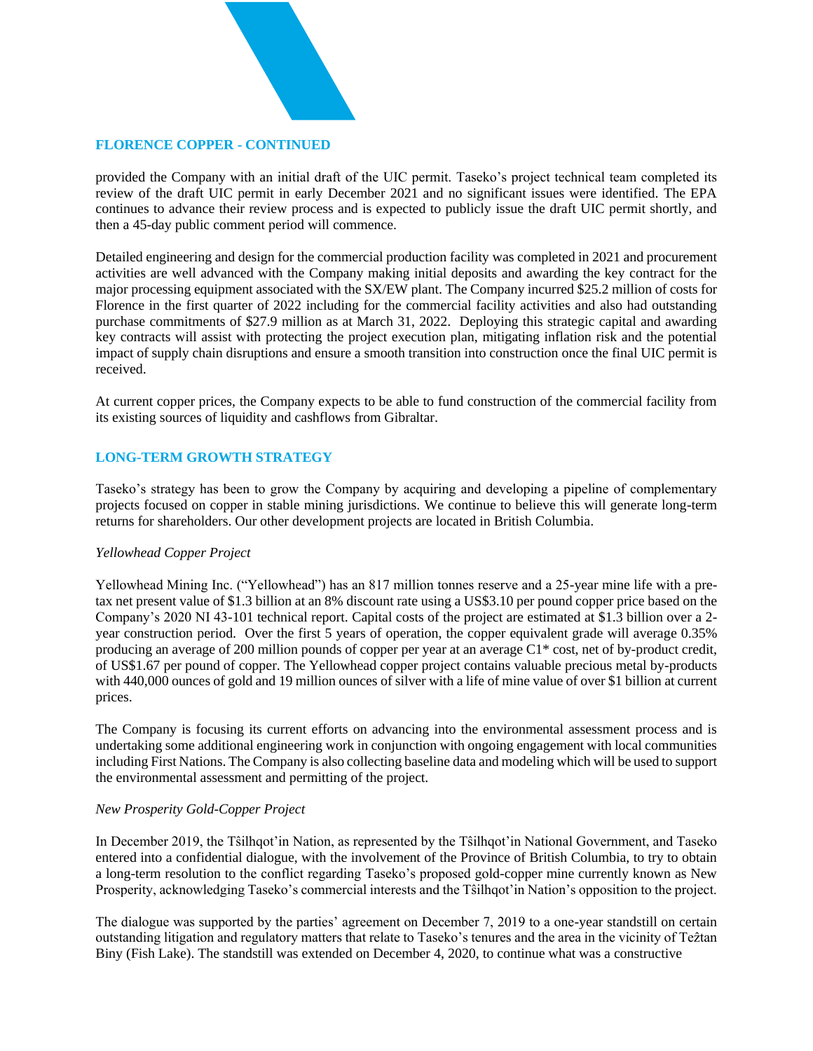## FLORENCE COPPER - CONTINUED

provided the Company with an initial draft of the UIC permit. Taseko's project technical team completed its review of the draft UIC permit in early December 2021 and no significant issues were identified. The EPA continues to advance their review process and is expected to publicly issue the draft UIC permit shortly, and then a 45-day public comment period will commence.

Detailed engineering and design for the commercial production facility was completed in 2021 and procurement activities are well advanced with the Company making initial deposits and awarding the key contract for the major processing equipment associated with the SX/EW plant. The Company incurred $25.2 million of costs for Florence in the first quarter of 2022 including for the commercial facility activities and also had outstanding purchase commitments of $27.9 million as at March 31, 2022. Deploying this strategic capital and awarding key contracts will assist with protecting the project execution plan, mitigating inflation risk and the potential impact of supply chain disruptions and ensure a smooth transition into construction once the final UIC permit is received.

At current copper prices, the Company expects to be able to fund construction of the commercial facility from its existing sources of liquidity and cashflows from Gibraltar.

## LONG-TERM GROWTH STRATEGY

Taseko's strategy has been to grow the Company by acquiring and developing a pipeline of complementary projects focused on copper in stable mining jurisdictions. We continue to believe this will generate long-term returns for shareholders. Our other development projects are located in British Columbia.

*Yellowhead Copper Project*

Yellowhead Mining Inc. ("Yellowhead") has an 817 million tonnes reserve and a 25-year mine life with a pre-tax net present value of $1.3 billion at an 8% discount rate using a US$3.10 per pound copper price based on the Company's 2020 NI 43-101 technical report. Capital costs of the project are estimated at $1.3 billion over a 2-year construction period. Over the first 5 years of operation, the copper equivalent grade will average 0.35% producing an average of 200 million pounds of copper per year at an average C1* cost, net of by-product credit, of US$1.67 per pound of copper. The Yellowhead copper project contains valuable precious metal by-products with 440,000 ounces of gold and 19 million ounces of silver with a life of mine value of over $1 billion at current prices.

The Company is focusing its current efforts on advancing into the environmental assessment process and is undertaking some additional engineering work in conjunction with ongoing engagement with local communities including First Nations. The Company is also collecting baseline data and modeling which will be used to support the environmental assessment and permitting of the project.

*New Prosperity Gold-Copper Project*

In December 2019, the Tŝilhqot'in Nation, as represented by the Tŝilhqot'in National Government, and Taseko entered into a confidential dialogue, with the involvement of the Province of British Columbia, to try to obtain a long-term resolution to the conflict regarding Taseko's proposed gold-copper mine currently known as New Prosperity, acknowledging Taseko's commercial interests and the Tŝilhqot'in Nation's opposition to the project.

The dialogue was supported by the parties' agreement on December 7, 2019 to a one-year standstill on certain outstanding litigation and regulatory matters that relate to Taseko's tenures and the area in the vicinity of Teẑtan Biny (Fish Lake). The standstill was extended on December 4, 2020, to continue what was a constructive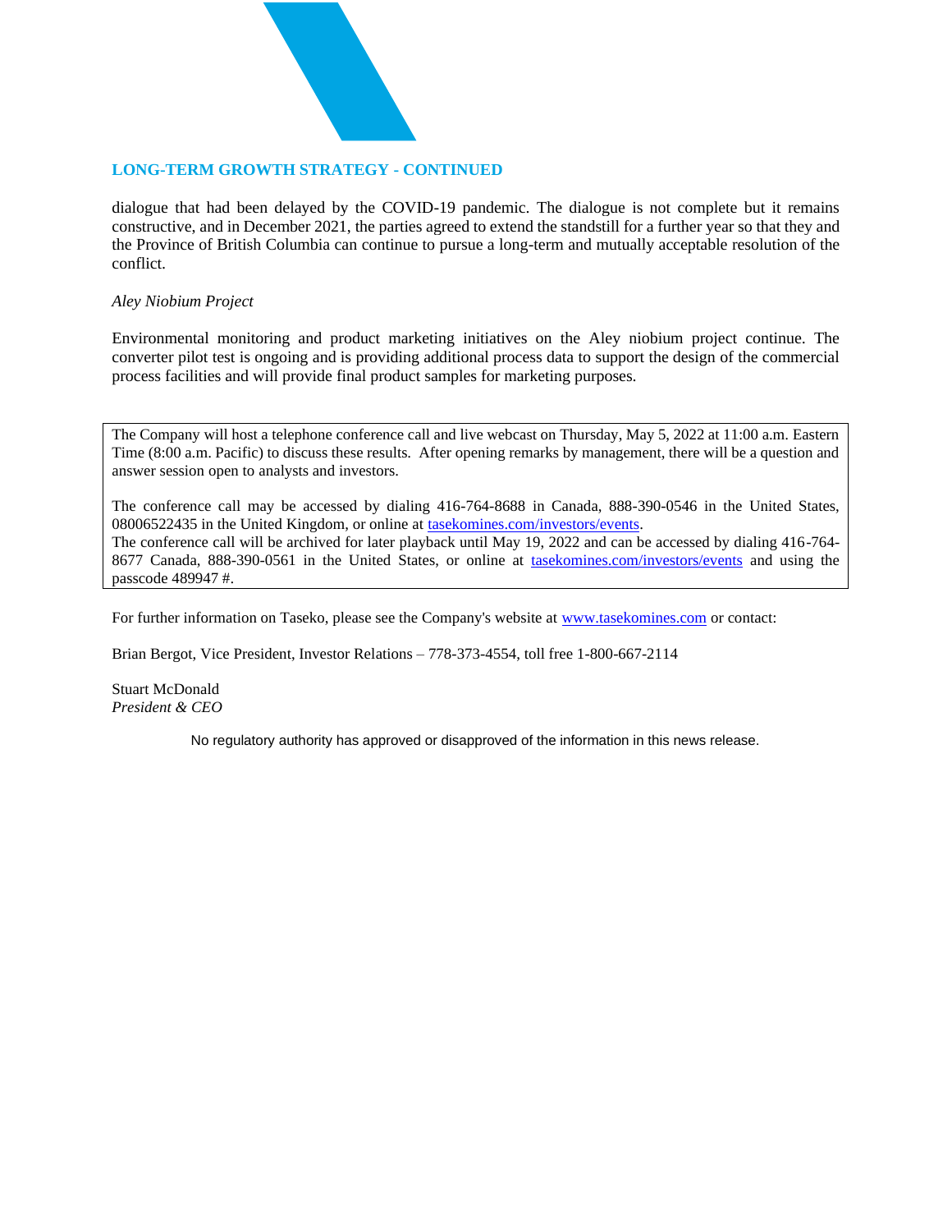## LONG-TERM GROWTH STRATEGY - CONTINUED

dialogue that had been delayed by the COVID-19 pandemic. The dialogue is not complete but it remains constructive, and in December 2021, the parties agreed to extend the standstill for a further year so that they and the Province of British Columbia can continue to pursue a long-term and mutually acceptable resolution of the conflict.

*Aley Niobium Project*

Environmental monitoring and product marketing initiatives on the Aley niobium project continue. The converter pilot test is ongoing and is providing additional process data to support the design of the commercial process facilities and will provide final product samples for marketing purposes.

The Company will host a telephone conference call and live webcast on Thursday, May 5, 2022 at 11:00 a.m. Eastern Time (8:00 a.m. Pacific) to discuss these results. After opening remarks by management, there will be a question and answer session open to analysts and investors.

The conference call may be accessed by dialing 416-764-8688 in Canada, 888-390-0546 in the United States, 08006522435 in the United Kingdom, or online at tasekomines.com/investors/events.
The conference call will be archived for later playback until May 19, 2022 and can be accessed by dialing 416-764-8677 Canada, 888-390-0561 in the United States, or online at tasekomines.com/investors/events and using the passcode 489947 #.

For further information on Taseko, please see the Company's website at www.tasekomines.com or contact:

Brian Bergot, Vice President, Investor Relations – 778-373-4554, toll free 1-800-667-2114

Stuart McDonald
*President & CEO*

No regulatory authority has approved or disapproved of the information in this news release.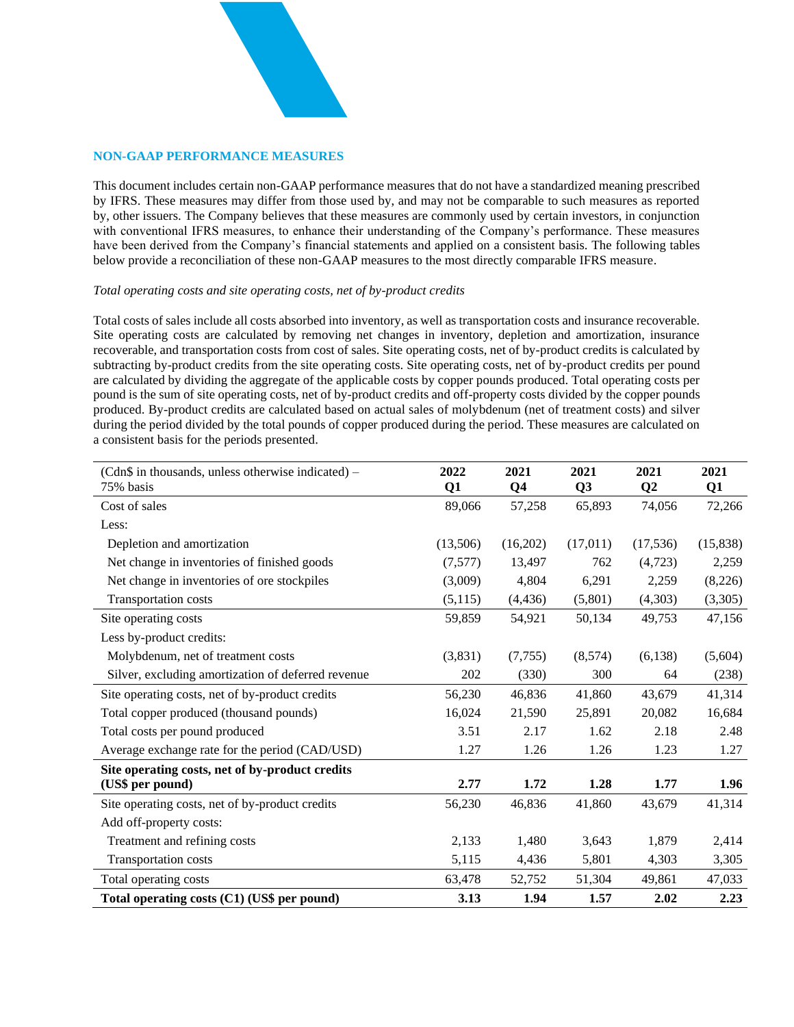## NON-GAAP PERFORMANCE MEASURES

This document includes certain non-GAAP performance measures that do not have a standardized meaning prescribed by IFRS. These measures may differ from those used by, and may not be comparable to such measures as reported by, other issuers. The Company believes that these measures are commonly used by certain investors, in conjunction with conventional IFRS measures, to enhance their understanding of the Company's performance. These measures have been derived from the Company's financial statements and applied on a consistent basis. The following tables below provide a reconciliation of these non-GAAP measures to the most directly comparable IFRS measure.

*Total operating costs and site operating costs, net of by-product credits*

Total costs of sales include all costs absorbed into inventory, as well as transportation costs and insurance recoverable. Site operating costs are calculated by removing net changes in inventory, depletion and amortization, insurance recoverable, and transportation costs from cost of sales. Site operating costs, net of by-product credits is calculated by subtracting by-product credits from the site operating costs. Site operating costs, net of by-product credits per pound are calculated by dividing the aggregate of the applicable costs by copper pounds produced. Total operating costs per pound is the sum of site operating costs, net of by-product credits and off-property costs divided by the copper pounds produced. By-product credits are calculated based on actual sales of molybdenum (net of treatment costs) and silver during the period divided by the total pounds of copper produced during the period. These measures are calculated on a consistent basis for the periods presented.

| (Cdn$ in thousands, unless otherwise indicated) – 75% basis | **2022 Q1** | **2021 Q4** | **2021 Q3** | **2021 Q2** | **2021 Q1** |
|---|---|---|---|---|---|
| Cost of sales | 89,066 | 57,258 | 65,893 | 74,056 | 72,266 |
| Less: | | | | | |
| Depletion and amortization | (13,506) | (16,202) | (17,011) | (17,536) | (15,838) |
| Net change in inventories of finished goods | (7,577) | 13,497 | 762 | (4,723) | 2,259 |
| Net change in inventories of ore stockpiles | (3,009) | 4,804 | 6,291 | 2,259 | (8,226) |
| Transportation costs | (5,115) | (4,436) | (5,801) | (4,303) | (3,305) |
| Site operating costs | 59,859 | 54,921 | 50,134 | 49,753 | 47,156 |
| Less by-product credits: | | | | | |
| Molybdenum, net of treatment costs | (3,831) | (7,755) | (8,574) | (6,138) | (5,604) |
| Silver, excluding amortization of deferred revenue | 202 | (330) | 300 | 64 | (238) |
| Site operating costs, net of by-product credits | 56,230 | 46,836 | 41,860 | 43,679 | 41,314 |
| Total copper produced (thousand pounds) | 16,024 | 21,590 | 25,891 | 20,082 | 16,684 |
| Total costs per pound produced | 3.51 | 2.17 | 1.62 | 2.18 | 2.48 |
| Average exchange rate for the period (CAD/USD) | 1.27 | 1.26 | 1.26 | 1.23 | 1.27 |
| **Site operating costs, net of by-product credits (US$ per pound)** | **2.77** | **1.72** | **1.28** | **1.77** | **1.96** |
| Site operating costs, net of by-product credits | 56,230 | 46,836 | 41,860 | 43,679 | 41,314 |
| Add off-property costs: | | | | | |
| Treatment and refining costs | 2,133 | 1,480 | 3,643 | 1,879 | 2,414 |
| Transportation costs | 5,115 | 4,436 | 5,801 | 4,303 | 3,305 |
| Total operating costs | 63,478 | 52,752 | 51,304 | 49,861 | 47,033 |
| **Total operating costs (C1) (US$ per pound)** | **3.13** | **1.94** | **1.57** | **2.02** | **2.23** |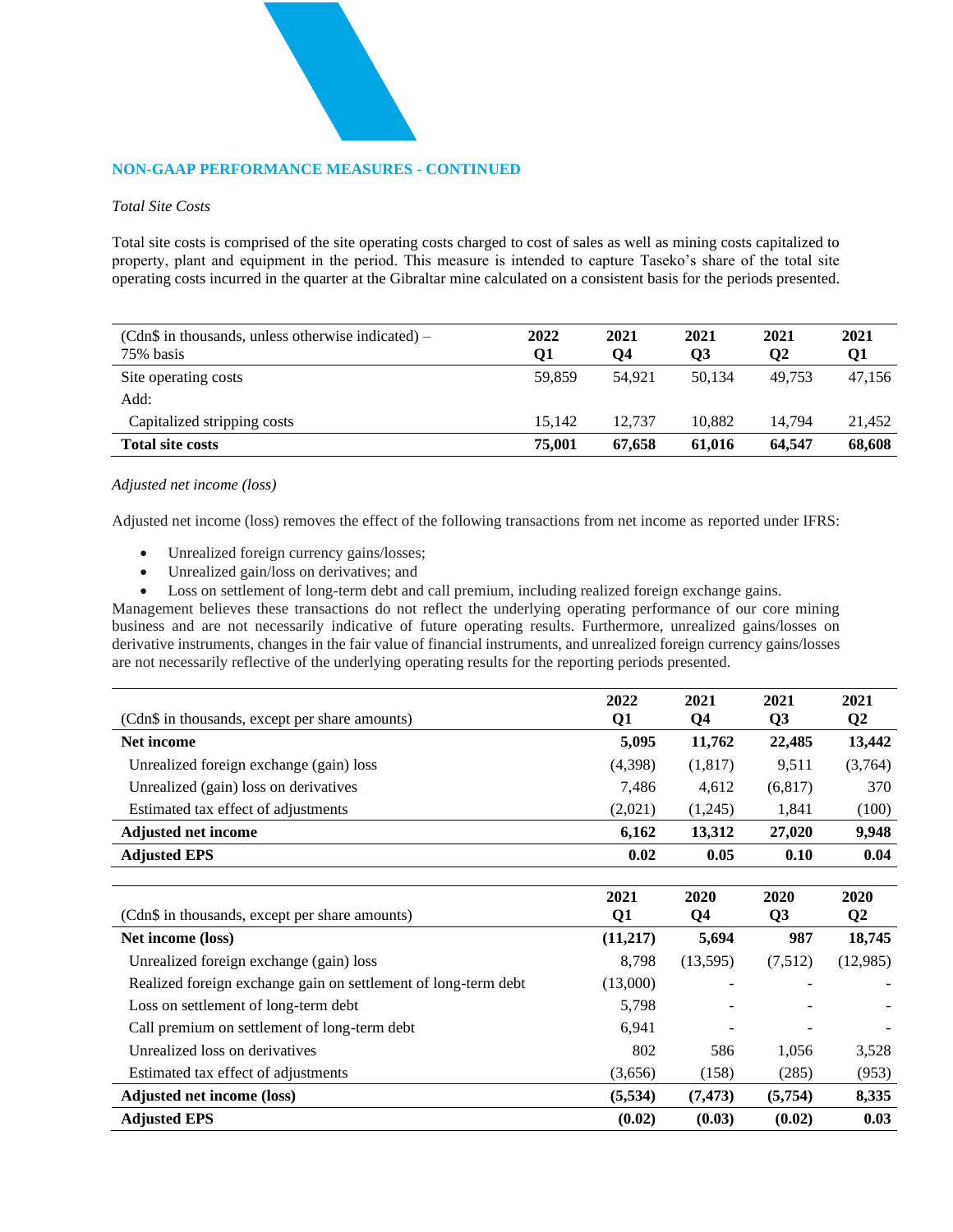## NON-GAAP PERFORMANCE MEASURES - CONTINUED

*Total Site Costs*

Total site costs is comprised of the site operating costs charged to cost of sales as well as mining costs capitalized to property, plant and equipment in the period. This measure is intended to capture Taseko's share of the total site operating costs incurred in the quarter at the Gibraltar mine calculated on a consistent basis for the periods presented.

| (Cdn$ in thousands, unless otherwise indicated) – 75% basis | 2022 Q1 | 2021 Q4 | 2021 Q3 | 2021 Q2 | 2021 Q1 |
|---|---|---|---|---|---|
| Site operating costs | 59,859 | 54,921 | 50,134 | 49,753 | 47,156 |
| Add: | | | | | |
| Capitalized stripping costs | 15,142 | 12,737 | 10,882 | 14,794 | 21,452 |
| **Total site costs** | **75,001** | **67,658** | **61,016** | **64,547** | **68,608** |

*Adjusted net income (loss)*

Adjusted net income (loss) removes the effect of the following transactions from net income as reported under IFRS:

- Unrealized foreign currency gains/losses;
- Unrealized gain/loss on derivatives; and
- Loss on settlement of long-term debt and call premium, including realized foreign exchange gains.

Management believes these transactions do not reflect the underlying operating performance of our core mining business and are not necessarily indicative of future operating results. Furthermore, unrealized gains/losses on derivative instruments, changes in the fair value of financial instruments, and unrealized foreign currency gains/losses are not necessarily reflective of the underlying operating results for the reporting periods presented.

| (Cdn$ in thousands, except per share amounts) | 2022 Q1 | 2021 Q4 | 2021 Q3 | 2021 Q2 |
|---|---|---|---|---|
| **Net income** | **5,095** | **11,762** | **22,485** | **13,442** |
| Unrealized foreign exchange (gain) loss | (4,398) | (1,817) | 9,511 | (3,764) |
| Unrealized (gain) loss on derivatives | 7,486 | 4,612 | (6,817) | 370 |
| Estimated tax effect of adjustments | (2,021) | (1,245) | 1,841 | (100) |
| **Adjusted net income** | **6,162** | **13,312** | **27,020** | **9,948** |
| **Adjusted EPS** | **0.02** | **0.05** | **0.10** | **0.04** |

| (Cdn$ in thousands, except per share amounts) | 2021 Q1 | 2020 Q4 | 2020 Q3 | 2020 Q2 |
|---|---|---|---|---|
| **Net income (loss)** | **(11,217)** | **5,694** | **987** | **18,745** |
| Unrealized foreign exchange (gain) loss | 8,798 | (13,595) | (7,512) | (12,985) |
| Realized foreign exchange gain on settlement of long-term debt | (13,000) | - | - | - |
| Loss on settlement of long-term debt | 5,798 | - | - | - |
| Call premium on settlement of long-term debt | 6,941 | - | - | - |
| Unrealized loss on derivatives | 802 | 586 | 1,056 | 3,528 |
| Estimated tax effect of adjustments | (3,656) | (158) | (285) | (953) |
| **Adjusted net income (loss)** | **(5,534)** | **(7,473)** | **(5,754)** | **8,335** |
| **Adjusted EPS** | **(0.02)** | **(0.03)** | **(0.02)** | **0.03** |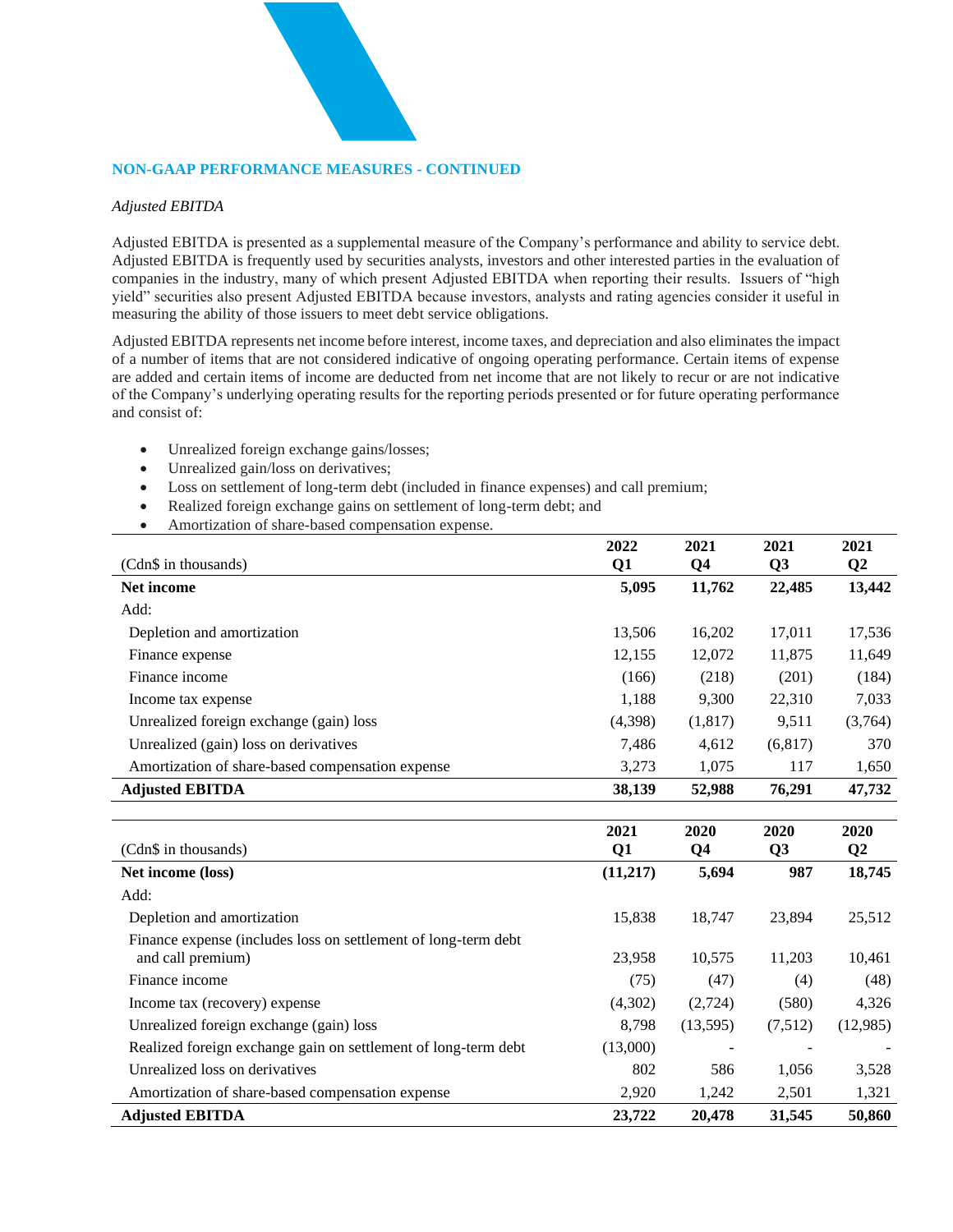## NON-GAAP PERFORMANCE MEASURES - CONTINUED

*Adjusted EBITDA*

Adjusted EBITDA is presented as a supplemental measure of the Company's performance and ability to service debt. Adjusted EBITDA is frequently used by securities analysts, investors and other interested parties in the evaluation of companies in the industry, many of which present Adjusted EBITDA when reporting their results. Issuers of "high yield" securities also present Adjusted EBITDA because investors, analysts and rating agencies consider it useful in measuring the ability of those issuers to meet debt service obligations.

Adjusted EBITDA represents net income before interest, income taxes, and depreciation and also eliminates the impact of a number of items that are not considered indicative of ongoing operating performance. Certain items of expense are added and certain items of income are deducted from net income that are not likely to recur or are not indicative of the Company's underlying operating results for the reporting periods presented or for future operating performance and consist of:

- Unrealized foreign exchange gains/losses;
- Unrealized gain/loss on derivatives;
- Loss on settlement of long-term debt (included in finance expenses) and call premium;
- Realized foreign exchange gains on settlement of long-term debt; and
- Amortization of share-based compensation expense.

| (Cdn$ in thousands) | 2022 Q1 | 2021 Q4 | 2021 Q3 | 2021 Q2 |
|---|---|---|---|---|
| **Net income** | **5,095** | **11,762** | **22,485** | **13,442** |
| Add: | | | | |
| Depletion and amortization | 13,506 | 16,202 | 17,011 | 17,536 |
| Finance expense | 12,155 | 12,072 | 11,875 | 11,649 |
| Finance income | (166) | (218) | (201) | (184) |
| Income tax expense | 1,188 | 9,300 | 22,310 | 7,033 |
| Unrealized foreign exchange (gain) loss | (4,398) | (1,817) | 9,511 | (3,764) |
| Unrealized (gain) loss on derivatives | 7,486 | 4,612 | (6,817) | 370 |
| Amortization of share-based compensation expense | 3,273 | 1,075 | 117 | 1,650 |
| **Adjusted EBITDA** | **38,139** | **52,988** | **76,291** | **47,732** |

| (Cdn$ in thousands) | 2021 Q1 | 2020 Q4 | 2020 Q3 | 2020 Q2 |
|---|---|---|---|---|
| **Net income (loss)** | **(11,217)** | **5,694** | **987** | **18,745** |
| Add: | | | | |
| Depletion and amortization | 15,838 | 18,747 | 23,894 | 25,512 |
| Finance expense (includes loss on settlement of long-term debt and call premium) | 23,958 | 10,575 | 11,203 | 10,461 |
| Finance income | (75) | (47) | (4) | (48) |
| Income tax (recovery) expense | (4,302) | (2,724) | (580) | 4,326 |
| Unrealized foreign exchange (gain) loss | 8,798 | (13,595) | (7,512) | (12,985) |
| Realized foreign exchange gain on settlement of long-term debt | (13,000) | - | - | - |
| Unrealized loss on derivatives | 802 | 586 | 1,056 | 3,528 |
| Amortization of share-based compensation expense | 2,920 | 1,242 | 2,501 | 1,321 |
| **Adjusted EBITDA** | **23,722** | **20,478** | **31,545** | **50,860** |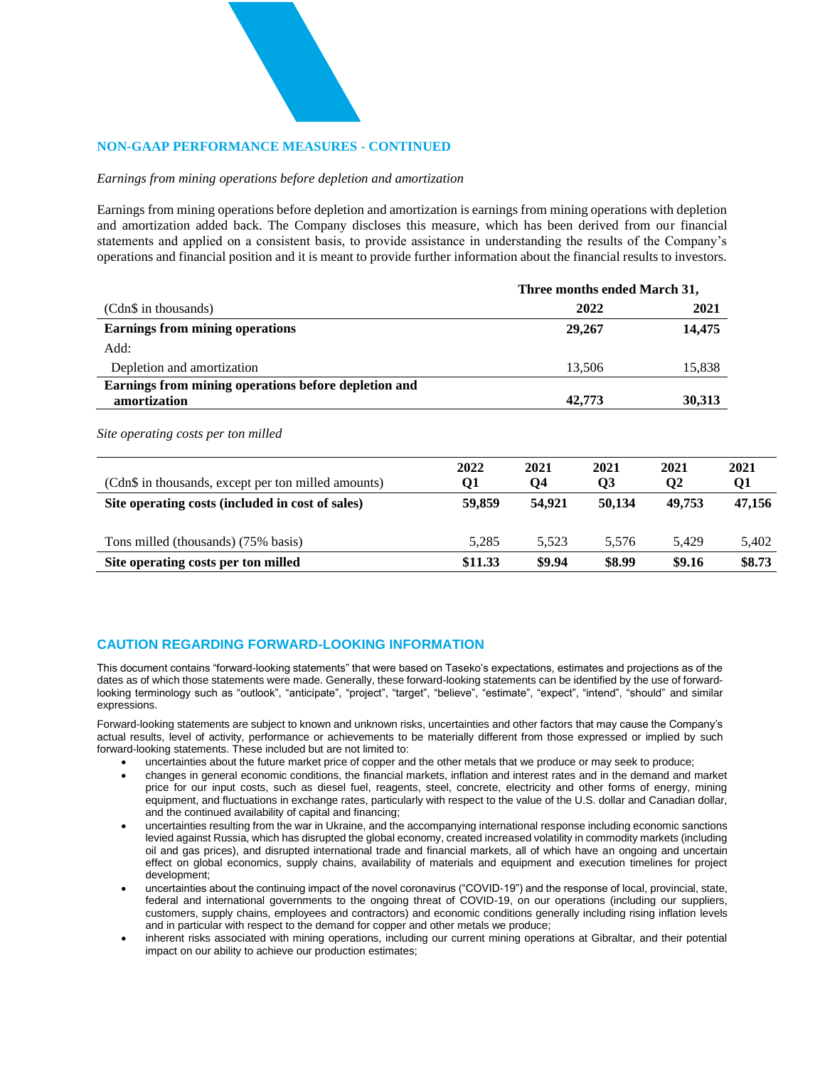## NON-GAAP PERFORMANCE MEASURES - CONTINUED

*Earnings from mining operations before depletion and amortization*

Earnings from mining operations before depletion and amortization is earnings from mining operations with depletion and amortization added back. The Company discloses this measure, which has been derived from our financial statements and applied on a consistent basis, to provide assistance in understanding the results of the Company's operations and financial position and it is meant to provide further information about the financial results to investors.

| | Three months ended March 31, | |
|---|---|---|
| (Cdn$ in thousands) | 2022 | 2021 |
| **Earnings from mining operations** | **29,267** | **14,475** |
| Add: | | |
| Depletion and amortization | 13,506 | 15,838 |
| **Earnings from mining operations before depletion and amortization** | **42,773** | **30,313** |

*Site operating costs per ton milled*

| (Cdn$ in thousands, except per ton milled amounts) | 2022 Q1 | 2021 Q4 | 2021 Q3 | 2021 Q2 | 2021 Q1 |
|---|---|---|---|---|---|
| **Site operating costs (included in cost of sales)** | **59,859** | **54,921** | **50,134** | **49,753** | **47,156** |
| Tons milled (thousands) (75% basis) | 5,285 | 5,523 | 5,576 | 5,429 | 5,402 |
| **Site operating costs per ton milled** | **$11.33** | **$9.94** | **$8.99** | **$9.16** | **$8.73** |

## CAUTION REGARDING FORWARD-LOOKING INFORMATION

This document contains "forward-looking statements" that were based on Taseko's expectations, estimates and projections as of the dates as of which those statements were made. Generally, these forward-looking statements can be identified by the use of forward-looking terminology such as "outlook", "anticipate", "project", "target", "believe", "estimate", "expect", "intend", "should" and similar expressions.

Forward-looking statements are subject to known and unknown risks, uncertainties and other factors that may cause the Company's actual results, level of activity, performance or achievements to be materially different from those expressed or implied by such forward-looking statements. These included but are not limited to:

- uncertainties about the future market price of copper and the other metals that we produce or may seek to produce;
- changes in general economic conditions, the financial markets, inflation and interest rates and in the demand and market price for our input costs, such as diesel fuel, reagents, steel, concrete, electricity and other forms of energy, mining equipment, and fluctuations in exchange rates, particularly with respect to the value of the U.S. dollar and Canadian dollar, and the continued availability of capital and financing;
- uncertainties resulting from the war in Ukraine, and the accompanying international response including economic sanctions levied against Russia, which has disrupted the global economy, created increased volatility in commodity markets (including oil and gas prices), and disrupted international trade and financial markets, all of which have an ongoing and uncertain effect on global economics, supply chains, availability of materials and equipment and execution timelines for project development;
- uncertainties about the continuing impact of the novel coronavirus ("COVID-19") and the response of local, provincial, state, federal and international governments to the ongoing threat of COVID-19, on our operations (including our suppliers, customers, supply chains, employees and contractors) and economic conditions generally including rising inflation levels and in particular with respect to the demand for copper and other metals we produce;
- inherent risks associated with mining operations, including our current mining operations at Gibraltar, and their potential impact on our ability to achieve our production estimates;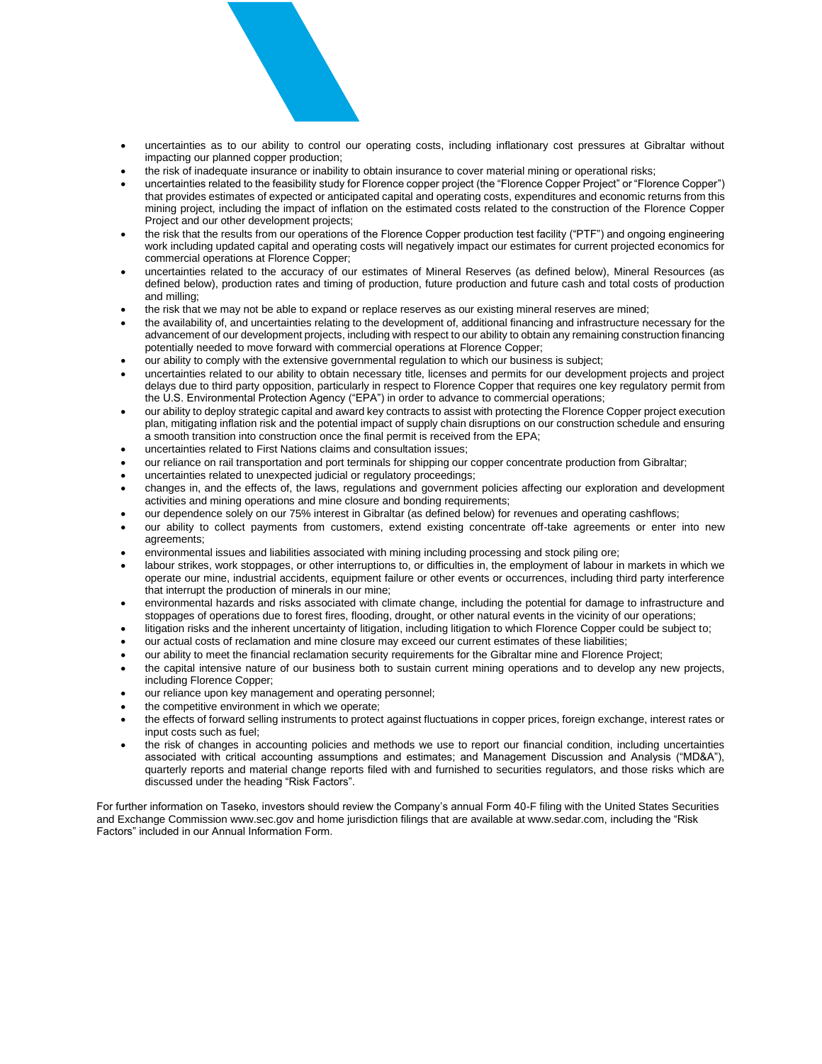- uncertainties as to our ability to control our operating costs, including inflationary cost pressures at Gibraltar without impacting our planned copper production;
- the risk of inadequate insurance or inability to obtain insurance to cover material mining or operational risks;
- uncertainties related to the feasibility study for Florence copper project (the "Florence Copper Project" or "Florence Copper") that provides estimates of expected or anticipated capital and operating costs, expenditures and economic returns from this mining project, including the impact of inflation on the estimated costs related to the construction of the Florence Copper Project and our other development projects;
- the risk that the results from our operations of the Florence Copper production test facility ("PTF") and ongoing engineering work including updated capital and operating costs will negatively impact our estimates for current projected economics for commercial operations at Florence Copper;
- uncertainties related to the accuracy of our estimates of Mineral Reserves (as defined below), Mineral Resources (as defined below), production rates and timing of production, future production and future cash and total costs of production and milling;
- the risk that we may not be able to expand or replace reserves as our existing mineral reserves are mined;
- the availability of, and uncertainties relating to the development of, additional financing and infrastructure necessary for the advancement of our development projects, including with respect to our ability to obtain any remaining construction financing potentially needed to move forward with commercial operations at Florence Copper;
- our ability to comply with the extensive governmental regulation to which our business is subject;
- uncertainties related to our ability to obtain necessary title, licenses and permits for our development projects and project delays due to third party opposition, particularly in respect to Florence Copper that requires one key regulatory permit from the U.S. Environmental Protection Agency ("EPA") in order to advance to commercial operations;
- our ability to deploy strategic capital and award key contracts to assist with protecting the Florence Copper project execution plan, mitigating inflation risk and the potential impact of supply chain disruptions on our construction schedule and ensuring a smooth transition into construction once the final permit is received from the EPA;
- uncertainties related to First Nations claims and consultation issues;
- our reliance on rail transportation and port terminals for shipping our copper concentrate production from Gibraltar;
- uncertainties related to unexpected judicial or regulatory proceedings;
- changes in, and the effects of, the laws, regulations and government policies affecting our exploration and development activities and mining operations and mine closure and bonding requirements;
- our dependence solely on our 75% interest in Gibraltar (as defined below) for revenues and operating cashflows;
- our ability to collect payments from customers, extend existing concentrate off-take agreements or enter into new agreements;
- environmental issues and liabilities associated with mining including processing and stock piling ore;
- labour strikes, work stoppages, or other interruptions to, or difficulties in, the employment of labour in markets in which we operate our mine, industrial accidents, equipment failure or other events or occurrences, including third party interference that interrupt the production of minerals in our mine;
- environmental hazards and risks associated with climate change, including the potential for damage to infrastructure and stoppages of operations due to forest fires, flooding, drought, or other natural events in the vicinity of our operations;
- litigation risks and the inherent uncertainty of litigation, including litigation to which Florence Copper could be subject to;
- our actual costs of reclamation and mine closure may exceed our current estimates of these liabilities;
- our ability to meet the financial reclamation security requirements for the Gibraltar mine and Florence Project;
- the capital intensive nature of our business both to sustain current mining operations and to develop any new projects, including Florence Copper;
- our reliance upon key management and operating personnel;
- the competitive environment in which we operate;
- the effects of forward selling instruments to protect against fluctuations in copper prices, foreign exchange, interest rates or input costs such as fuel;
- the risk of changes in accounting policies and methods we use to report our financial condition, including uncertainties associated with critical accounting assumptions and estimates; and Management Discussion and Analysis ("MD&A"), quarterly reports and material change reports filed with and furnished to securities regulators, and those risks which are discussed under the heading "Risk Factors".

For further information on Taseko, investors should review the Company's annual Form 40-F filing with the United States Securities and Exchange Commission www.sec.gov and home jurisdiction filings that are available at www.sedar.com, including the "Risk Factors" included in our Annual Information Form.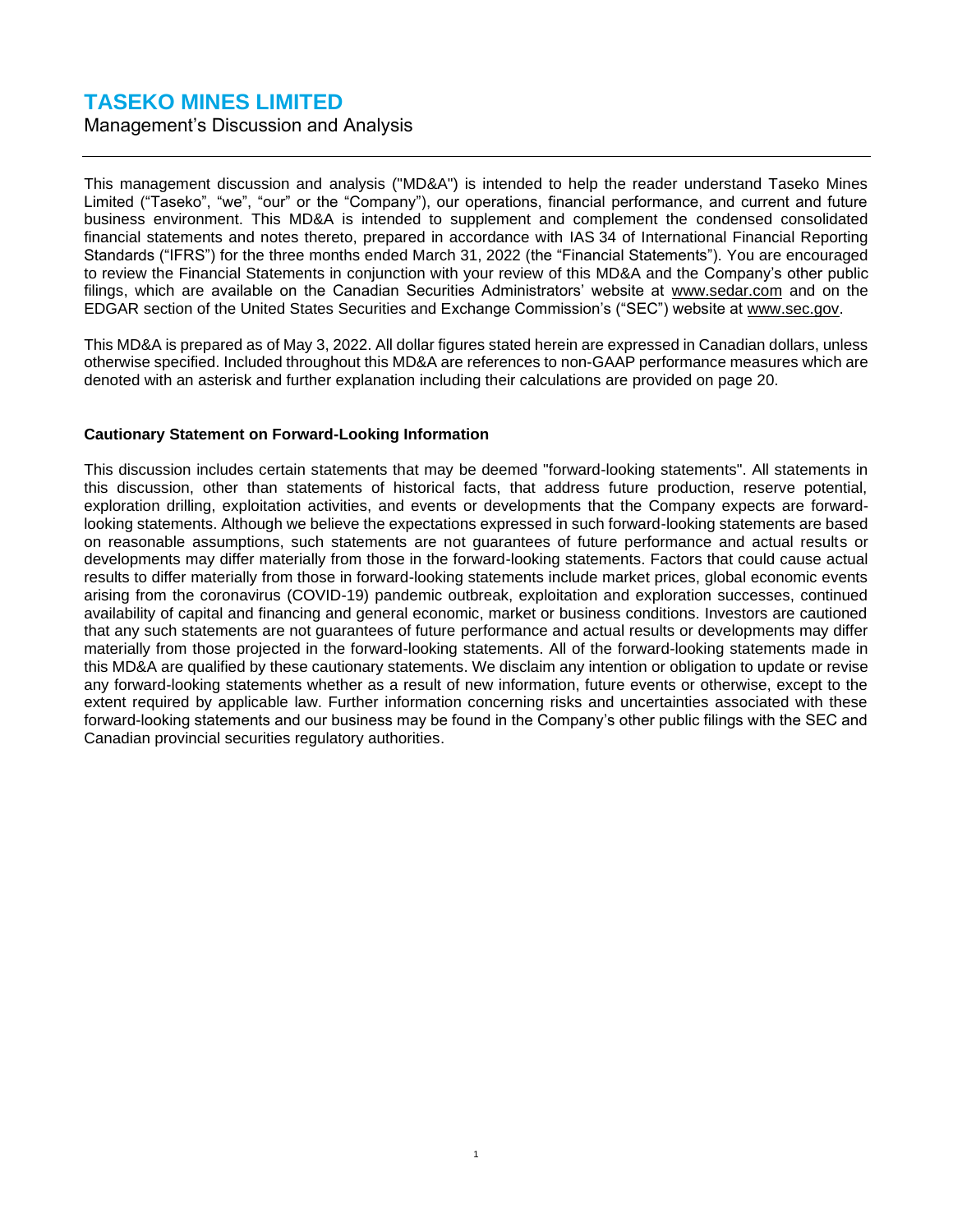# TASEKO MINES LIMITED

Management's Discussion and Analysis

This management discussion and analysis ("MD&A") is intended to help the reader understand Taseko Mines Limited ("Taseko", "we", "our" or the "Company"), our operations, financial performance, and current and future business environment. This MD&A is intended to supplement and complement the condensed consolidated financial statements and notes thereto, prepared in accordance with IAS 34 of International Financial Reporting Standards ("IFRS") for the three months ended March 31, 2022 (the "Financial Statements"). You are encouraged to review the Financial Statements in conjunction with your review of this MD&A and the Company's other public filings, which are available on the Canadian Securities Administrators' website at www.sedar.com and on the EDGAR section of the United States Securities and Exchange Commission's ("SEC") website at www.sec.gov.

This MD&A is prepared as of May 3, 2022. All dollar figures stated herein are expressed in Canadian dollars, unless otherwise specified. Included throughout this MD&A are references to non-GAAP performance measures which are denoted with an asterisk and further explanation including their calculations are provided on page 20.

**Cautionary Statement on Forward-Looking Information**

This discussion includes certain statements that may be deemed "forward-looking statements". All statements in this discussion, other than statements of historical facts, that address future production, reserve potential, exploration drilling, exploitation activities, and events or developments that the Company expects are forward-looking statements. Although we believe the expectations expressed in such forward-looking statements are based on reasonable assumptions, such statements are not guarantees of future performance and actual results or developments may differ materially from those in the forward-looking statements. Factors that could cause actual results to differ materially from those in forward-looking statements include market prices, global economic events arising from the coronavirus (COVID-19) pandemic outbreak, exploitation and exploration successes, continued availability of capital and financing and general economic, market or business conditions. Investors are cautioned that any such statements are not guarantees of future performance and actual results or developments may differ materially from those projected in the forward-looking statements. All of the forward-looking statements made in this MD&A are qualified by these cautionary statements. We disclaim any intention or obligation to update or revise any forward-looking statements whether as a result of new information, future events or otherwise, except to the extent required by applicable law. Further information concerning risks and uncertainties associated with these forward-looking statements and our business may be found in the Company's other public filings with the SEC and Canadian provincial securities regulatory authorities.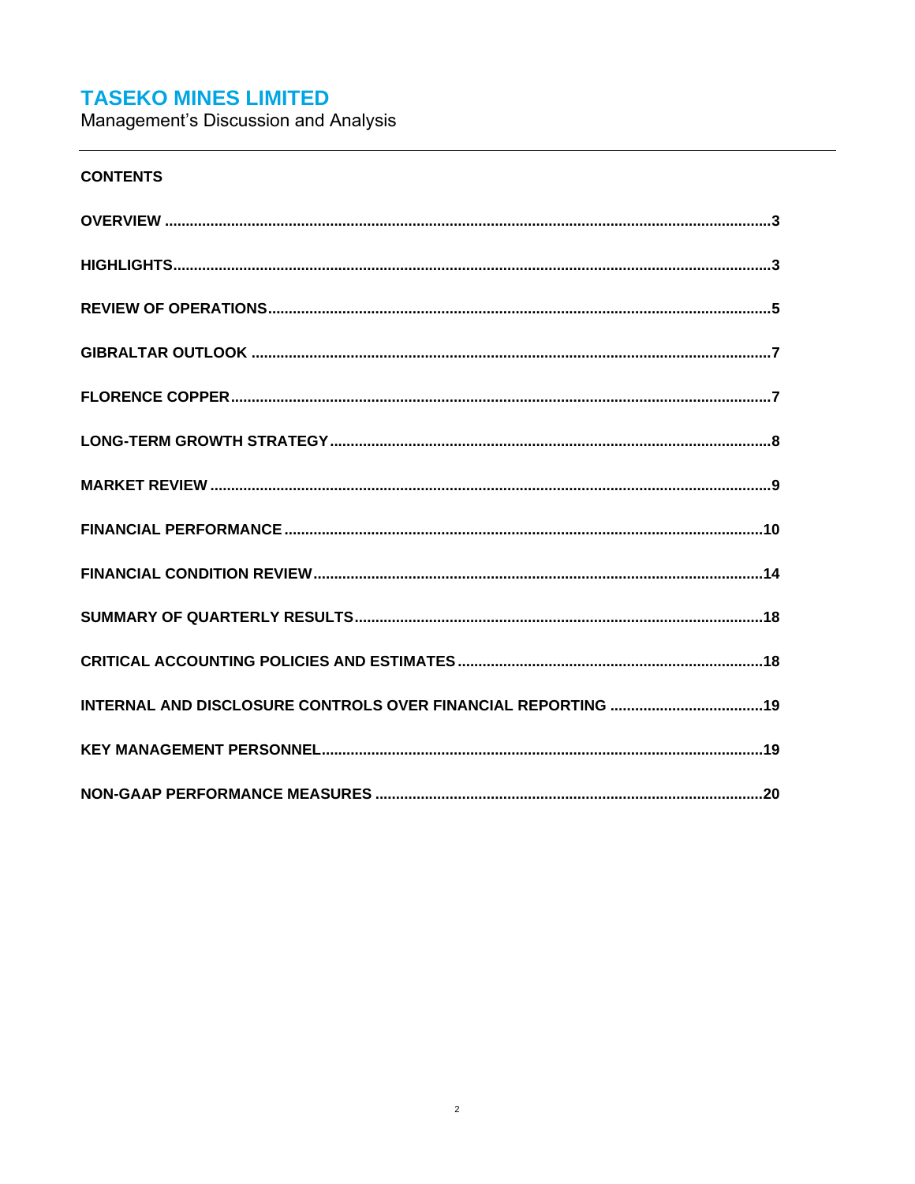# TASEKO MINES LIMITED

Management's Discussion and Analysis

---

**CONTENTS**

| | |
|---|---|
| **OVERVIEW** | **3** |
| **HIGHLIGHTS** | **3** |
| **REVIEW OF OPERATIONS** | **5** |
| **GIBRALTAR OUTLOOK** | **7** |
| **FLORENCE COPPER** | **7** |
| **LONG-TERM GROWTH STRATEGY** | **8** |
| **MARKET REVIEW** | **9** |
| **FINANCIAL PERFORMANCE** | **10** |
| **FINANCIAL CONDITION REVIEW** | **14** |
| **SUMMARY OF QUARTERLY RESULTS** | **18** |
| **CRITICAL ACCOUNTING POLICIES AND ESTIMATES** | **18** |
| **INTERNAL AND DISCLOSURE CONTROLS OVER FINANCIAL REPORTING** | **19** |
| **KEY MANAGEMENT PERSONNEL** | **19** |
| **NON-GAAP PERFORMANCE MEASURES** | **20** |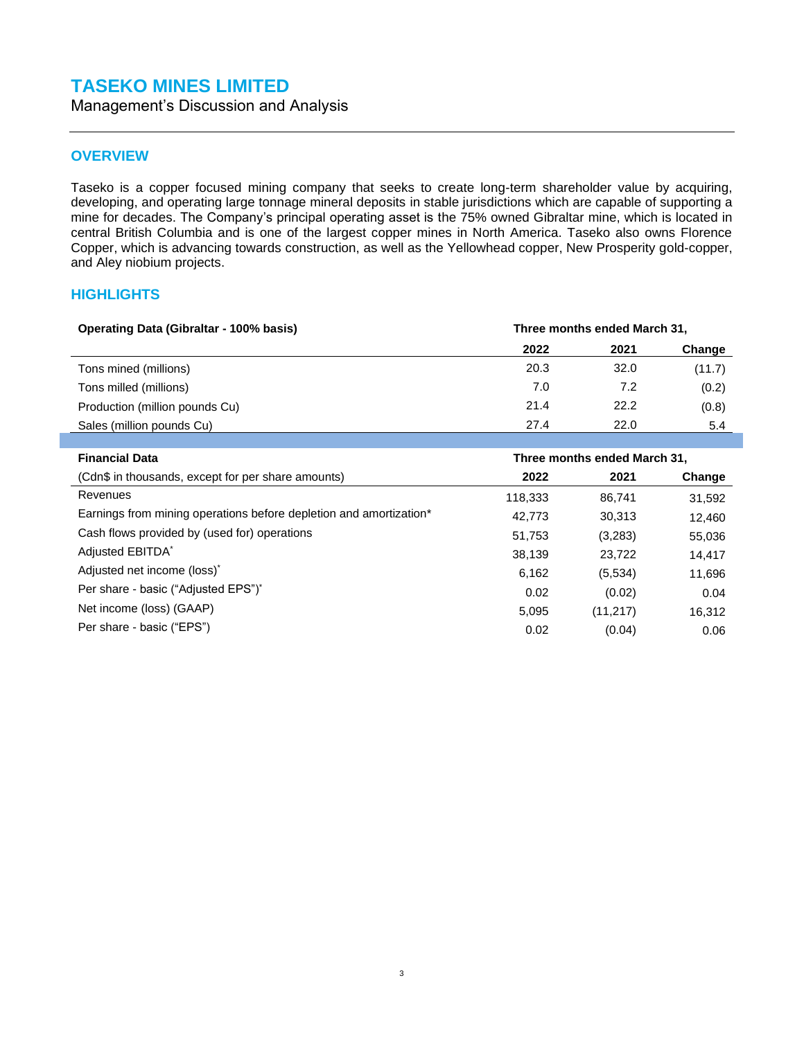# TASEKO MINES LIMITED

Management's Discussion and Analysis

## OVERVIEW

Taseko is a copper focused mining company that seeks to create long-term shareholder value by acquiring, developing, and operating large tonnage mineral deposits in stable jurisdictions which are capable of supporting a mine for decades. The Company's principal operating asset is the 75% owned Gibraltar mine, which is located in central British Columbia and is one of the largest copper mines in North America. Taseko also owns Florence Copper, which is advancing towards construction, as well as the Yellowhead copper, New Prosperity gold-copper, and Aley niobium projects.

## HIGHLIGHTS

| Operating Data (Gibraltar - 100% basis) | Three months ended March 31, | | |
|---|---|---|---|
| | 2022 | 2021 | Change |
| Tons mined (millions) | 20.3 | 32.0 | (11.7) |
| Tons milled (millions) | 7.0 | 7.2 | (0.2) |
| Production (million pounds Cu) | 21.4 | 22.2 | (0.8) |
| Sales (million pounds Cu) | 27.4 | 22.0 | 5.4 |

| Financial Data | Three months ended March 31, | | |
|---|---|---|---|
| (Cdn$ in thousands, except for per share amounts) | 2022 | 2021 | Change |
| Revenues | 118,333 | 86,741 | 31,592 |
| Earnings from mining operations before depletion and amortization* | 42,773 | 30,313 | 12,460 |
| Cash flows provided by (used for) operations | 51,753 | (3,283) | 55,036 |
| Adjusted EBITDA* | 38,139 | 23,722 | 14,417 |
| Adjusted net income (loss)* | 6,162 | (5,534) | 11,696 |
| Per share - basic ("Adjusted EPS")* | 0.02 | (0.02) | 0.04 |
| Net income (loss) (GAAP) | 5,095 | (11,217) | 16,312 |
| Per share - basic ("EPS") | 0.02 | (0.04) | 0.06 |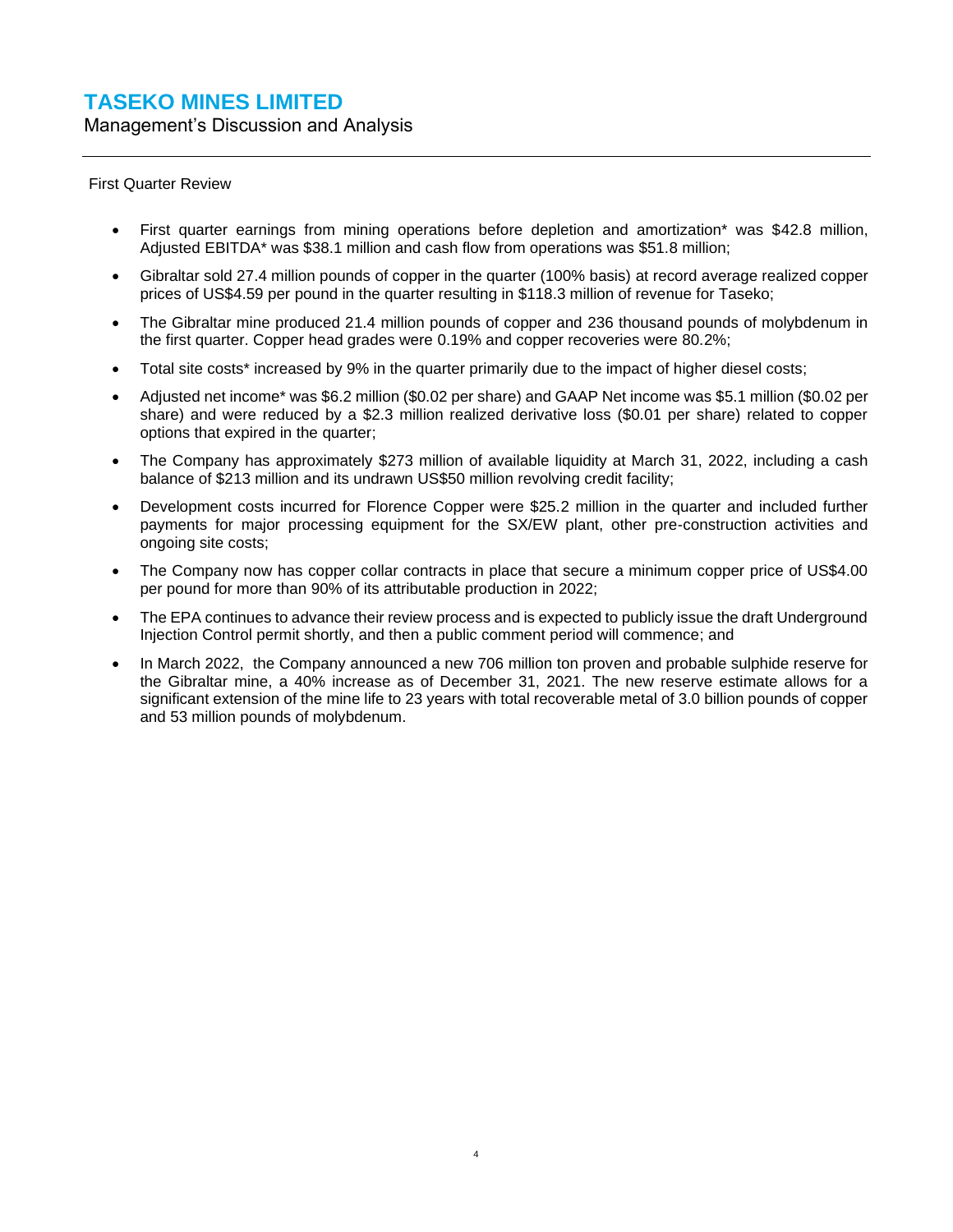First Quarter Review

- First quarter earnings from mining operations before depletion and amortization* was $42.8 million, Adjusted EBITDA* was $38.1 million and cash flow from operations was $51.8 million;
- Gibraltar sold 27.4 million pounds of copper in the quarter (100% basis) at record average realized copper prices of US$4.59 per pound in the quarter resulting in $118.3 million of revenue for Taseko;
- The Gibraltar mine produced 21.4 million pounds of copper and 236 thousand pounds of molybdenum in the first quarter. Copper head grades were 0.19% and copper recoveries were 80.2%;
- Total site costs* increased by 9% in the quarter primarily due to the impact of higher diesel costs;
- Adjusted net income* was $6.2 million ($0.02 per share) and GAAP Net income was $5.1 million ($0.02 per share) and were reduced by a $2.3 million realized derivative loss ($0.01 per share) related to copper options that expired in the quarter;
- The Company has approximately $273 million of available liquidity at March 31, 2022, including a cash balance of $213 million and its undrawn US$50 million revolving credit facility;
- Development costs incurred for Florence Copper were $25.2 million in the quarter and included further payments for major processing equipment for the SX/EW plant, other pre-construction activities and ongoing site costs;
- The Company now has copper collar contracts in place that secure a minimum copper price of US$4.00 per pound for more than 90% of its attributable production in 2022;
- The EPA continues to advance their review process and is expected to publicly issue the draft Underground Injection Control permit shortly, and then a public comment period will commence; and
- In March 2022, the Company announced a new 706 million ton proven and probable sulphide reserve for the Gibraltar mine, a 40% increase as of December 31, 2021. The new reserve estimate allows for a significant extension of the mine life to 23 years with total recoverable metal of 3.0 billion pounds of copper and 53 million pounds of molybdenum.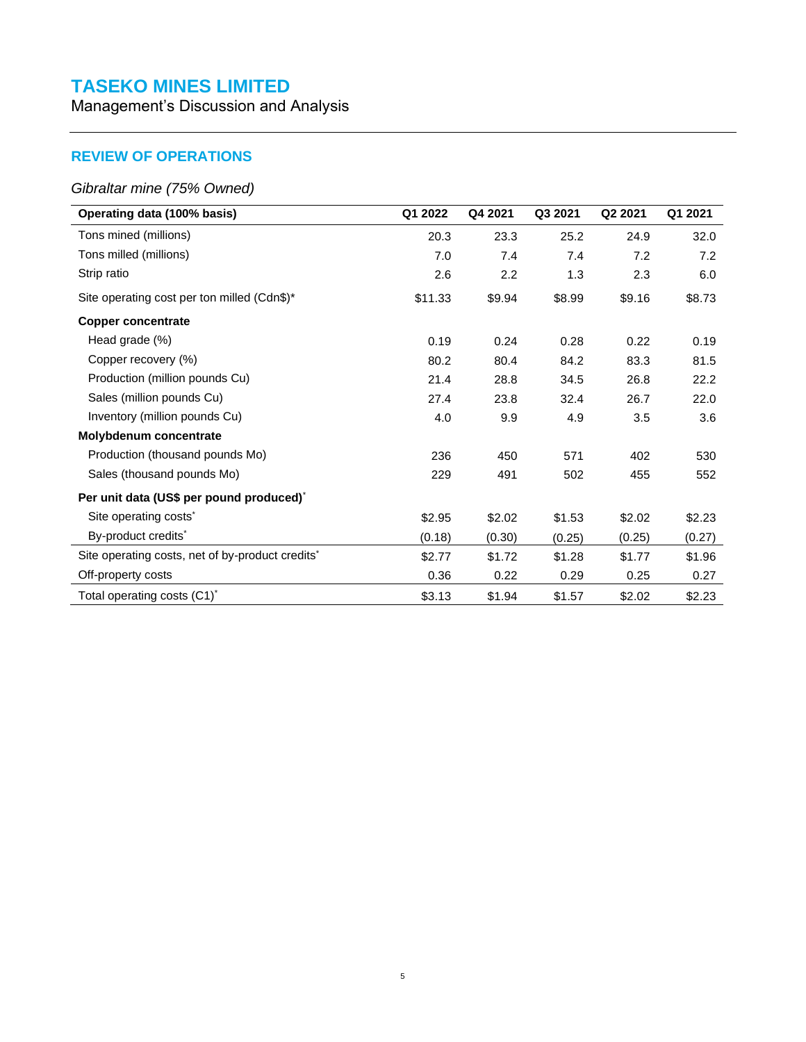# TASEKO MINES LIMITED

Management's Discussion and Analysis

## REVIEW OF OPERATIONS

### *Gibraltar mine (75% Owned)*

| **Operating data (100% basis)** | **Q1 2022** | **Q4 2021** | **Q3 2021** | **Q2 2021** | **Q1 2021** |
|---|---|---|---|---|---|
| Tons mined (millions) | 20.3 | 23.3 | 25.2 | 24.9 | 32.0 |
| Tons milled (millions) | 7.0 | 7.4 | 7.4 | 7.2 | 7.2 |
| Strip ratio | 2.6 | 2.2 | 1.3 | 2.3 | 6.0 |
| Site operating cost per ton milled (Cdn$)* | $11.33 | $9.94 | $8.99 | $9.16 | $8.73 |
| **Copper concentrate** | | | | | |
| Head grade (%) | 0.19 | 0.24 | 0.28 | 0.22 | 0.19 |
| Copper recovery (%) | 80.2 | 80.4 | 84.2 | 83.3 | 81.5 |
| Production (million pounds Cu) | 21.4 | 28.8 | 34.5 | 26.8 | 22.2 |
| Sales (million pounds Cu) | 27.4 | 23.8 | 32.4 | 26.7 | 22.0 |
| Inventory (million pounds Cu) | 4.0 | 9.9 | 4.9 | 3.5 | 3.6 |
| **Molybdenum concentrate** | | | | | |
| Production (thousand pounds Mo) | 236 | 450 | 571 | 402 | 530 |
| Sales (thousand pounds Mo) | 229 | 491 | 502 | 455 | 552 |
| **Per unit data (US$ per pound produced)*** | | | | | |
| Site operating costs* | $2.95 | $2.02 | $1.53 | $2.02 | $2.23 |
| By-product credits* | (0.18) | (0.30) | (0.25) | (0.25) | (0.27) |
| Site operating costs, net of by-product credits* | $2.77 | $1.72 | $1.28 | $1.77 | $1.96 |
| Off-property costs | 0.36 | 0.22 | 0.29 | 0.25 | 0.27 |
| Total operating costs (C1)* | $3.13 | $1.94 | $1.57 | $2.02 | $2.23 |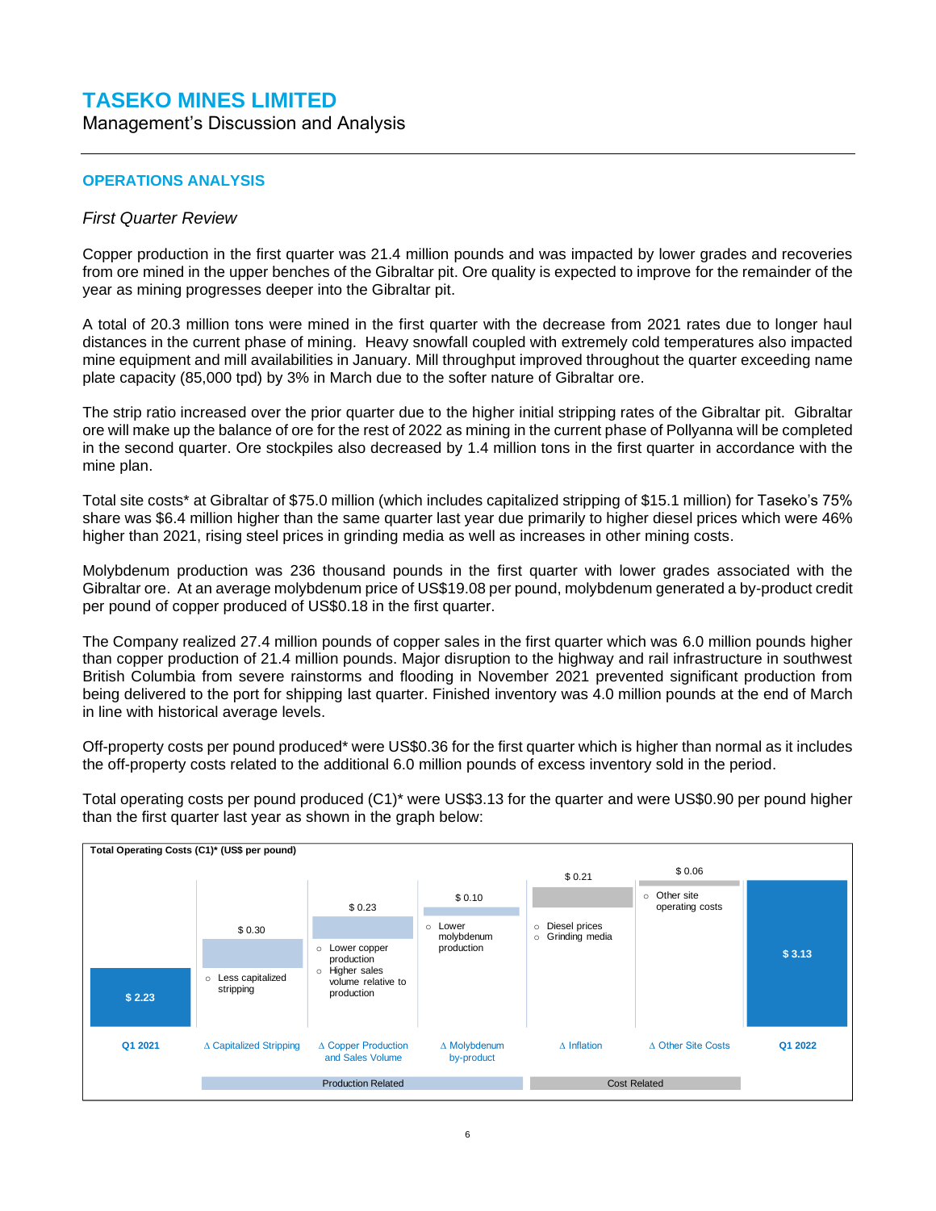## OPERATIONS ANALYSIS

### *First Quarter Review*

Copper production in the first quarter was 21.4 million pounds and was impacted by lower grades and recoveries from ore mined in the upper benches of the Gibraltar pit. Ore quality is expected to improve for the remainder of the year as mining progresses deeper into the Gibraltar pit.

A total of 20.3 million tons were mined in the first quarter with the decrease from 2021 rates due to longer haul distances in the current phase of mining. Heavy snowfall coupled with extremely cold temperatures also impacted mine equipment and mill availabilities in January. Mill throughput improved throughout the quarter exceeding name plate capacity (85,000 tpd) by 3% in March due to the softer nature of Gibraltar ore.

The strip ratio increased over the prior quarter due to the higher initial stripping rates of the Gibraltar pit. Gibraltar ore will make up the balance of ore for the rest of 2022 as mining in the current phase of Pollyanna will be completed in the second quarter. Ore stockpiles also decreased by 1.4 million tons in the first quarter in accordance with the mine plan.

Total site costs* at Gibraltar of $75.0 million (which includes capitalized stripping of $15.1 million) for Taseko's 75% share was $6.4 million higher than the same quarter last year due primarily to higher diesel prices which were 46% higher than 2021, rising steel prices in grinding media as well as increases in other mining costs.

Molybdenum production was 236 thousand pounds in the first quarter with lower grades associated with the Gibraltar ore. At an average molybdenum price of US$19.08 per pound, molybdenum generated a by-product credit per pound of copper produced of US$0.18 in the first quarter.

The Company realized 27.4 million pounds of copper sales in the first quarter which was 6.0 million pounds higher than copper production of 21.4 million pounds. Major disruption to the highway and rail infrastructure in southwest British Columbia from severe rainstorms and flooding in November 2021 prevented significant production from being delivered to the port for shipping last quarter. Finished inventory was 4.0 million pounds at the end of March in line with historical average levels.

Off-property costs per pound produced* were US$0.36 for the first quarter which is higher than normal as it includes the off-property costs related to the additional 6.0 million pounds of excess inventory sold in the period.

Total operating costs per pound produced (C1)* were US$3.13 for the quarter and were US$0.90 per pound higher than the first quarter last year as shown in the graph below:

**Total Operating Costs (C1)* (US$ per pound)**

| Item | Amount (US$) | Drivers | Category |
|---|---|---|---|
| Q1 2021 | $ 2.23 | | |
| Δ Capitalized Stripping | $ 0.30 | Less capitalized stripping | Production Related |
| Δ Copper Production and Sales Volume | $ 0.23 | Lower copper production; Higher sales volume relative to production | Production Related |
| Δ Molybdenum by-product | $ 0.10 | Lower molybdenum production | Production Related |
| Δ Inflation | $ 0.21 | Diesel prices; Grinding media | Cost Related |
| Δ Other Site Costs | $ 0.06 | Other site operating costs | Cost Related |
| Q1 2022 | $ 3.13 | | |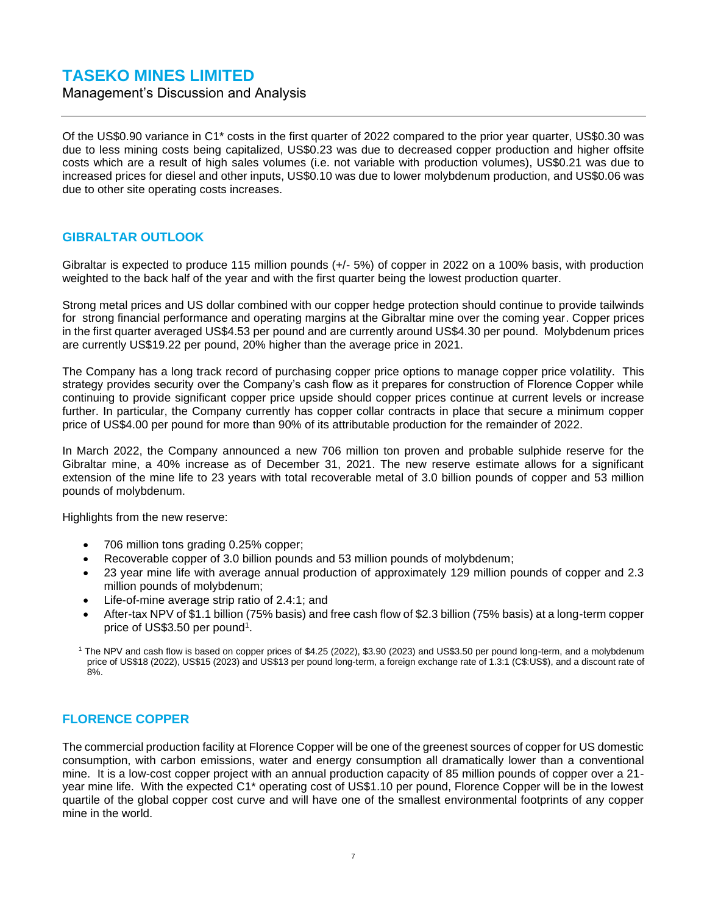Of the US$0.90 variance in C1* costs in the first quarter of 2022 compared to the prior year quarter, US$0.30 was due to less mining costs being capitalized, US$0.23 was due to decreased copper production and higher offsite costs which are a result of high sales volumes (i.e. not variable with production volumes), US$0.21 was due to increased prices for diesel and other inputs, US$0.10 was due to lower molybdenum production, and US$0.06 was due to other site operating costs increases.

## GIBRALTAR OUTLOOK

Gibraltar is expected to produce 115 million pounds (+/- 5%) of copper in 2022 on a 100% basis, with production weighted to the back half of the year and with the first quarter being the lowest production quarter.

Strong metal prices and US dollar combined with our copper hedge protection should continue to provide tailwinds for strong financial performance and operating margins at the Gibraltar mine over the coming year. Copper prices in the first quarter averaged US$4.53 per pound and are currently around US$4.30 per pound. Molybdenum prices are currently US$19.22 per pound, 20% higher than the average price in 2021.

The Company has a long track record of purchasing copper price options to manage copper price volatility. This strategy provides security over the Company's cash flow as it prepares for construction of Florence Copper while continuing to provide significant copper price upside should copper prices continue at current levels or increase further. In particular, the Company currently has copper collar contracts in place that secure a minimum copper price of US$4.00 per pound for more than 90% of its attributable production for the remainder of 2022.

In March 2022, the Company announced a new 706 million ton proven and probable sulphide reserve for the Gibraltar mine, a 40% increase as of December 31, 2021. The new reserve estimate allows for a significant extension of the mine life to 23 years with total recoverable metal of 3.0 billion pounds of copper and 53 million pounds of molybdenum.

Highlights from the new reserve:

- 706 million tons grading 0.25% copper;
- Recoverable copper of 3.0 billion pounds and 53 million pounds of molybdenum;
- 23 year mine life with average annual production of approximately 129 million pounds of copper and 2.3 million pounds of molybdenum;
- Life-of-mine average strip ratio of 2.4:1; and
- After-tax NPV of $1.1 billion (75% basis) and free cash flow of $2.3 billion (75% basis) at a long-term copper price of US$3.50 per pound[1].

[1] The NPV and cash flow is based on copper prices of $4.25 (2022), $3.90 (2023) and US$3.50 per pound long-term, and a molybdenum price of US$18 (2022), US$15 (2023) and US$13 per pound long-term, a foreign exchange rate of 1.3:1 (C$:US$), and a discount rate of 8%.

## FLORENCE COPPER

The commercial production facility at Florence Copper will be one of the greenest sources of copper for US domestic consumption, with carbon emissions, water and energy consumption all dramatically lower than a conventional mine. It is a low-cost copper project with an annual production capacity of 85 million pounds of copper over a 21-year mine life. With the expected C1* operating cost of US$1.10 per pound, Florence Copper will be in the lowest quartile of the global copper cost curve and will have one of the smallest environmental footprints of any copper mine in the world.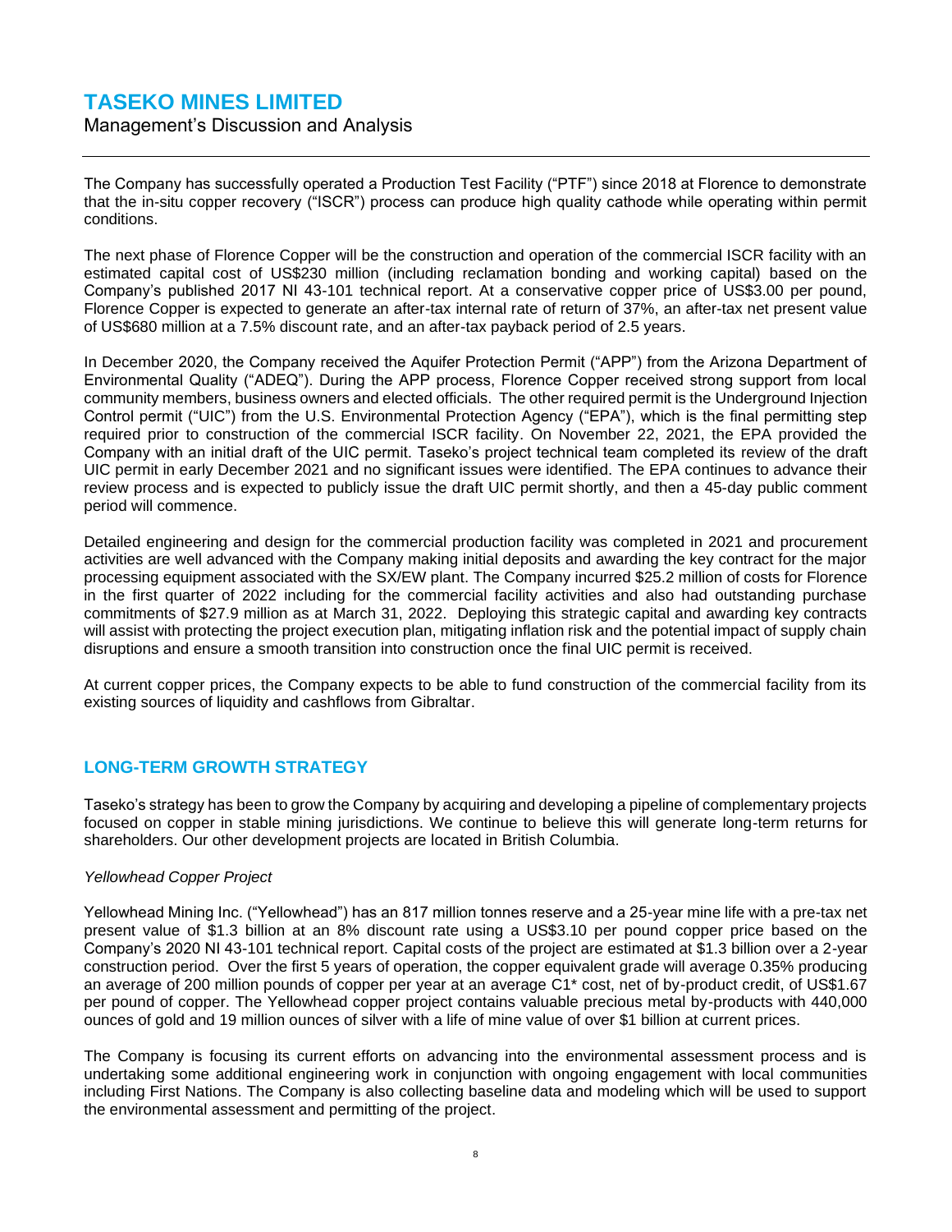The Company has successfully operated a Production Test Facility ("PTF") since 2018 at Florence to demonstrate that the in-situ copper recovery ("ISCR") process can produce high quality cathode while operating within permit conditions.

The next phase of Florence Copper will be the construction and operation of the commercial ISCR facility with an estimated capital cost of US$230 million (including reclamation bonding and working capital) based on the Company's published 2017 NI 43-101 technical report. At a conservative copper price of US$3.00 per pound, Florence Copper is expected to generate an after-tax internal rate of return of 37%, an after-tax net present value of US$680 million at a 7.5% discount rate, and an after-tax payback period of 2.5 years.

In December 2020, the Company received the Aquifer Protection Permit ("APP") from the Arizona Department of Environmental Quality ("ADEQ"). During the APP process, Florence Copper received strong support from local community members, business owners and elected officials. The other required permit is the Underground Injection Control permit ("UIC") from the U.S. Environmental Protection Agency ("EPA"), which is the final permitting step required prior to construction of the commercial ISCR facility. On November 22, 2021, the EPA provided the Company with an initial draft of the UIC permit. Taseko's project technical team completed its review of the draft UIC permit in early December 2021 and no significant issues were identified. The EPA continues to advance their review process and is expected to publicly issue the draft UIC permit shortly, and then a 45-day public comment period will commence.

Detailed engineering and design for the commercial production facility was completed in 2021 and procurement activities are well advanced with the Company making initial deposits and awarding the key contract for the major processing equipment associated with the SX/EW plant. The Company incurred $25.2 million of costs for Florence in the first quarter of 2022 including for the commercial facility activities and also had outstanding purchase commitments of $27.9 million as at March 31, 2022. Deploying this strategic capital and awarding key contracts will assist with protecting the project execution plan, mitigating inflation risk and the potential impact of supply chain disruptions and ensure a smooth transition into construction once the final UIC permit is received.

At current copper prices, the Company expects to be able to fund construction of the commercial facility from its existing sources of liquidity and cashflows from Gibraltar.

## LONG-TERM GROWTH STRATEGY

Taseko's strategy has been to grow the Company by acquiring and developing a pipeline of complementary projects focused on copper in stable mining jurisdictions. We continue to believe this will generate long-term returns for shareholders. Our other development projects are located in British Columbia.

*Yellowhead Copper Project*

Yellowhead Mining Inc. ("Yellowhead") has an 817 million tonnes reserve and a 25-year mine life with a pre-tax net present value of $1.3 billion at an 8% discount rate using a US$3.10 per pound copper price based on the Company's 2020 NI 43-101 technical report. Capital costs of the project are estimated at $1.3 billion over a 2-year construction period. Over the first 5 years of operation, the copper equivalent grade will average 0.35% producing an average of 200 million pounds of copper per year at an average C1* cost, net of by-product credit, of US$1.67 per pound of copper. The Yellowhead copper project contains valuable precious metal by-products with 440,000 ounces of gold and 19 million ounces of silver with a life of mine value of over $1 billion at current prices.

The Company is focusing its current efforts on advancing into the environmental assessment process and is undertaking some additional engineering work in conjunction with ongoing engagement with local communities including First Nations. The Company is also collecting baseline data and modeling which will be used to support the environmental assessment and permitting of the project.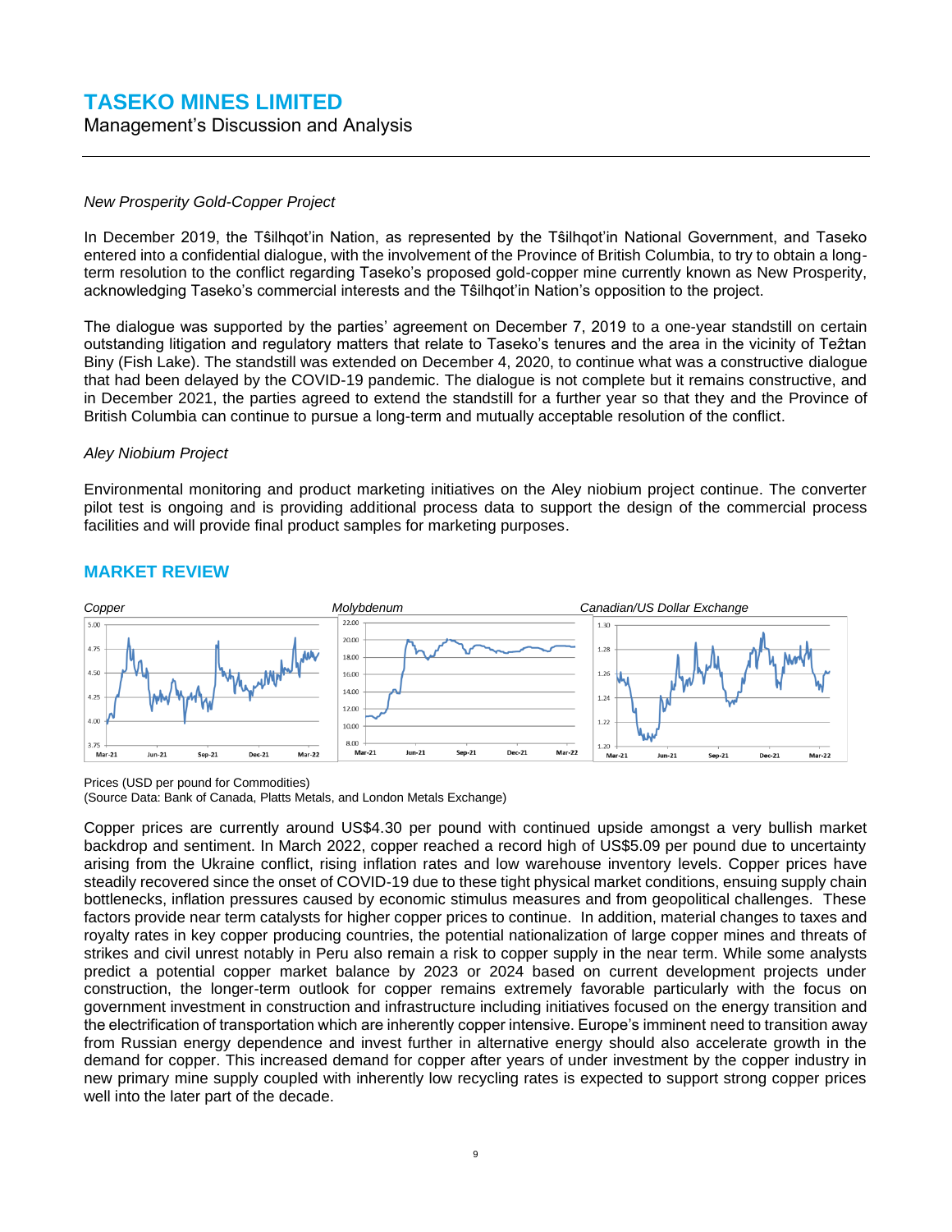*New Prosperity Gold-Copper Project*

In December 2019, the Tŝilhqot'in Nation, as represented by the Tŝilhqot'in National Government, and Taseko entered into a confidential dialogue, with the involvement of the Province of British Columbia, to try to obtain a long-term resolution to the conflict regarding Taseko's proposed gold-copper mine currently known as New Prosperity, acknowledging Taseko's commercial interests and the Tŝilhqot'in Nation's opposition to the project.

The dialogue was supported by the parties' agreement on December 7, 2019 to a one-year standstill on certain outstanding litigation and regulatory matters that relate to Taseko's tenures and the area in the vicinity of Teẑtan Biny (Fish Lake). The standstill was extended on December 4, 2020, to continue what was a constructive dialogue that had been delayed by the COVID-19 pandemic. The dialogue is not complete but it remains constructive, and in December 2021, the parties agreed to extend the standstill for a further year so that they and the Province of British Columbia can continue to pursue a long-term and mutually acceptable resolution of the conflict.

*Aley Niobium Project*

Environmental monitoring and product marketing initiatives on the Aley niobium project continue. The converter pilot test is ongoing and is providing additional process data to support the design of the commercial process facilities and will provide final product samples for marketing purposes.

## MARKET REVIEW

*Copper* *Molybdenum* *Canadian/US Dollar Exchange*

Prices (USD per pound for Commodities)
(Source Data: Bank of Canada, Platts Metals, and London Metals Exchange)

Copper prices are currently around US$4.30 per pound with continued upside amongst a very bullish market backdrop and sentiment. In March 2022, copper reached a record high of US$5.09 per pound due to uncertainty arising from the Ukraine conflict, rising inflation rates and low warehouse inventory levels. Copper prices have steadily recovered since the onset of COVID-19 due to these tight physical market conditions, ensuing supply chain bottlenecks, inflation pressures caused by economic stimulus measures and from geopolitical challenges. These factors provide near term catalysts for higher copper prices to continue. In addition, material changes to taxes and royalty rates in key copper producing countries, the potential nationalization of large copper mines and threats of strikes and civil unrest notably in Peru also remain a risk to copper supply in the near term. While some analysts predict a potential copper market balance by 2023 or 2024 based on current development projects under construction, the longer-term outlook for copper remains extremely favorable particularly with the focus on government investment in construction and infrastructure including initiatives focused on the energy transition and the electrification of transportation which are inherently copper intensive. Europe's imminent need to transition away from Russian energy dependence and invest further in alternative energy should also accelerate growth in the demand for copper. This increased demand for copper after years of under investment by the copper industry in new primary mine supply coupled with inherently low recycling rates is expected to support strong copper prices well into the later part of the decade.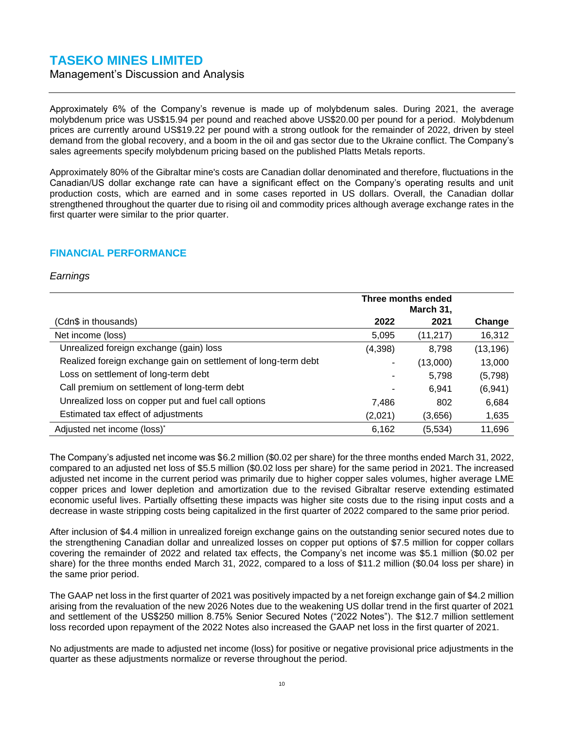Approximately 6% of the Company's revenue is made up of molybdenum sales. During 2021, the average molybdenum price was US$15.94 per pound and reached above US$20.00 per pound for a period. Molybdenum prices are currently around US$19.22 per pound with a strong outlook for the remainder of 2022, driven by steel demand from the global recovery, and a boom in the oil and gas sector due to the Ukraine conflict. The Company's sales agreements specify molybdenum pricing based on the published Platts Metals reports.

Approximately 80% of the Gibraltar mine's costs are Canadian dollar denominated and therefore, fluctuations in the Canadian/US dollar exchange rate can have a significant effect on the Company's operating results and unit production costs, which are earned and in some cases reported in US dollars. Overall, the Canadian dollar strengthened throughout the quarter due to rising oil and commodity prices although average exchange rates in the first quarter were similar to the prior quarter.

## FINANCIAL PERFORMANCE

*Earnings*

| | Three months ended March 31, | | |
|---|---|---|---|
| (Cdn$ in thousands) | 2022 | 2021 | Change |
| Net income (loss) | 5,095 | (11,217) | 16,312 |
| Unrealized foreign exchange (gain) loss | (4,398) | 8,798 | (13,196) |
| Realized foreign exchange gain on settlement of long-term debt | - | (13,000) | 13,000 |
| Loss on settlement of long-term debt | - | 5,798 | (5,798) |
| Call premium on settlement of long-term debt | - | 6,941 | (6,941) |
| Unrealized loss on copper put and fuel call options | 7,486 | 802 | 6,684 |
| Estimated tax effect of adjustments | (2,021) | (3,656) | 1,635 |
| Adjusted net income (loss)* | 6,162 | (5,534) | 11,696 |

The Company's adjusted net income was $6.2 million ($0.02 per share) for the three months ended March 31, 2022, compared to an adjusted net loss of $5.5 million ($0.02 loss per share) for the same period in 2021. The increased adjusted net income in the current period was primarily due to higher copper sales volumes, higher average LME copper prices and lower depletion and amortization due to the revised Gibraltar reserve extending estimated economic useful lives. Partially offsetting these impacts was higher site costs due to the rising input costs and a decrease in waste stripping costs being capitalized in the first quarter of 2022 compared to the same prior period.

After inclusion of $4.4 million in unrealized foreign exchange gains on the outstanding senior secured notes due to the strengthening Canadian dollar and unrealized losses on copper put options of $7.5 million for copper collars covering the remainder of 2022 and related tax effects, the Company's net income was $5.1 million ($0.02 per share) for the three months ended March 31, 2022, compared to a loss of $11.2 million ($0.04 loss per share) in the same prior period.

The GAAP net loss in the first quarter of 2021 was positively impacted by a net foreign exchange gain of $4.2 million arising from the revaluation of the new 2026 Notes due to the weakening US dollar trend in the first quarter of 2021 and settlement of the US$250 million 8.75% Senior Secured Notes ("2022 Notes"). The $12.7 million settlement loss recorded upon repayment of the 2022 Notes also increased the GAAP net loss in the first quarter of 2021.

No adjustments are made to adjusted net income (loss) for positive or negative provisional price adjustments in the quarter as these adjustments normalize or reverse throughout the period.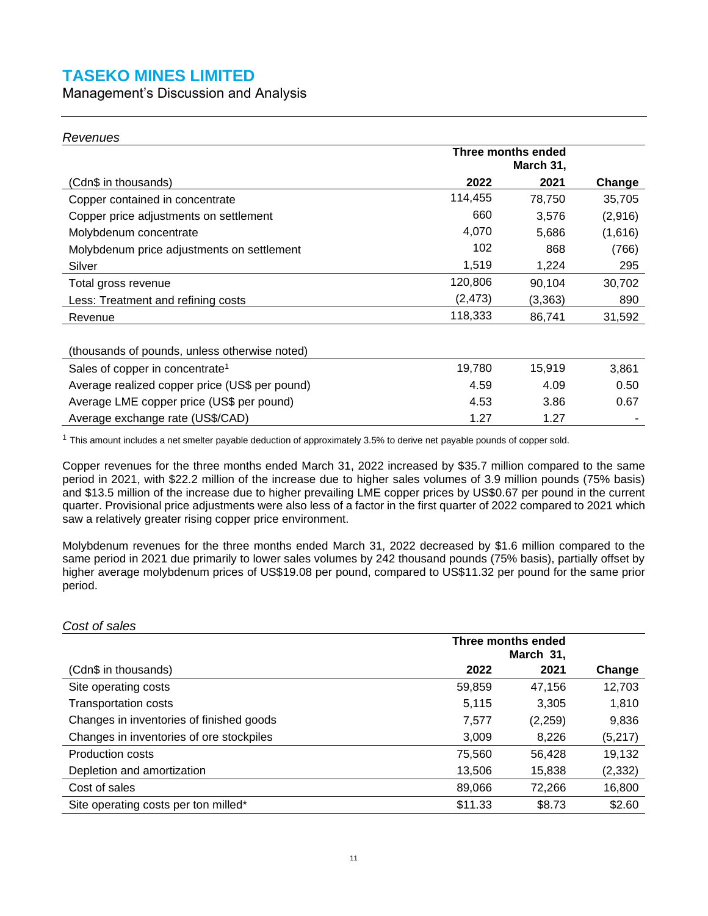*Revenues*

| | Three months ended March 31, | | |
|---|---|---|---|
| (Cdn$ in thousands) | 2022 | 2021 | Change |
| Copper contained in concentrate | 114,455 | 78,750 | 35,705 |
| Copper price adjustments on settlement | 660 | 3,576 | (2,916) |
| Molybdenum concentrate | 4,070 | 5,686 | (1,616) |
| Molybdenum price adjustments on settlement | 102 | 868 | (766) |
| Silver | 1,519 | 1,224 | 295 |
| Total gross revenue | 120,806 | 90,104 | 30,702 |
| Less: Treatment and refining costs | (2,473) | (3,363) | 890 |
| Revenue | 118,333 | 86,741 | 31,592 |

| (thousands of pounds, unless otherwise noted) | | | |
|---|---|---|---|
| Sales of copper in concentrate[1] | 19,780 | 15,919 | 3,861 |
| Average realized copper price (US$ per pound) | 4.59 | 4.09 | 0.50 |
| Average LME copper price (US$ per pound) | 4.53 | 3.86 | 0.67 |
| Average exchange rate (US$/CAD) | 1.27 | 1.27 | - |

[1] This amount includes a net smelter payable deduction of approximately 3.5% to derive net payable pounds of copper sold.

Copper revenues for the three months ended March 31, 2022 increased by $35.7 million compared to the same period in 2021, with $22.2 million of the increase due to higher sales volumes of 3.9 million pounds (75% basis) and $13.5 million of the increase due to higher prevailing LME copper prices by US$0.67 per pound in the current quarter. Provisional price adjustments were also less of a factor in the first quarter of 2022 compared to 2021 which saw a relatively greater rising copper price environment.

Molybdenum revenues for the three months ended March 31, 2022 decreased by $1.6 million compared to the same period in 2021 due primarily to lower sales volumes by 242 thousand pounds (75% basis), partially offset by higher average molybdenum prices of US$19.08 per pound, compared to US$11.32 per pound for the same prior period.

*Cost of sales*

| | Three months ended March 31, | | |
|---|---|---|---|
| (Cdn$ in thousands) | 2022 | 2021 | Change |
| Site operating costs | 59,859 | 47,156 | 12,703 |
| Transportation costs | 5,115 | 3,305 | 1,810 |
| Changes in inventories of finished goods | 7,577 | (2,259) | 9,836 |
| Changes in inventories of ore stockpiles | 3,009 | 8,226 | (5,217) |
| Production costs | 75,560 | 56,428 | 19,132 |
| Depletion and amortization | 13,506 | 15,838 | (2,332) |
| Cost of sales | 89,066 | 72,266 | 16,800 |
| Site operating costs per ton milled* | $11.33 | $8.73 | $2.60 |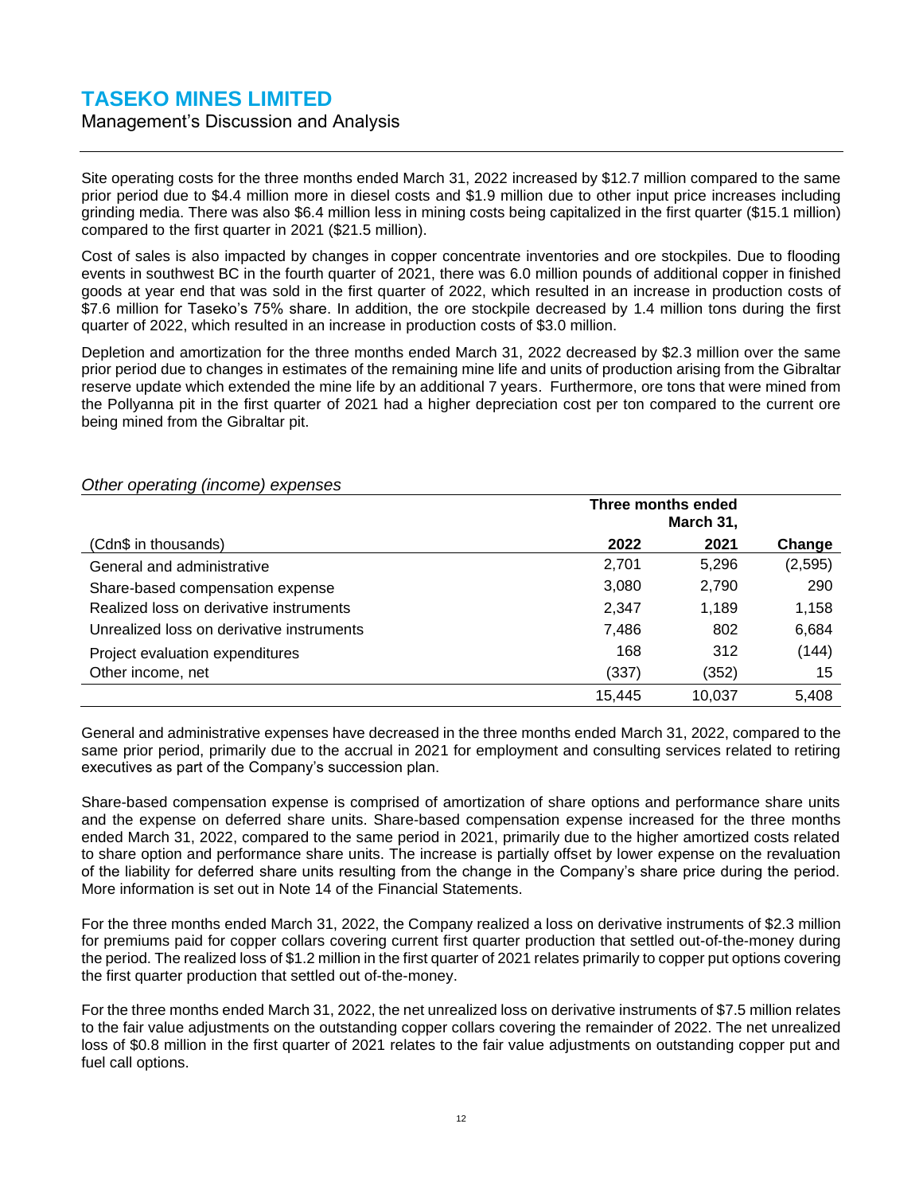Site operating costs for the three months ended March 31, 2022 increased by $12.7 million compared to the same prior period due to $4.4 million more in diesel costs and $1.9 million due to other input price increases including grinding media. There was also $6.4 million less in mining costs being capitalized in the first quarter ($15.1 million) compared to the first quarter in 2021 ($21.5 million).

Cost of sales is also impacted by changes in copper concentrate inventories and ore stockpiles. Due to flooding events in southwest BC in the fourth quarter of 2021, there was 6.0 million pounds of additional copper in finished goods at year end that was sold in the first quarter of 2022, which resulted in an increase in production costs of $7.6 million for Taseko's 75% share. In addition, the ore stockpile decreased by 1.4 million tons during the first quarter of 2022, which resulted in an increase in production costs of $3.0 million.

Depletion and amortization for the three months ended March 31, 2022 decreased by $2.3 million over the same prior period due to changes in estimates of the remaining mine life and units of production arising from the Gibraltar reserve update which extended the mine life by an additional 7 years. Furthermore, ore tons that were mined from the Pollyanna pit in the first quarter of 2021 had a higher depreciation cost per ton compared to the current ore being mined from the Gibraltar pit.

*Other operating (income) expenses*

| | Three months ended March 31, | | |
|---|---|---|---|
| (Cdn$ in thousands) | **2022** | **2021** | **Change** |
| General and administrative | 2,701 | 5,296 | (2,595) |
| Share-based compensation expense | 3,080 | 2,790 | 290 |
| Realized loss on derivative instruments | 2,347 | 1,189 | 1,158 |
| Unrealized loss on derivative instruments | 7,486 | 802 | 6,684 |
| Project evaluation expenditures | 168 | 312 | (144) |
| Other income, net | (337) | (352) | 15 |
| | 15,445 | 10,037 | 5,408 |

General and administrative expenses have decreased in the three months ended March 31, 2022, compared to the same prior period, primarily due to the accrual in 2021 for employment and consulting services related to retiring executives as part of the Company's succession plan.

Share-based compensation expense is comprised of amortization of share options and performance share units and the expense on deferred share units. Share-based compensation expense increased for the three months ended March 31, 2022, compared to the same period in 2021, primarily due to the higher amortized costs related to share option and performance share units. The increase is partially offset by lower expense on the revaluation of the liability for deferred share units resulting from the change in the Company's share price during the period. More information is set out in Note 14 of the Financial Statements.

For the three months ended March 31, 2022, the Company realized a loss on derivative instruments of $2.3 million for premiums paid for copper collars covering current first quarter production that settled out-of-the-money during the period. The realized loss of $1.2 million in the first quarter of 2021 relates primarily to copper put options covering the first quarter production that settled out of-the-money.

For the three months ended March 31, 2022, the net unrealized loss on derivative instruments of $7.5 million relates to the fair value adjustments on the outstanding copper collars covering the remainder of 2022. The net unrealized loss of $0.8 million in the first quarter of 2021 relates to the fair value adjustments on outstanding copper put and fuel call options.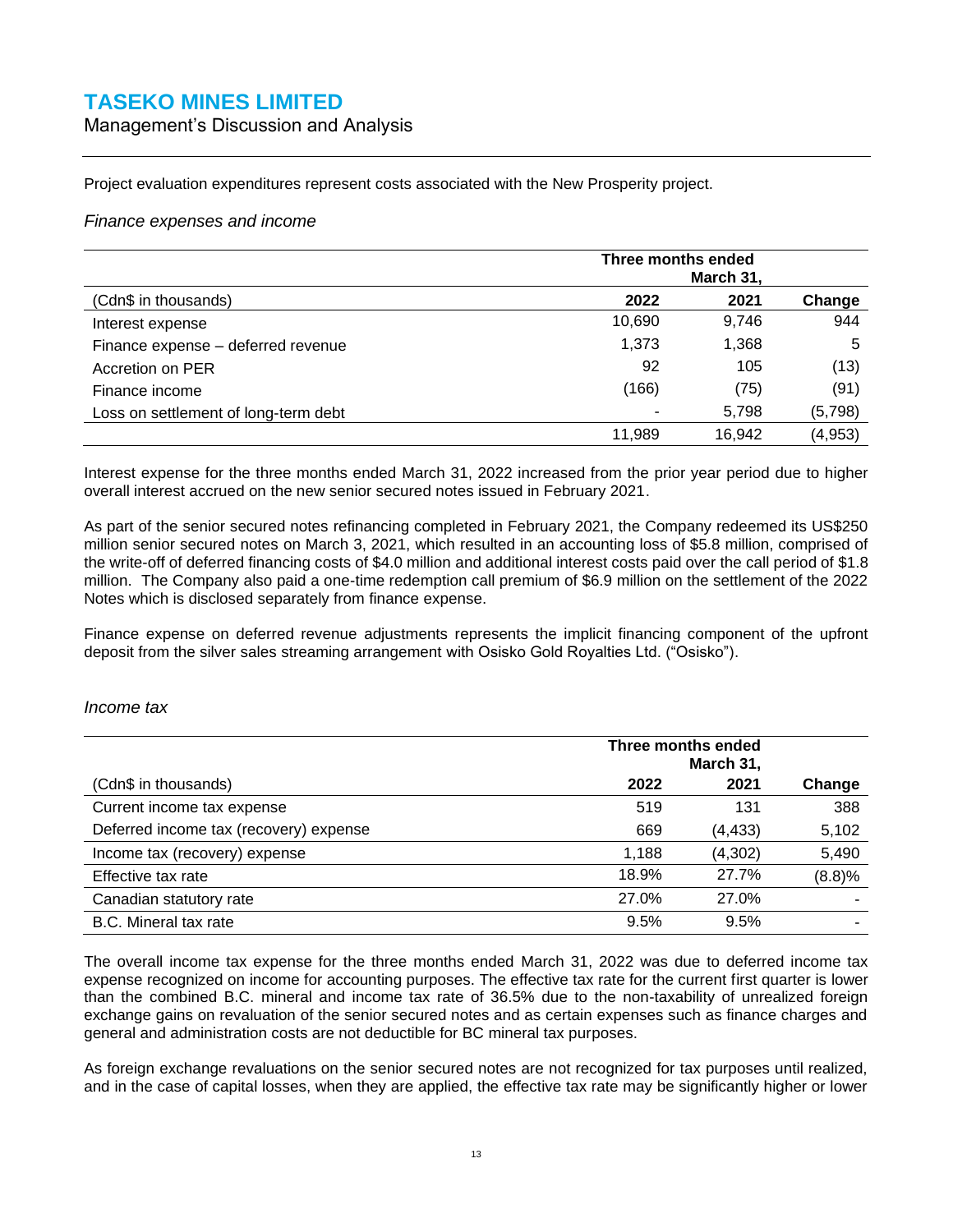Project evaluation expenditures represent costs associated with the New Prosperity project.

*Finance expenses and income*

| | Three months ended March 31, | | |
|---|---|---|---|
| (Cdn$ in thousands) | 2022 | 2021 | Change |
| Interest expense | 10,690 | 9,746 | 944 |
| Finance expense – deferred revenue | 1,373 | 1,368 | 5 |
| Accretion on PER | 92 | 105 | (13) |
| Finance income | (166) | (75) | (91) |
| Loss on settlement of long-term debt | - | 5,798 | (5,798) |
| | 11,989 | 16,942 | (4,953) |

Interest expense for the three months ended March 31, 2022 increased from the prior year period due to higher overall interest accrued on the new senior secured notes issued in February 2021.

As part of the senior secured notes refinancing completed in February 2021, the Company redeemed its US$250 million senior secured notes on March 3, 2021, which resulted in an accounting loss of $5.8 million, comprised of the write-off of deferred financing costs of $4.0 million and additional interest costs paid over the call period of $1.8 million. The Company also paid a one-time redemption call premium of $6.9 million on the settlement of the 2022 Notes which is disclosed separately from finance expense.

Finance expense on deferred revenue adjustments represents the implicit financing component of the upfront deposit from the silver sales streaming arrangement with Osisko Gold Royalties Ltd. ("Osisko").

*Income tax*

| | Three months ended March 31, | | |
|---|---|---|---|
| (Cdn$ in thousands) | 2022 | 2021 | Change |
| Current income tax expense | 519 | 131 | 388 |
| Deferred income tax (recovery) expense | 669 | (4,433) | 5,102 |
| Income tax (recovery) expense | 1,188 | (4,302) | 5,490 |
| Effective tax rate | 18.9% | 27.7% | (8.8)% |
| Canadian statutory rate | 27.0% | 27.0% | - |
| B.C. Mineral tax rate | 9.5% | 9.5% | - |

The overall income tax expense for the three months ended March 31, 2022 was due to deferred income tax expense recognized on income for accounting purposes. The effective tax rate for the current first quarter is lower than the combined B.C. mineral and income tax rate of 36.5% due to the non-taxability of unrealized foreign exchange gains on revaluation of the senior secured notes and as certain expenses such as finance charges and general and administration costs are not deductible for BC mineral tax purposes.

As foreign exchange revaluations on the senior secured notes are not recognized for tax purposes until realized, and in the case of capital losses, when they are applied, the effective tax rate may be significantly higher or lower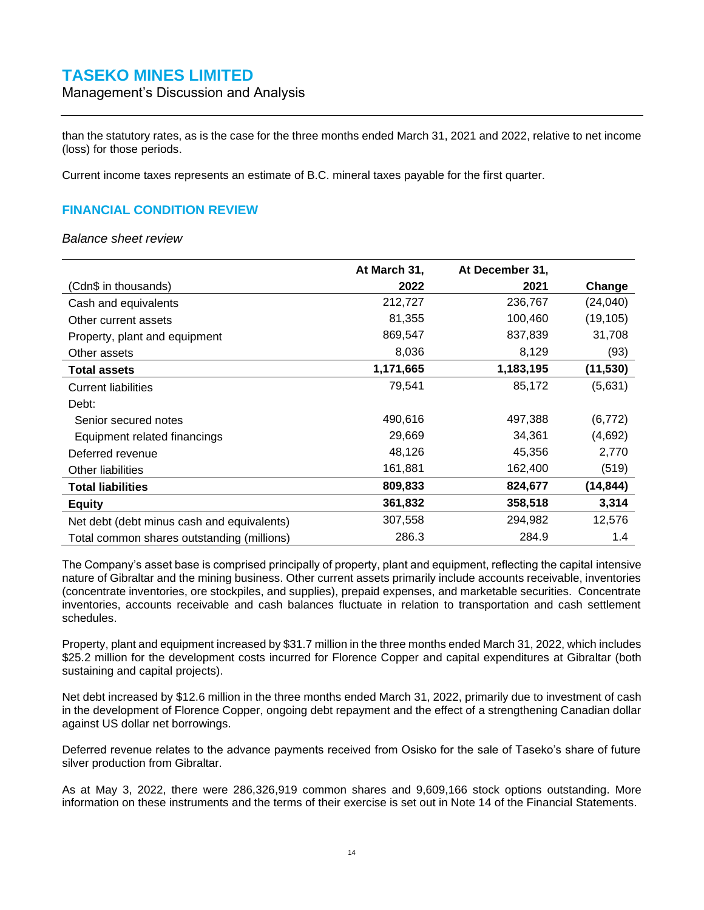than the statutory rates, as is the case for the three months ended March 31, 2021 and 2022, relative to net income (loss) for those periods.

Current income taxes represents an estimate of B.C. mineral taxes payable for the first quarter.

## FINANCIAL CONDITION REVIEW

*Balance sheet review*

| (Cdn$ in thousands) | At March 31, 2022 | At December 31, 2021 | Change |
|---|---|---|---|
| Cash and equivalents | 212,727 | 236,767 | (24,040) |
| Other current assets | 81,355 | 100,460 | (19,105) |
| Property, plant and equipment | 869,547 | 837,839 | 31,708 |
| Other assets | 8,036 | 8,129 | (93) |
| **Total assets** | **1,171,665** | **1,183,195** | **(11,530)** |
| Current liabilities | 79,541 | 85,172 | (5,631) |
| Debt: | | | |
| Senior secured notes | 490,616 | 497,388 | (6,772) |
| Equipment related financings | 29,669 | 34,361 | (4,692) |
| Deferred revenue | 48,126 | 45,356 | 2,770 |
| Other liabilities | 161,881 | 162,400 | (519) |
| **Total liabilities** | **809,833** | **824,677** | **(14,844)** |
| **Equity** | **361,832** | **358,518** | **3,314** |
| Net debt (debt minus cash and equivalents) | 307,558 | 294,982 | 12,576 |
| Total common shares outstanding (millions) | 286.3 | 284.9 | 1.4 |

The Company's asset base is comprised principally of property, plant and equipment, reflecting the capital intensive nature of Gibraltar and the mining business. Other current assets primarily include accounts receivable, inventories (concentrate inventories, ore stockpiles, and supplies), prepaid expenses, and marketable securities. Concentrate inventories, accounts receivable and cash balances fluctuate in relation to transportation and cash settlement schedules.

Property, plant and equipment increased by $31.7 million in the three months ended March 31, 2022, which includes $25.2 million for the development costs incurred for Florence Copper and capital expenditures at Gibraltar (both sustaining and capital projects).

Net debt increased by $12.6 million in the three months ended March 31, 2022, primarily due to investment of cash in the development of Florence Copper, ongoing debt repayment and the effect of a strengthening Canadian dollar against US dollar net borrowings.

Deferred revenue relates to the advance payments received from Osisko for the sale of Taseko's share of future silver production from Gibraltar.

As at May 3, 2022, there were 286,326,919 common shares and 9,609,166 stock options outstanding. More information on these instruments and the terms of their exercise is set out in Note 14 of the Financial Statements.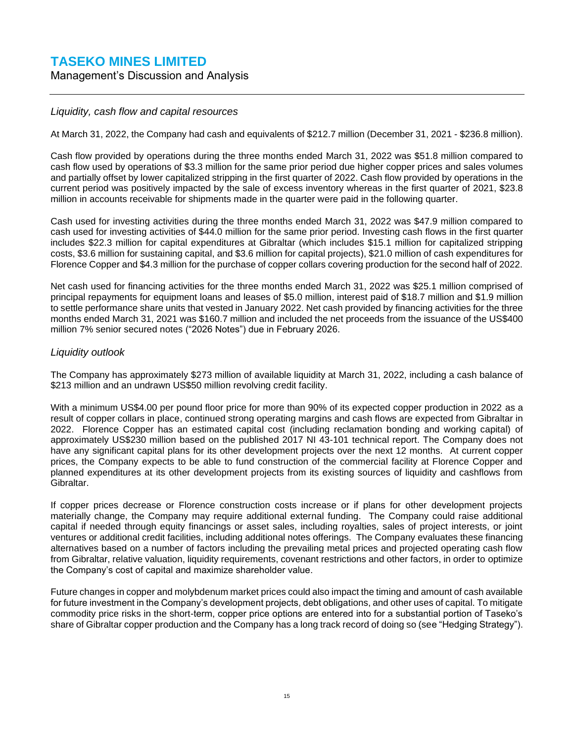### *Liquidity, cash flow and capital resources*

At March 31, 2022, the Company had cash and equivalents of $212.7 million (December 31, 2021 - $236.8 million).

Cash flow provided by operations during the three months ended March 31, 2022 was $51.8 million compared to cash flow used by operations of $3.3 million for the same prior period due higher copper prices and sales volumes and partially offset by lower capitalized stripping in the first quarter of 2022. Cash flow provided by operations in the current period was positively impacted by the sale of excess inventory whereas in the first quarter of 2021, $23.8 million in accounts receivable for shipments made in the quarter were paid in the following quarter.

Cash used for investing activities during the three months ended March 31, 2022 was $47.9 million compared to cash used for investing activities of $44.0 million for the same prior period. Investing cash flows in the first quarter includes $22.3 million for capital expenditures at Gibraltar (which includes $15.1 million for capitalized stripping costs, $3.6 million for sustaining capital, and $3.6 million for capital projects), $21.0 million of cash expenditures for Florence Copper and $4.3 million for the purchase of copper collars covering production for the second half of 2022.

Net cash used for financing activities for the three months ended March 31, 2022 was $25.1 million comprised of principal repayments for equipment loans and leases of $5.0 million, interest paid of $18.7 million and $1.9 million to settle performance share units that vested in January 2022. Net cash provided by financing activities for the three months ended March 31, 2021 was $160.7 million and included the net proceeds from the issuance of the US$400 million 7% senior secured notes ("2026 Notes") due in February 2026.

### *Liquidity outlook*

The Company has approximately $273 million of available liquidity at March 31, 2022, including a cash balance of $213 million and an undrawn US$50 million revolving credit facility.

With a minimum US$4.00 per pound floor price for more than 90% of its expected copper production in 2022 as a result of copper collars in place, continued strong operating margins and cash flows are expected from Gibraltar in 2022. Florence Copper has an estimated capital cost (including reclamation bonding and working capital) of approximately US$230 million based on the published 2017 NI 43-101 technical report. The Company does not have any significant capital plans for its other development projects over the next 12 months. At current copper prices, the Company expects to be able to fund construction of the commercial facility at Florence Copper and planned expenditures at its other development projects from its existing sources of liquidity and cashflows from Gibraltar.

If copper prices decrease or Florence construction costs increase or if plans for other development projects materially change, the Company may require additional external funding. The Company could raise additional capital if needed through equity financings or asset sales, including royalties, sales of project interests, or joint ventures or additional credit facilities, including additional notes offerings. The Company evaluates these financing alternatives based on a number of factors including the prevailing metal prices and projected operating cash flow from Gibraltar, relative valuation, liquidity requirements, covenant restrictions and other factors, in order to optimize the Company's cost of capital and maximize shareholder value.

Future changes in copper and molybdenum market prices could also impact the timing and amount of cash available for future investment in the Company's development projects, debt obligations, and other uses of capital. To mitigate commodity price risks in the short-term, copper price options are entered into for a substantial portion of Taseko's share of Gibraltar copper production and the Company has a long track record of doing so (see "Hedging Strategy").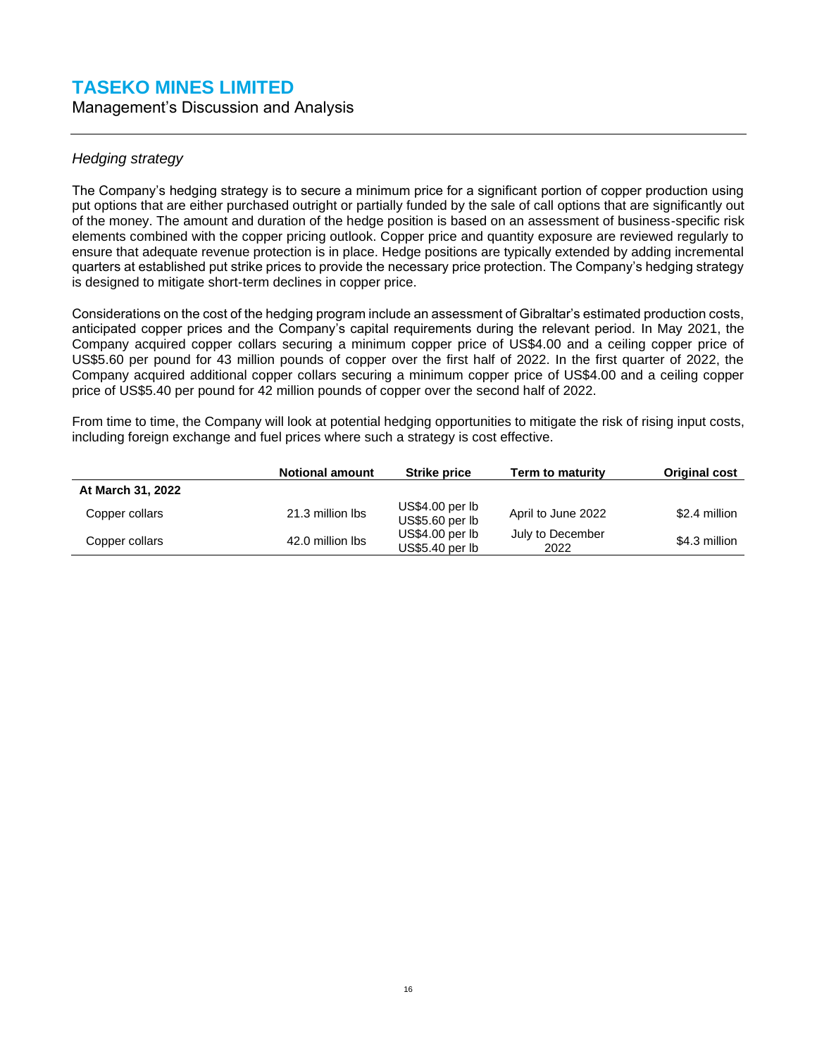### *Hedging strategy*

The Company's hedging strategy is to secure a minimum price for a significant portion of copper production using put options that are either purchased outright or partially funded by the sale of call options that are significantly out of the money. The amount and duration of the hedge position is based on an assessment of business-specific risk elements combined with the copper pricing outlook. Copper price and quantity exposure are reviewed regularly to ensure that adequate revenue protection is in place. Hedge positions are typically extended by adding incremental quarters at established put strike prices to provide the necessary price protection. The Company's hedging strategy is designed to mitigate short-term declines in copper price.

Considerations on the cost of the hedging program include an assessment of Gibraltar's estimated production costs, anticipated copper prices and the Company's capital requirements during the relevant period. In May 2021, the Company acquired copper collars securing a minimum copper price of US$4.00 and a ceiling copper price of US$5.60 per pound for 43 million pounds of copper over the first half of 2022. In the first quarter of 2022, the Company acquired additional copper collars securing a minimum copper price of US$4.00 and a ceiling copper price of US$5.40 per pound for 42 million pounds of copper over the second half of 2022.

From time to time, the Company will look at potential hedging opportunities to mitigate the risk of rising input costs, including foreign exchange and fuel prices where such a strategy is cost effective.

| | Notional amount | Strike price | Term to maturity | Original cost |
|---|---|---|---|---|
| **At March 31, 2022** | | | | |
| Copper collars | 21.3 million lbs | US$4.00 per lb<br>US$5.60 per lb | April to June 2022 | $2.4 million |
| Copper collars | 42.0 million lbs | US$4.00 per lb<br>US$5.40 per lb | July to December 2022 | $4.3 million |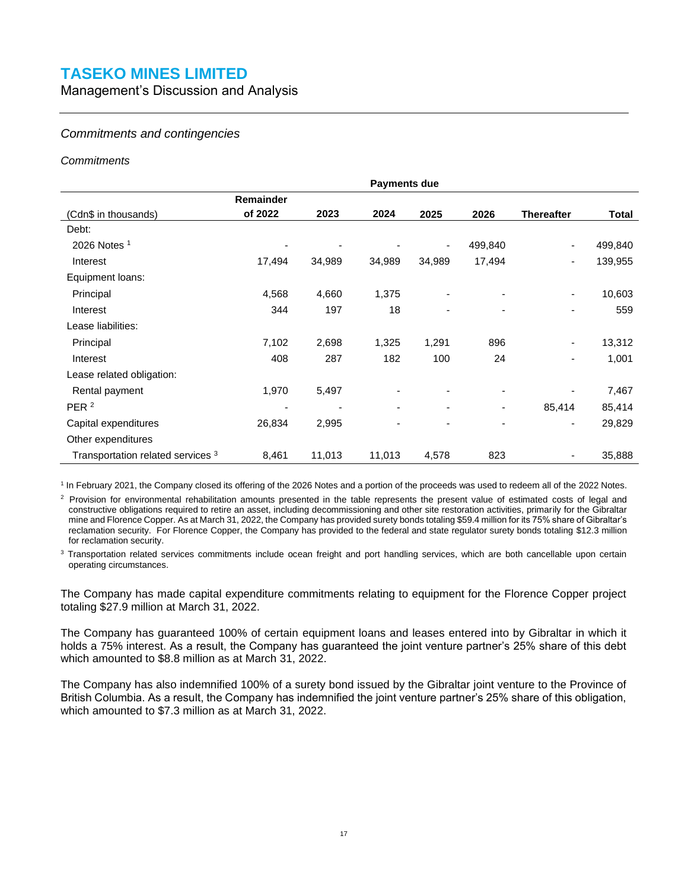*Commitments and contingencies*

*Commitments*

| | Payments due | | | | | | |
|---|---|---|---|---|---|---|---|
| (Cdn$ in thousands) | Remainder of 2022 | 2023 | 2024 | 2025 | 2026 | Thereafter | Total |
| Debt: | | | | | | | |
| 2026 Notes [1] | - | - | - | - | 499,840 | - | 499,840 |
| Interest | 17,494 | 34,989 | 34,989 | 34,989 | 17,494 | - | 139,955 |
| Equipment loans: | | | | | | | |
| Principal | 4,568 | 4,660 | 1,375 | - | - | - | 10,603 |
| Interest | 344 | 197 | 18 | - | - | - | 559 |
| Lease liabilities: | | | | | | | |
| Principal | 7,102 | 2,698 | 1,325 | 1,291 | 896 | - | 13,312 |
| Interest | 408 | 287 | 182 | 100 | 24 | - | 1,001 |
| Lease related obligation: | | | | | | | |
| Rental payment | 1,970 | 5,497 | - | - | - | - | 7,467 |
| PER [2] | - | - | - | - | - | 85,414 | 85,414 |
| Capital expenditures | 26,834 | 2,995 | - | - | - | - | 29,829 |
| Other expenditures | | | | | | | |
| Transportation related services [3] | 8,461 | 11,013 | 11,013 | 4,578 | 823 | - | 35,888 |

[1] In February 2021, the Company closed its offering of the 2026 Notes and a portion of the proceeds was used to redeem all of the 2022 Notes.

[2] Provision for environmental rehabilitation amounts presented in the table represents the present value of estimated costs of legal and constructive obligations required to retire an asset, including decommissioning and other site restoration activities, primarily for the Gibraltar mine and Florence Copper. As at March 31, 2022, the Company has provided surety bonds totaling $59.4 million for its 75% share of Gibraltar's reclamation security. For Florence Copper, the Company has provided to the federal and state regulator surety bonds totaling $12.3 million for reclamation security.

[3] Transportation related services commitments include ocean freight and port handling services, which are both cancellable upon certain operating circumstances.

The Company has made capital expenditure commitments relating to equipment for the Florence Copper project totaling $27.9 million at March 31, 2022.

The Company has guaranteed 100% of certain equipment loans and leases entered into by Gibraltar in which it holds a 75% interest. As a result, the Company has guaranteed the joint venture partner's 25% share of this debt which amounted to $8.8 million as at March 31, 2022.

The Company has also indemnified 100% of a surety bond issued by the Gibraltar joint venture to the Province of British Columbia. As a result, the Company has indemnified the joint venture partner's 25% share of this obligation, which amounted to $7.3 million as at March 31, 2022.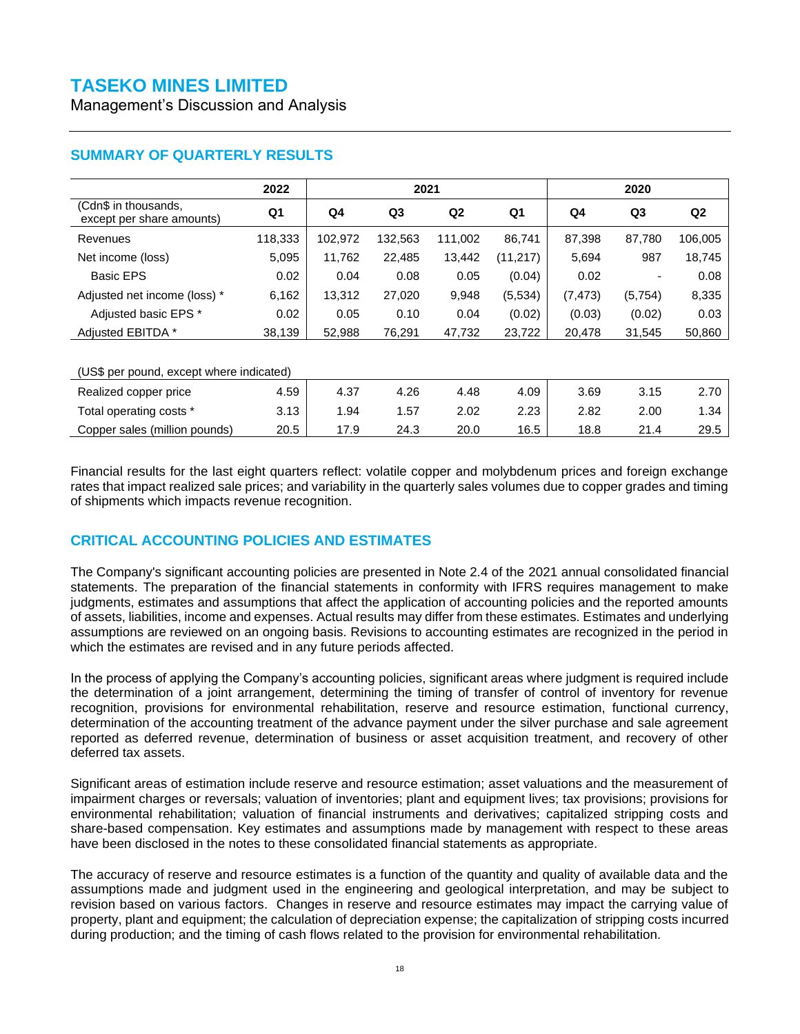## SUMMARY OF QUARTERLY RESULTS

| | 2022 | 2021 | | | | 2020 | | |
|---|---|---|---|---|---|---|---|---|
| (Cdn$ in thousands, except per share amounts) | Q1 | Q4 | Q3 | Q2 | Q1 | Q4 | Q3 | Q2 |
| Revenues | 118,333 | 102,972 | 132,563 | 111,002 | 86,741 | 87,398 | 87,780 | 106,005 |
| Net income (loss) | 5,095 | 11,762 | 22,485 | 13,442 | (11,217) | 5,694 | 987 | 18,745 |
| Basic EPS | 0.02 | 0.04 | 0.08 | 0.05 | (0.04) | 0.02 | - | 0.08 |
| Adjusted net income (loss) * | 6,162 | 13,312 | 27,020 | 9,948 | (5,534) | (7,473) | (5,754) | 8,335 |
| Adjusted basic EPS * | 0.02 | 0.05 | 0.10 | 0.04 | (0.02) | (0.03) | (0.02) | 0.03 |
| Adjusted EBITDA * | 38,139 | 52,988 | 76,291 | 47,732 | 23,722 | 20,478 | 31,545 | 50,860 |
| (US$ per pound, except where indicated) | | | | | | | | |
| Realized copper price | 4.59 | 4.37 | 4.26 | 4.48 | 4.09 | 3.69 | 3.15 | 2.70 |
| Total operating costs * | 3.13 | 1.94 | 1.57 | 2.02 | 2.23 | 2.82 | 2.00 | 1.34 |
| Copper sales (million pounds) | 20.5 | 17.9 | 24.3 | 20.0 | 16.5 | 18.8 | 21.4 | 29.5 |

Financial results for the last eight quarters reflect: volatile copper and molybdenum prices and foreign exchange rates that impact realized sale prices; and variability in the quarterly sales volumes due to copper grades and timing of shipments which impacts revenue recognition.

## CRITICAL ACCOUNTING POLICIES AND ESTIMATES

The Company's significant accounting policies are presented in Note 2.4 of the 2021 annual consolidated financial statements. The preparation of the financial statements in conformity with IFRS requires management to make judgments, estimates and assumptions that affect the application of accounting policies and the reported amounts of assets, liabilities, income and expenses. Actual results may differ from these estimates. Estimates and underlying assumptions are reviewed on an ongoing basis. Revisions to accounting estimates are recognized in the period in which the estimates are revised and in any future periods affected.

In the process of applying the Company's accounting policies, significant areas where judgment is required include the determination of a joint arrangement, determining the timing of transfer of control of inventory for revenue recognition, provisions for environmental rehabilitation, reserve and resource estimation, functional currency, determination of the accounting treatment of the advance payment under the silver purchase and sale agreement reported as deferred revenue, determination of business or asset acquisition treatment, and recovery of other deferred tax assets.

Significant areas of estimation include reserve and resource estimation; asset valuations and the measurement of impairment charges or reversals; valuation of inventories; plant and equipment lives; tax provisions; provisions for environmental rehabilitation; valuation of financial instruments and derivatives; capitalized stripping costs and share-based compensation. Key estimates and assumptions made by management with respect to these areas have been disclosed in the notes to these consolidated financial statements as appropriate.

The accuracy of reserve and resource estimates is a function of the quantity and quality of available data and the assumptions made and judgment used in the engineering and geological interpretation, and may be subject to revision based on various factors. Changes in reserve and resource estimates may impact the carrying value of property, plant and equipment; the calculation of depreciation expense; the capitalization of stripping costs incurred during production; and the timing of cash flows related to the provision for environmental rehabilitation.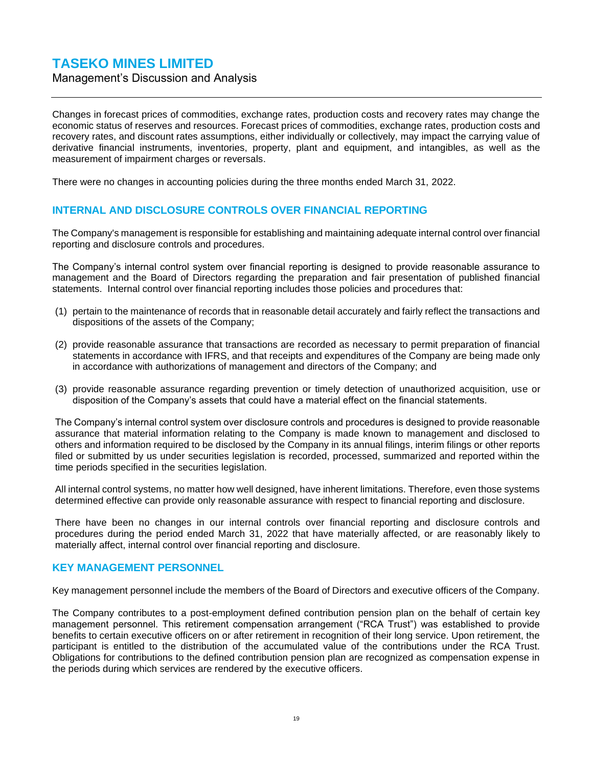Changes in forecast prices of commodities, exchange rates, production costs and recovery rates may change the economic status of reserves and resources. Forecast prices of commodities, exchange rates, production costs and recovery rates, and discount rates assumptions, either individually or collectively, may impact the carrying value of derivative financial instruments, inventories, property, plant and equipment, and intangibles, as well as the measurement of impairment charges or reversals.

There were no changes in accounting policies during the three months ended March 31, 2022.

## INTERNAL AND DISCLOSURE CONTROLS OVER FINANCIAL REPORTING

The Company's management is responsible for establishing and maintaining adequate internal control over financial reporting and disclosure controls and procedures.

The Company's internal control system over financial reporting is designed to provide reasonable assurance to management and the Board of Directors regarding the preparation and fair presentation of published financial statements. Internal control over financial reporting includes those policies and procedures that:

(1) pertain to the maintenance of records that in reasonable detail accurately and fairly reflect the transactions and dispositions of the assets of the Company;

(2) provide reasonable assurance that transactions are recorded as necessary to permit preparation of financial statements in accordance with IFRS, and that receipts and expenditures of the Company are being made only in accordance with authorizations of management and directors of the Company; and

(3) provide reasonable assurance regarding prevention or timely detection of unauthorized acquisition, use or disposition of the Company's assets that could have a material effect on the financial statements.

The Company's internal control system over disclosure controls and procedures is designed to provide reasonable assurance that material information relating to the Company is made known to management and disclosed to others and information required to be disclosed by the Company in its annual filings, interim filings or other reports filed or submitted by us under securities legislation is recorded, processed, summarized and reported within the time periods specified in the securities legislation.

All internal control systems, no matter how well designed, have inherent limitations. Therefore, even those systems determined effective can provide only reasonable assurance with respect to financial reporting and disclosure.

There have been no changes in our internal controls over financial reporting and disclosure controls and procedures during the period ended March 31, 2022 that have materially affected, or are reasonably likely to materially affect, internal control over financial reporting and disclosure.

## KEY MANAGEMENT PERSONNEL

Key management personnel include the members of the Board of Directors and executive officers of the Company.

The Company contributes to a post-employment defined contribution pension plan on the behalf of certain key management personnel. This retirement compensation arrangement ("RCA Trust") was established to provide benefits to certain executive officers on or after retirement in recognition of their long service. Upon retirement, the participant is entitled to the distribution of the accumulated value of the contributions under the RCA Trust. Obligations for contributions to the defined contribution pension plan are recognized as compensation expense in the periods during which services are rendered by the executive officers.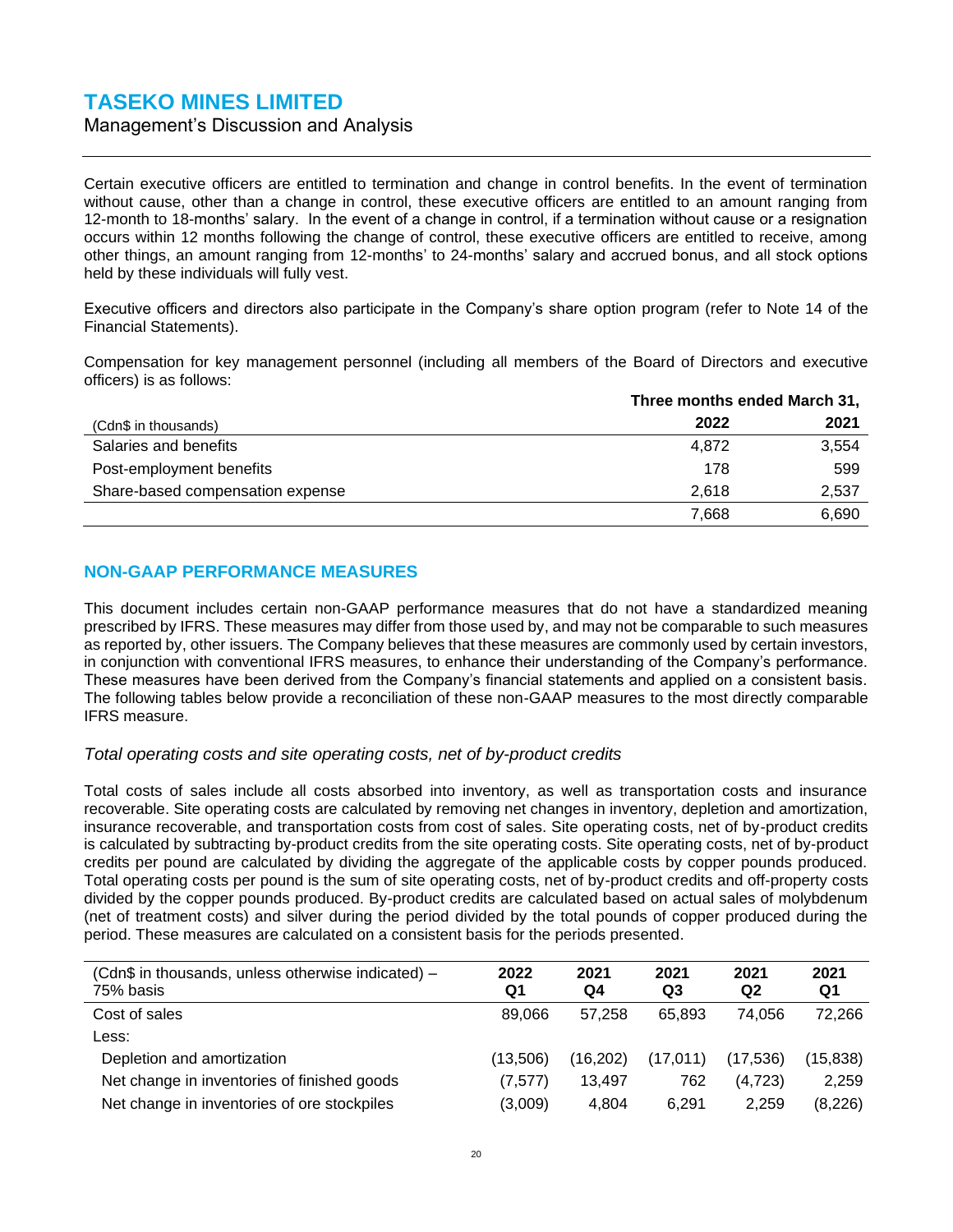Certain executive officers are entitled to termination and change in control benefits. In the event of termination without cause, other than a change in control, these executive officers are entitled to an amount ranging from 12-month to 18-months' salary. In the event of a change in control, if a termination without cause or a resignation occurs within 12 months following the change of control, these executive officers are entitled to receive, among other things, an amount ranging from 12-months' to 24-months' salary and accrued bonus, and all stock options held by these individuals will fully vest.

Executive officers and directors also participate in the Company's share option program (refer to Note 14 of the Financial Statements).

Compensation for key management personnel (including all members of the Board of Directors and executive officers) is as follows:

| | Three months ended March 31, | |
|---|---|---|
| (Cdn$ in thousands) | **2022** | **2021** |
| Salaries and benefits | 4,872 | 3,554 |
| Post-employment benefits | 178 | 599 |
| Share-based compensation expense | 2,618 | 2,537 |
| | 7,668 | 6,690 |

## NON-GAAP PERFORMANCE MEASURES

This document includes certain non-GAAP performance measures that do not have a standardized meaning prescribed by IFRS. These measures may differ from those used by, and may not be comparable to such measures as reported by, other issuers. The Company believes that these measures are commonly used by certain investors, in conjunction with conventional IFRS measures, to enhance their understanding of the Company's performance. These measures have been derived from the Company's financial statements and applied on a consistent basis. The following tables below provide a reconciliation of these non-GAAP measures to the most directly comparable IFRS measure.

### *Total operating costs and site operating costs, net of by-product credits*

Total costs of sales include all costs absorbed into inventory, as well as transportation costs and insurance recoverable. Site operating costs are calculated by removing net changes in inventory, depletion and amortization, insurance recoverable, and transportation costs from cost of sales. Site operating costs, net of by-product credits is calculated by subtracting by-product credits from the site operating costs. Site operating costs, net of by-product credits per pound are calculated by dividing the aggregate of the applicable costs by copper pounds produced. Total operating costs per pound is the sum of site operating costs, net of by-product credits and off-property costs divided by the copper pounds produced. By-product credits are calculated based on actual sales of molybdenum (net of treatment costs) and silver during the period divided by the total pounds of copper produced during the period. These measures are calculated on a consistent basis for the periods presented.

| (Cdn$ in thousands, unless otherwise indicated) – 75% basis | 2022 Q1 | 2021 Q4 | 2021 Q3 | 2021 Q2 | 2021 Q1 |
|---|---|---|---|---|---|
| Cost of sales | 89,066 | 57,258 | 65,893 | 74,056 | 72,266 |
| Less: | | | | | |
| Depletion and amortization | (13,506) | (16,202) | (17,011) | (17,536) | (15,838) |
| Net change in inventories of finished goods | (7,577) | 13,497 | 762 | (4,723) | 2,259 |
| Net change in inventories of ore stockpiles | (3,009) | 4,804 | 6,291 | 2,259 | (8,226) |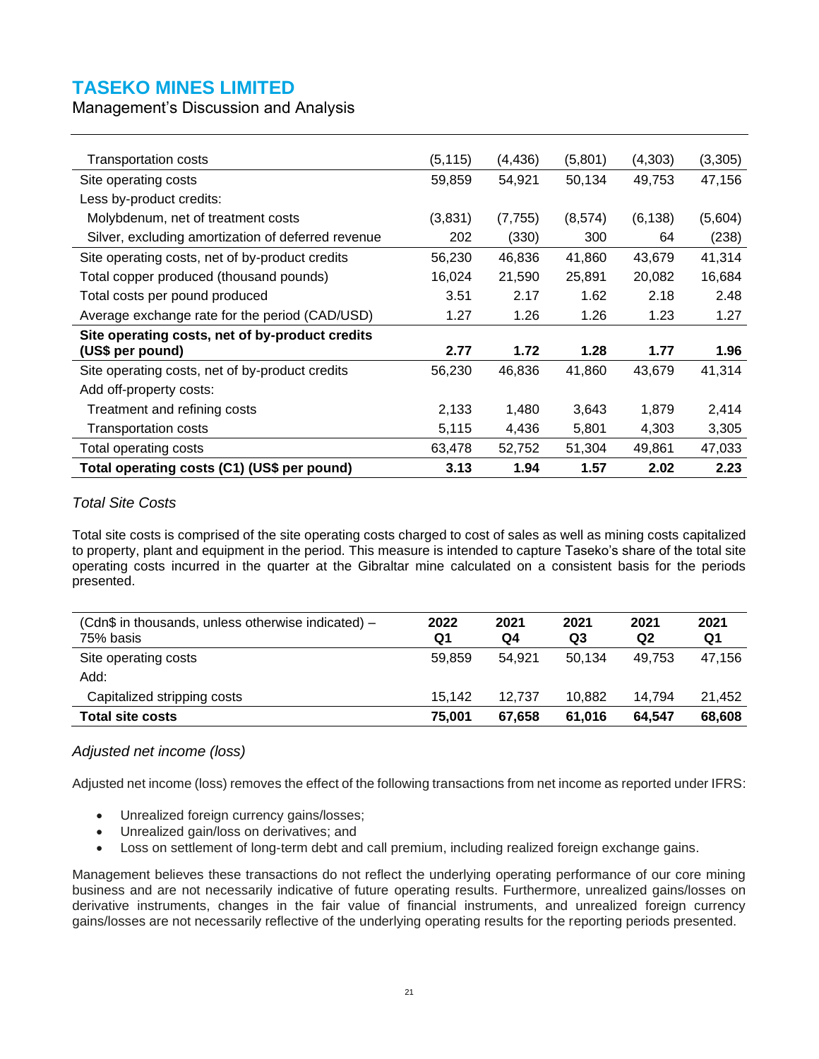# TASEKO MINES LIMITED

Management's Discussion and Analysis

| | | | | | |
|---|---|---|---|---|---|
| Transportation costs | (5,115) | (4,436) | (5,801) | (4,303) | (3,305) |
| Site operating costs | 59,859 | 54,921 | 50,134 | 49,753 | 47,156 |
| Less by-product credits: | | | | | |
| Molybdenum, net of treatment costs | (3,831) | (7,755) | (8,574) | (6,138) | (5,604) |
| Silver, excluding amortization of deferred revenue | 202 | (330) | 300 | 64 | (238) |
| Site operating costs, net of by-product credits | 56,230 | 46,836 | 41,860 | 43,679 | 41,314 |
| Total copper produced (thousand pounds) | 16,024 | 21,590 | 25,891 | 20,082 | 16,684 |
| Total costs per pound produced | 3.51 | 2.17 | 1.62 | 2.18 | 2.48 |
| Average exchange rate for the period (CAD/USD) | 1.27 | 1.26 | 1.26 | 1.23 | 1.27 |
| **Site operating costs, net of by-product credits (US$ per pound)** | **2.77** | **1.72** | **1.28** | **1.77** | **1.96** |
| Site operating costs, net of by-product credits | 56,230 | 46,836 | 41,860 | 43,679 | 41,314 |
| Add off-property costs: | | | | | |
| Treatment and refining costs | 2,133 | 1,480 | 3,643 | 1,879 | 2,414 |
| Transportation costs | 5,115 | 4,436 | 5,801 | 4,303 | 3,305 |
| Total operating costs | 63,478 | 52,752 | 51,304 | 49,861 | 47,033 |
| **Total operating costs (C1) (US$ per pound)** | **3.13** | **1.94** | **1.57** | **2.02** | **2.23** |

### *Total Site Costs*

Total site costs is comprised of the site operating costs charged to cost of sales as well as mining costs capitalized to property, plant and equipment in the period. This measure is intended to capture Taseko's share of the total site operating costs incurred in the quarter at the Gibraltar mine calculated on a consistent basis for the periods presented.

| (Cdn$ in thousands, unless otherwise indicated) – 75% basis | 2022 Q1 | 2021 Q4 | 2021 Q3 | 2021 Q2 | 2021 Q1 |
|---|---|---|---|---|---|
| Site operating costs | 59,859 | 54,921 | 50,134 | 49,753 | 47,156 |
| Add: | | | | | |
| Capitalized stripping costs | 15,142 | 12,737 | 10,882 | 14,794 | 21,452 |
| **Total site costs** | **75,001** | **67,658** | **61,016** | **64,547** | **68,608** |

### *Adjusted net income (loss)*

Adjusted net income (loss) removes the effect of the following transactions from net income as reported under IFRS:

- Unrealized foreign currency gains/losses;
- Unrealized gain/loss on derivatives; and
- Loss on settlement of long-term debt and call premium, including realized foreign exchange gains.

Management believes these transactions do not reflect the underlying operating performance of our core mining business and are not necessarily indicative of future operating results. Furthermore, unrealized gains/losses on derivative instruments, changes in the fair value of financial instruments, and unrealized foreign currency gains/losses are not necessarily reflective of the underlying operating results for the reporting periods presented.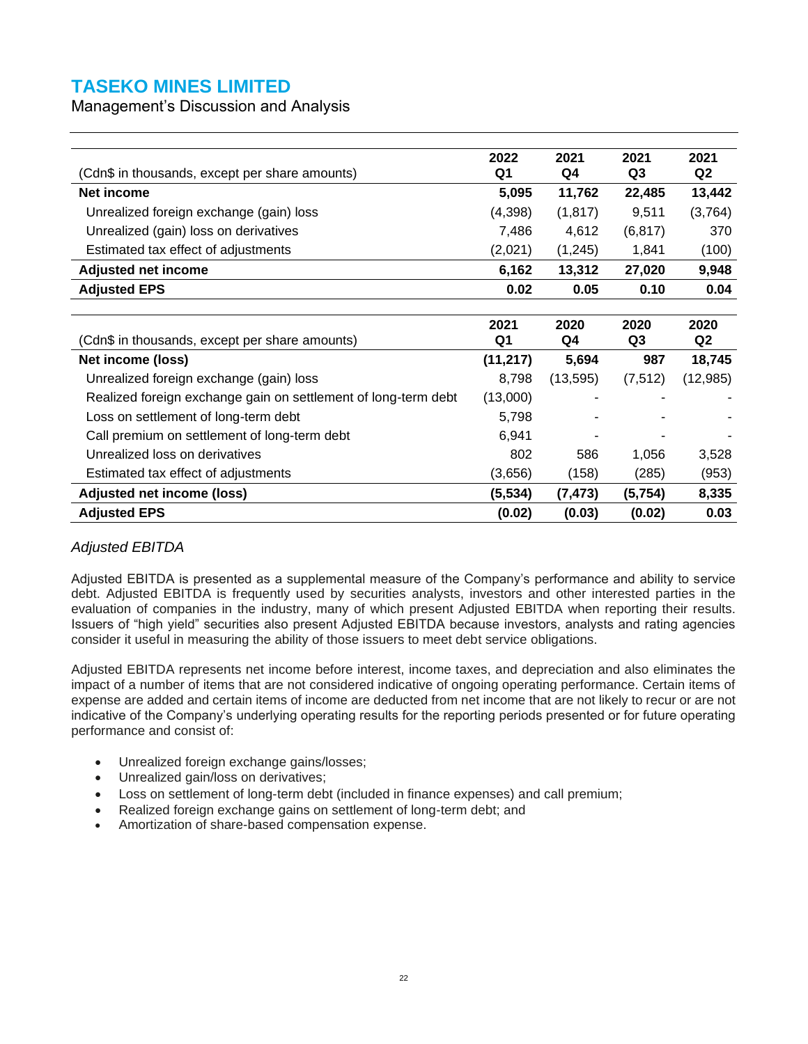| (Cdn$ in thousands, except per share amounts) | 2022 Q1 | 2021 Q4 | 2021 Q3 | 2021 Q2 |
|---|---|---|---|---|
| **Net income** | **5,095** | **11,762** | **22,485** | **13,442** |
| Unrealized foreign exchange (gain) loss | (4,398) | (1,817) | 9,511 | (3,764) |
| Unrealized (gain) loss on derivatives | 7,486 | 4,612 | (6,817) | 370 |
| Estimated tax effect of adjustments | (2,021) | (1,245) | 1,841 | (100) |
| **Adjusted net income** | **6,162** | **13,312** | **27,020** | **9,948** |
| **Adjusted EPS** | **0.02** | **0.05** | **0.10** | **0.04** |

| (Cdn$ in thousands, except per share amounts) | 2021 Q1 | 2020 Q4 | 2020 Q3 | 2020 Q2 |
|---|---|---|---|---|
| **Net income (loss)** | **(11,217)** | **5,694** | **987** | **18,745** |
| Unrealized foreign exchange (gain) loss | 8,798 | (13,595) | (7,512) | (12,985) |
| Realized foreign exchange gain on settlement of long-term debt | (13,000) | - | - | - |
| Loss on settlement of long-term debt | 5,798 | - | - | - |
| Call premium on settlement of long-term debt | 6,941 | - | - | - |
| Unrealized loss on derivatives | 802 | 586 | 1,056 | 3,528 |
| Estimated tax effect of adjustments | (3,656) | (158) | (285) | (953) |
| **Adjusted net income (loss)** | **(5,534)** | **(7,473)** | **(5,754)** | **8,335** |
| **Adjusted EPS** | **(0.02)** | **(0.03)** | **(0.02)** | **0.03** |

### *Adjusted EBITDA*

Adjusted EBITDA is presented as a supplemental measure of the Company's performance and ability to service debt. Adjusted EBITDA is frequently used by securities analysts, investors and other interested parties in the evaluation of companies in the industry, many of which present Adjusted EBITDA when reporting their results. Issuers of "high yield" securities also present Adjusted EBITDA because investors, analysts and rating agencies consider it useful in measuring the ability of those issuers to meet debt service obligations.

Adjusted EBITDA represents net income before interest, income taxes, and depreciation and also eliminates the impact of a number of items that are not considered indicative of ongoing operating performance. Certain items of expense are added and certain items of income are deducted from net income that are not likely to recur or are not indicative of the Company's underlying operating results for the reporting periods presented or for future operating performance and consist of:

- Unrealized foreign exchange gains/losses;
- Unrealized gain/loss on derivatives;
- Loss on settlement of long-term debt (included in finance expenses) and call premium;
- Realized foreign exchange gains on settlement of long-term debt; and
- Amortization of share-based compensation expense.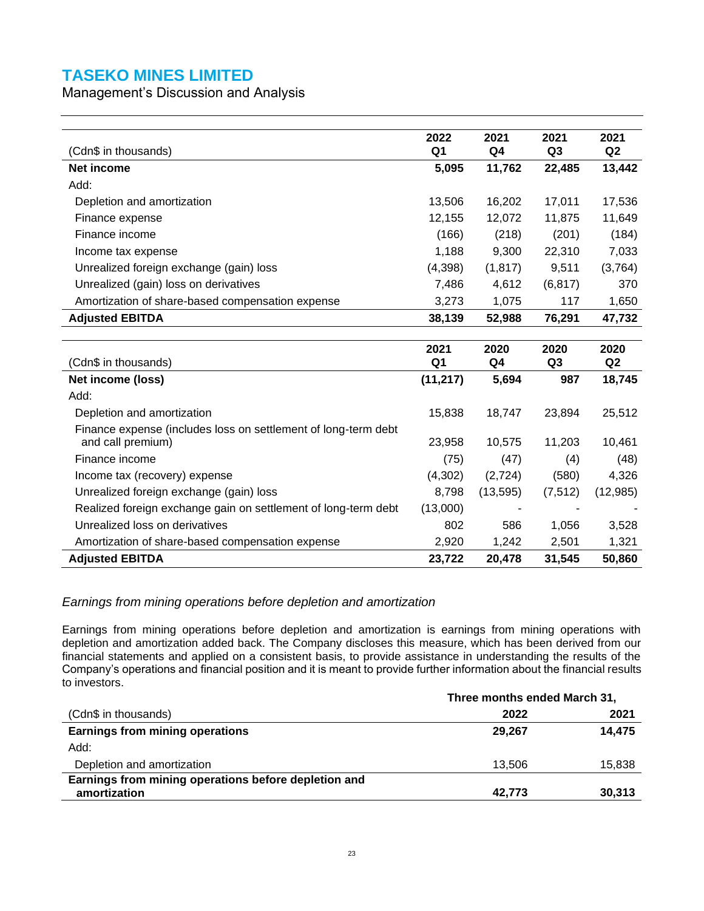# TASEKO MINES LIMITED

Management's Discussion and Analysis

| (Cdn$ in thousands) | 2022 Q1 | 2021 Q4 | 2021 Q3 | 2021 Q2 |
|---|---|---|---|---|
| **Net income** | **5,095** | **11,762** | **22,485** | **13,442** |
| Add: | | | | |
| Depletion and amortization | 13,506 | 16,202 | 17,011 | 17,536 |
| Finance expense | 12,155 | 12,072 | 11,875 | 11,649 |
| Finance income | (166) | (218) | (201) | (184) |
| Income tax expense | 1,188 | 9,300 | 22,310 | 7,033 |
| Unrealized foreign exchange (gain) loss | (4,398) | (1,817) | 9,511 | (3,764) |
| Unrealized (gain) loss on derivatives | 7,486 | 4,612 | (6,817) | 370 |
| Amortization of share-based compensation expense | 3,273 | 1,075 | 117 | 1,650 |
| **Adjusted EBITDA** | **38,139** | **52,988** | **76,291** | **47,732** |

| (Cdn$ in thousands) | 2021 Q1 | 2020 Q4 | 2020 Q3 | 2020 Q2 |
|---|---|---|---|---|
| **Net income (loss)** | **(11,217)** | **5,694** | **987** | **18,745** |
| Add: | | | | |
| Depletion and amortization | 15,838 | 18,747 | 23,894 | 25,512 |
| Finance expense (includes loss on settlement of long-term debt and call premium) | 23,958 | 10,575 | 11,203 | 10,461 |
| Finance income | (75) | (47) | (4) | (48) |
| Income tax (recovery) expense | (4,302) | (2,724) | (580) | 4,326 |
| Unrealized foreign exchange (gain) loss | 8,798 | (13,595) | (7,512) | (12,985) |
| Realized foreign exchange gain on settlement of long-term debt | (13,000) | - | - | - |
| Unrealized loss on derivatives | 802 | 586 | 1,056 | 3,528 |
| Amortization of share-based compensation expense | 2,920 | 1,242 | 2,501 | 1,321 |
| **Adjusted EBITDA** | **23,722** | **20,478** | **31,545** | **50,860** |

### *Earnings from mining operations before depletion and amortization*

Earnings from mining operations before depletion and amortization is earnings from mining operations with depletion and amortization added back. The Company discloses this measure, which has been derived from our financial statements and applied on a consistent basis, to provide assistance in understanding the results of the Company's operations and financial position and it is meant to provide further information about the financial results to investors.

| | Three months ended March 31, | |
|---|---|---|
| (Cdn$ in thousands) | 2022 | 2021 |
| **Earnings from mining operations** | **29,267** | **14,475** |
| Add: | | |
| Depletion and amortization | 13,506 | 15,838 |
| **Earnings from mining operations before depletion and amortization** | **42,773** | **30,313** |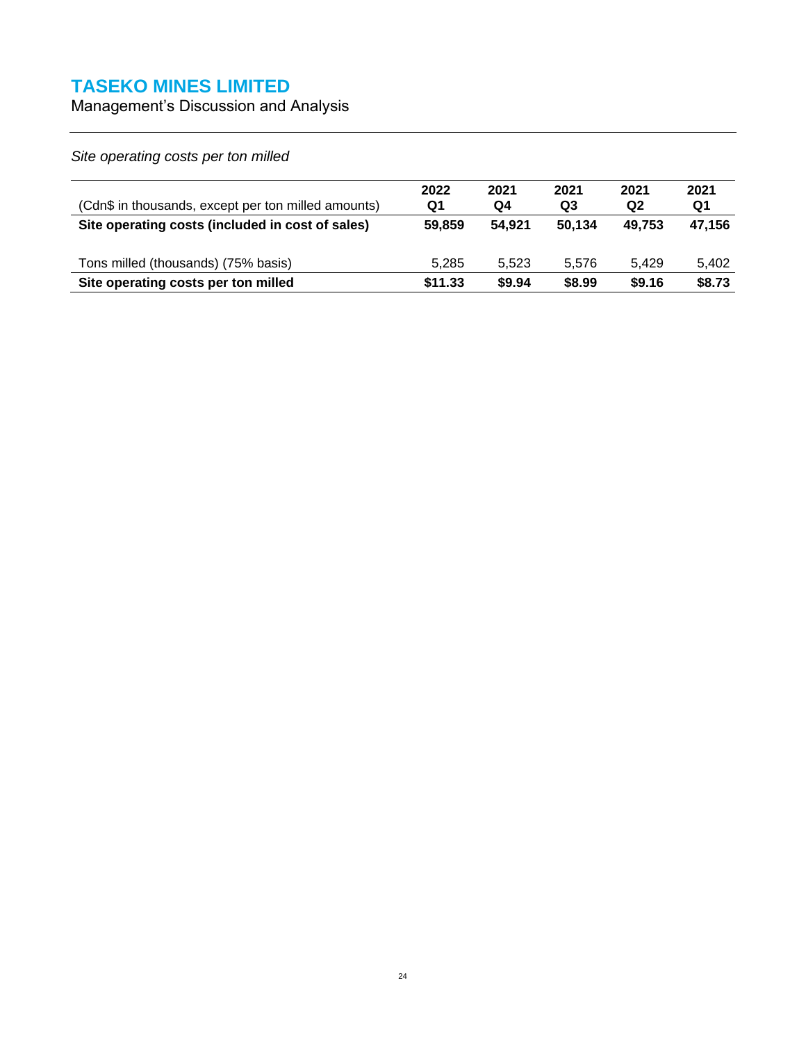*Site operating costs per ton milled*

| (Cdn$ in thousands, except per ton milled amounts) | 2022 Q1 | 2021 Q4 | 2021 Q3 | 2021 Q2 | 2021 Q1 |
|---|---|---|---|---|---|
| **Site operating costs (included in cost of sales)** | **59,859** | **54,921** | **50,134** | **49,753** | **47,156** |
| Tons milled (thousands) (75% basis) | 5,285 | 5,523 | 5,576 | 5,429 | 5,402 |
| **Site operating costs per ton milled** | **$11.33** | **$9.94** | **$8.99** | **$9.16** | **$8.73** |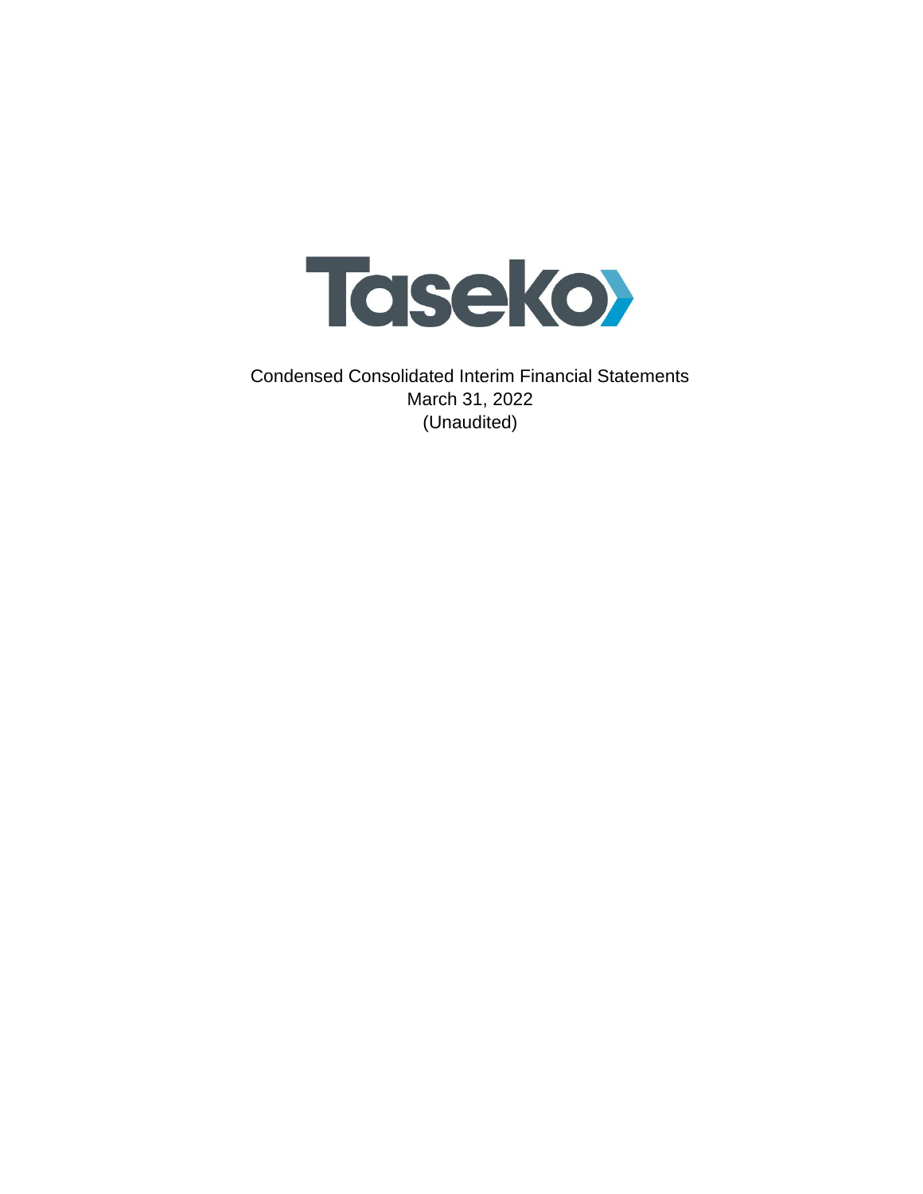# Taseko

Condensed Consolidated Interim Financial Statements

March 31, 2022

(Unaudited)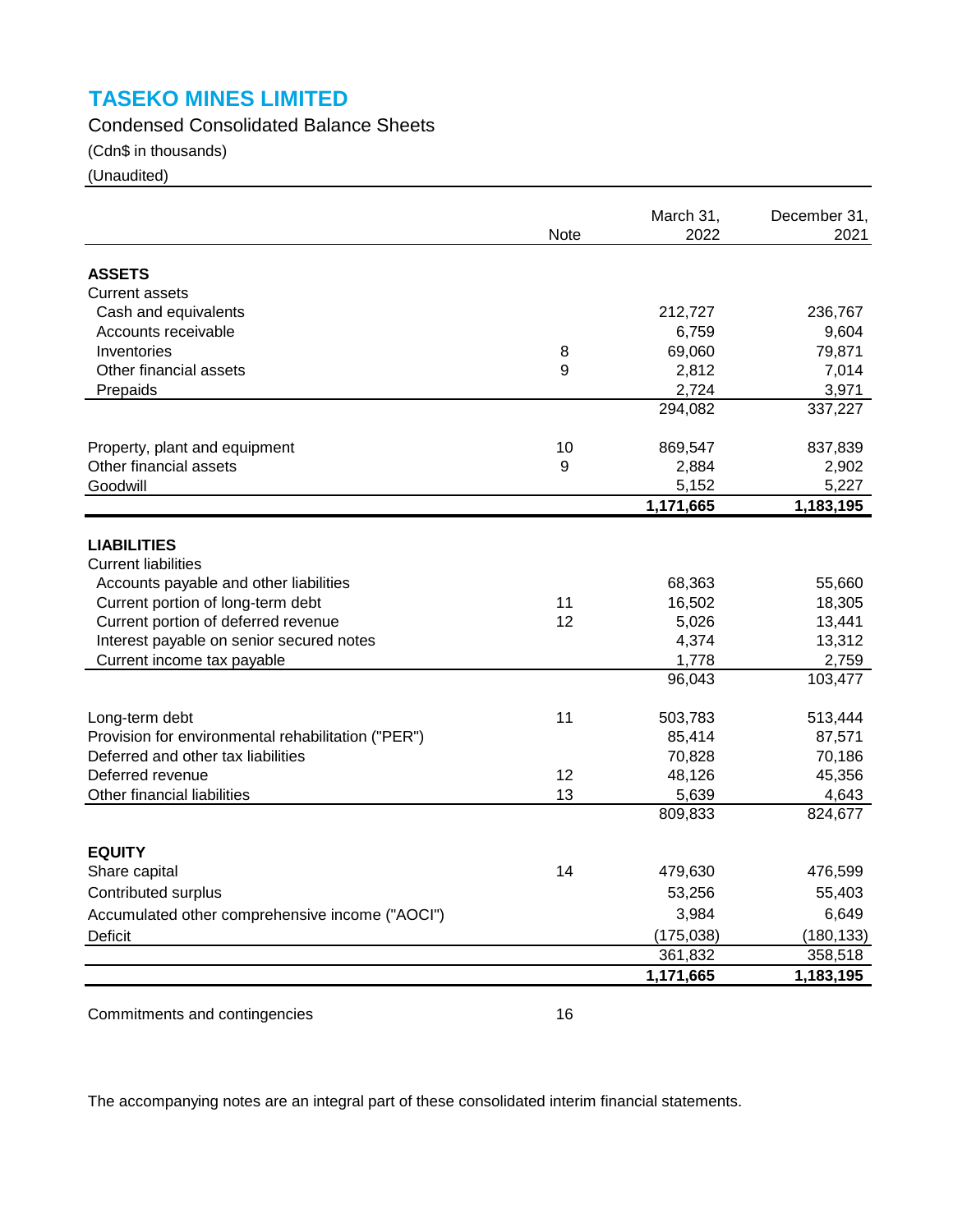# TASEKO MINES LIMITED

Condensed Consolidated Balance Sheets

(Cdn$ in thousands)

(Unaudited)

| | Note | March 31, 2022 | December 31, 2021 |
|---|---|---|---|
| **ASSETS** | | | |
| Current assets | | | |
| Cash and equivalents | | 212,727 | 236,767 |
| Accounts receivable | | 6,759 | 9,604 |
| Inventories | 8 | 69,060 | 79,871 |
| Other financial assets | 9 | 2,812 | 7,014 |
| Prepaids | | 2,724 | 3,971 |
| | | 294,082 | 337,227 |
| Property, plant and equipment | 10 | 869,547 | 837,839 |
| Other financial assets | 9 | 2,884 | 2,902 |
| Goodwill | | 5,152 | 5,227 |
| | | **1,171,665** | **1,183,195** |
| **LIABILITIES** | | | |
| Current liabilities | | | |
| Accounts payable and other liabilities | | 68,363 | 55,660 |
| Current portion of long-term debt | 11 | 16,502 | 18,305 |
| Current portion of deferred revenue | 12 | 5,026 | 13,441 |
| Interest payable on senior secured notes | | 4,374 | 13,312 |
| Current income tax payable | | 1,778 | 2,759 |
| | | 96,043 | 103,477 |
| Long-term debt | 11 | 503,783 | 513,444 |
| Provision for environmental rehabilitation ("PER") | | 85,414 | 87,571 |
| Deferred and other tax liabilities | | 70,828 | 70,186 |
| Deferred revenue | 12 | 48,126 | 45,356 |
| Other financial liabilities | 13 | 5,639 | 4,643 |
| | | 809,833 | 824,677 |
| **EQUITY** | | | |
| Share capital | 14 | 479,630 | 476,599 |
| Contributed surplus | | 53,256 | 55,403 |
| Accumulated other comprehensive income ("AOCI") | | 3,984 | 6,649 |
| Deficit | | (175,038) | (180,133) |
| | | 361,832 | 358,518 |
| | | **1,171,665** | **1,183,195** |

Commitments and contingencies 16

The accompanying notes are an integral part of these consolidated interim financial statements.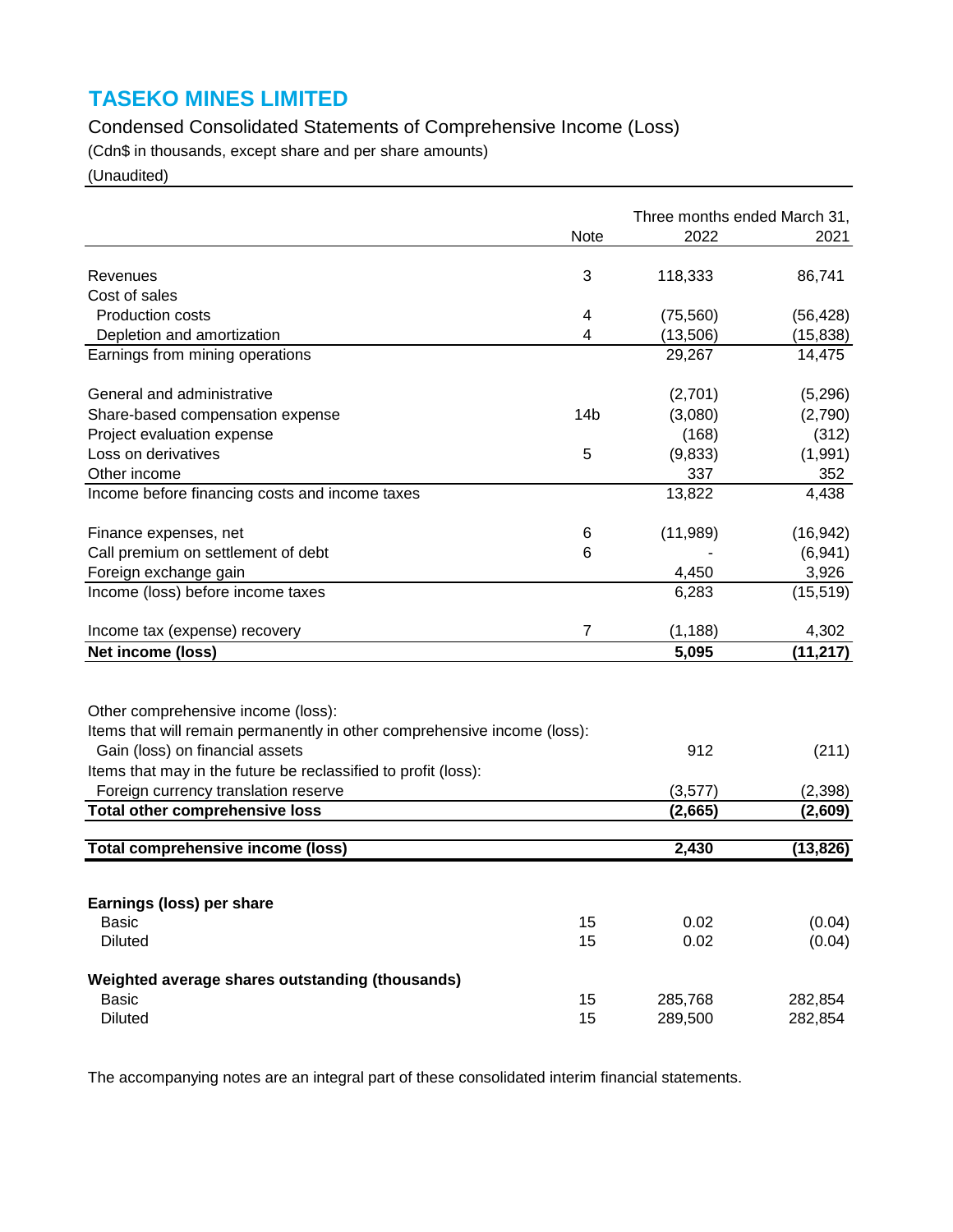# TASEKO MINES LIMITED

Condensed Consolidated Statements of Comprehensive Income (Loss)

(Cdn$ in thousands, except share and per share amounts)

(Unaudited)

| | Note | Three months ended March 31, 2022 | 2021 |
|---|---|---|---|
| Revenues | 3 | 118,333 | 86,741 |
| Cost of sales | | | |
| Production costs | 4 | (75,560) | (56,428) |
| Depletion and amortization | 4 | (13,506) | (15,838) |
| Earnings from mining operations | | 29,267 | 14,475 |
| General and administrative | | (2,701) | (5,296) |
| Share-based compensation expense | 14b | (3,080) | (2,790) |
| Project evaluation expense | | (168) | (312) |
| Loss on derivatives | 5 | (9,833) | (1,991) |
| Other income | | 337 | 352 |
| Income before financing costs and income taxes | | 13,822 | 4,438 |
| Finance expenses, net | 6 | (11,989) | (16,942) |
| Call premium on settlement of debt | 6 | - | (6,941) |
| Foreign exchange gain | | 4,450 | 3,926 |
| Income (loss) before income taxes | | 6,283 | (15,519) |
| Income tax (expense) recovery | 7 | (1,188) | 4,302 |
| **Net income (loss)** | | **5,095** | **(11,217)** |
| Other comprehensive income (loss): | | | |
| Items that will remain permanently in other comprehensive income (loss): | | | |
| Gain (loss) on financial assets | | 912 | (211) |
| Items that may in the future be reclassified to profit (loss): | | | |
| Foreign currency translation reserve | | (3,577) | (2,398) |
| **Total other comprehensive loss** | | **(2,665)** | **(2,609)** |
| **Total comprehensive income (loss)** | | **2,430** | **(13,826)** |
| **Earnings (loss) per share** | | | |
| Basic | 15 | 0.02 | (0.04) |
| Diluted | 15 | 0.02 | (0.04) |
| **Weighted average shares outstanding (thousands)** | | | |
| Basic | 15 | 285,768 | 282,854 |
| Diluted | 15 | 289,500 | 282,854 |

The accompanying notes are an integral part of these consolidated interim financial statements.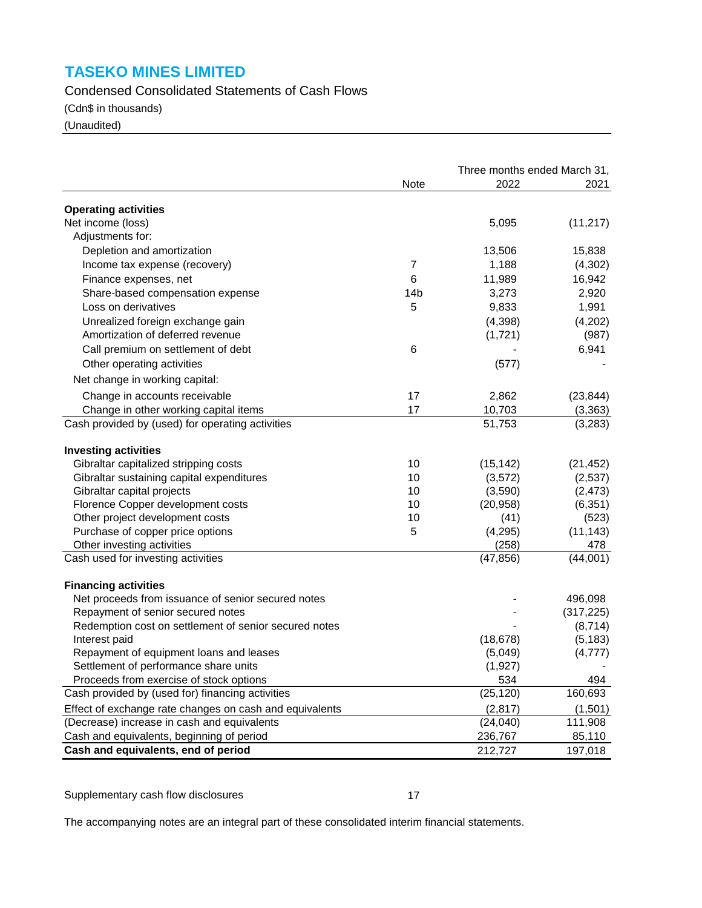# TASEKO MINES LIMITED

## Condensed Consolidated Statements of Cash Flows

(Cdn$ in thousands)

(Unaudited)

| | Note | Three months ended March 31, 2022 | 2021 |
|---|---|---|---|
| **Operating activities** | | | |
| Net income (loss) | | 5,095 | (11,217) |
| Adjustments for: | | | |
| Depletion and amortization | | 13,506 | 15,838 |
| Income tax expense (recovery) | 7 | 1,188 | (4,302) |
| Finance expenses, net | 6 | 11,989 | 16,942 |
| Share-based compensation expense | 14b | 3,273 | 2,920 |
| Loss on derivatives | 5 | 9,833 | 1,991 |
| Unrealized foreign exchange gain | | (4,398) | (4,202) |
| Amortization of deferred revenue | | (1,721) | (987) |
| Call premium on settlement of debt | 6 | - | 6,941 |
| Other operating activities | | (577) | - |
| Net change in working capital: | | | |
| Change in accounts receivable | 17 | 2,862 | (23,844) |
| Change in other working capital items | 17 | 10,703 | (3,363) |
| Cash provided by (used) for operating activities | | 51,753 | (3,283) |
| **Investing activities** | | | |
| Gibraltar capitalized stripping costs | 10 | (15,142) | (21,452) |
| Gibraltar sustaining capital expenditures | 10 | (3,572) | (2,537) |
| Gibraltar capital projects | 10 | (3,590) | (2,473) |
| Florence Copper development costs | 10 | (20,958) | (6,351) |
| Other project development costs | 10 | (41) | (523) |
| Purchase of copper price options | 5 | (4,295) | (11,143) |
| Other investing activities | | (258) | 478 |
| Cash used for investing activities | | (47,856) | (44,001) |
| **Financing activities** | | | |
| Net proceeds from issuance of senior secured notes | | - | 496,098 |
| Repayment of senior secured notes | | - | (317,225) |
| Redemption cost on settlement of senior secured notes | | - | (8,714) |
| Interest paid | | (18,678) | (5,183) |
| Repayment of equipment loans and leases | | (5,049) | (4,777) |
| Settlement of performance share units | | (1,927) | - |
| Proceeds from exercise of stock options | | 534 | 494 |
| Cash provided by (used for) financing activities | | (25,120) | 160,693 |
| Effect of exchange rate changes on cash and equivalents | | (2,817) | (1,501) |
| (Decrease) increase in cash and equivalents | | (24,040) | 111,908 |
| Cash and equivalents, beginning of period | | 236,767 | 85,110 |
| **Cash and equivalents, end of period** | | 212,727 | 197,018 |

Supplementary cash flow disclosures 17

The accompanying notes are an integral part of these consolidated interim financial statements.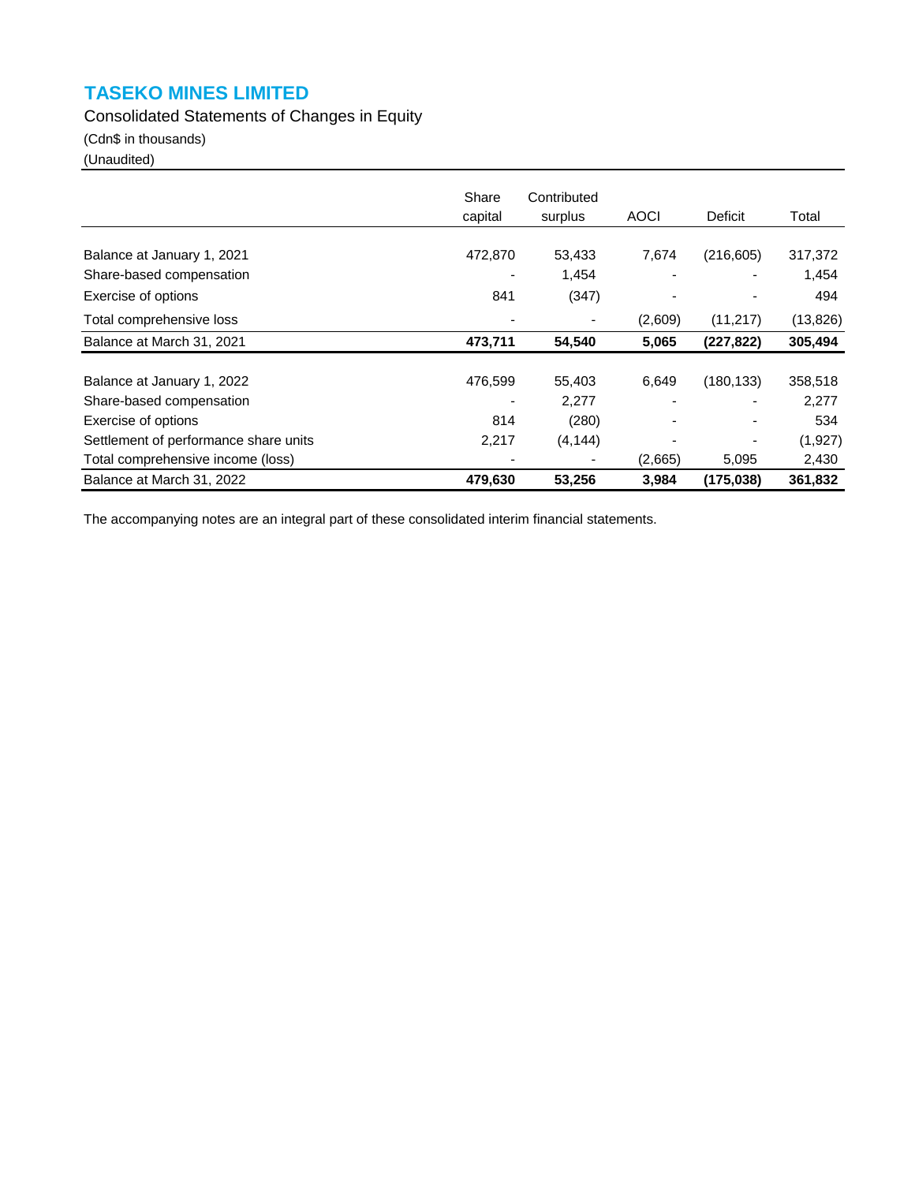# TASEKO MINES LIMITED

Consolidated Statements of Changes in Equity

(Cdn$ in thousands)

(Unaudited)

| | Share capital | Contributed surplus | AOCI | Deficit | Total |
|---|---|---|---|---|---|
| Balance at January 1, 2021 | 472,870 | 53,433 | 7,674 | (216,605) | 317,372 |
| Share-based compensation | - | 1,454 | - | - | 1,454 |
| Exercise of options | 841 | (347) | - | - | 494 |
| Total comprehensive loss | - | - | (2,609) | (11,217) | (13,826) |
| Balance at March 31, 2021 | **473,711** | **54,540** | **5,065** | **(227,822)** | **305,494** |
| | | | | | |
| Balance at January 1, 2022 | 476,599 | 55,403 | 6,649 | (180,133) | 358,518 |
| Share-based compensation | - | 2,277 | - | - | 2,277 |
| Exercise of options | 814 | (280) | - | - | 534 |
| Settlement of performance share units | 2,217 | (4,144) | - | - | (1,927) |
| Total comprehensive income (loss) | - | - | (2,665) | 5,095 | 2,430 |
| Balance at March 31, 2022 | **479,630** | **53,256** | **3,984** | **(175,038)** | **361,832** |

The accompanying notes are an integral part of these consolidated interim financial statements.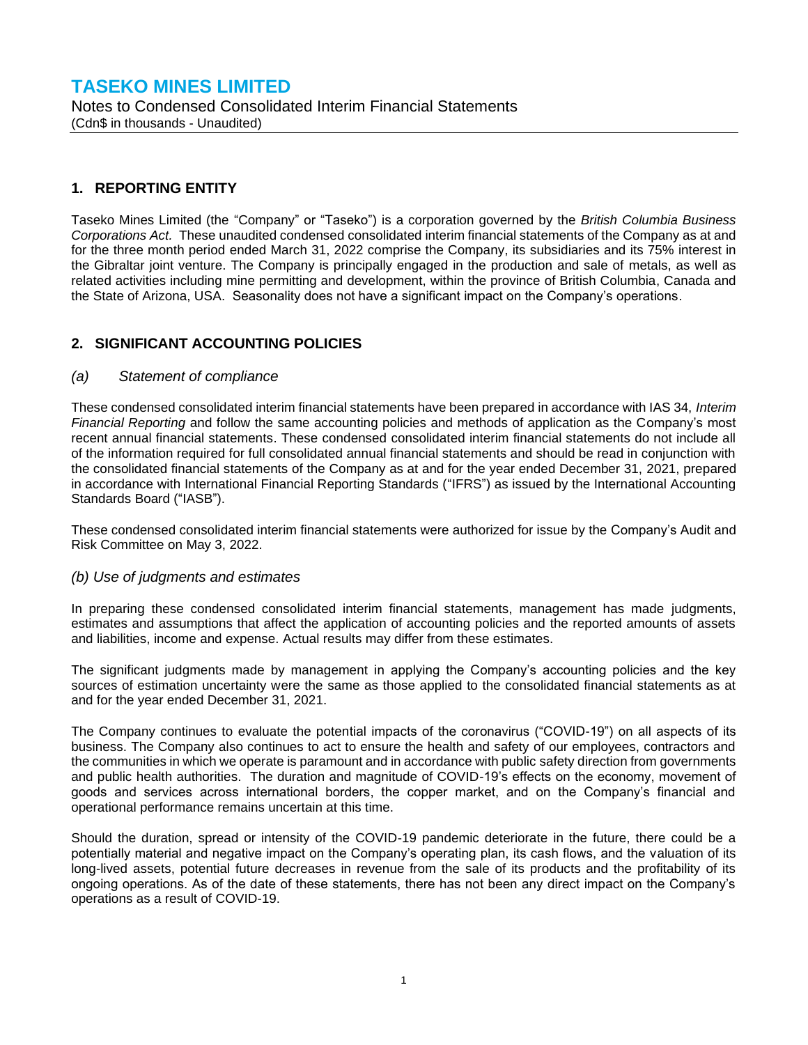# TASEKO MINES LIMITED

Notes to Condensed Consolidated Interim Financial Statements
(Cdn$ in thousands - Unaudited)

## 1. REPORTING ENTITY

Taseko Mines Limited (the "Company" or "Taseko") is a corporation governed by the *British Columbia Business Corporations Act.* These unaudited condensed consolidated interim financial statements of the Company as at and for the three month period ended March 31, 2022 comprise the Company, its subsidiaries and its 75% interest in the Gibraltar joint venture. The Company is principally engaged in the production and sale of metals, as well as related activities including mine permitting and development, within the province of British Columbia, Canada and the State of Arizona, USA. Seasonality does not have a significant impact on the Company's operations.

## 2. SIGNIFICANT ACCOUNTING POLICIES

### *(a) Statement of compliance*

These condensed consolidated interim financial statements have been prepared in accordance with IAS 34, *Interim Financial Reporting* and follow the same accounting policies and methods of application as the Company's most recent annual financial statements. These condensed consolidated interim financial statements do not include all of the information required for full consolidated annual financial statements and should be read in conjunction with the consolidated financial statements of the Company as at and for the year ended December 31, 2021, prepared in accordance with International Financial Reporting Standards ("IFRS") as issued by the International Accounting Standards Board ("IASB").

These condensed consolidated interim financial statements were authorized for issue by the Company's Audit and Risk Committee on May 3, 2022.

### *(b) Use of judgments and estimates*

In preparing these condensed consolidated interim financial statements, management has made judgments, estimates and assumptions that affect the application of accounting policies and the reported amounts of assets and liabilities, income and expense. Actual results may differ from these estimates.

The significant judgments made by management in applying the Company's accounting policies and the key sources of estimation uncertainty were the same as those applied to the consolidated financial statements as at and for the year ended December 31, 2021.

The Company continues to evaluate the potential impacts of the coronavirus ("COVID-19") on all aspects of its business. The Company also continues to act to ensure the health and safety of our employees, contractors and the communities in which we operate is paramount and in accordance with public safety direction from governments and public health authorities. The duration and magnitude of COVID-19's effects on the economy, movement of goods and services across international borders, the copper market, and on the Company's financial and operational performance remains uncertain at this time.

Should the duration, spread or intensity of the COVID-19 pandemic deteriorate in the future, there could be a potentially material and negative impact on the Company's operating plan, its cash flows, and the valuation of its long-lived assets, potential future decreases in revenue from the sale of its products and the profitability of its ongoing operations. As of the date of these statements, there has not been any direct impact on the Company's operations as a result of COVID-19.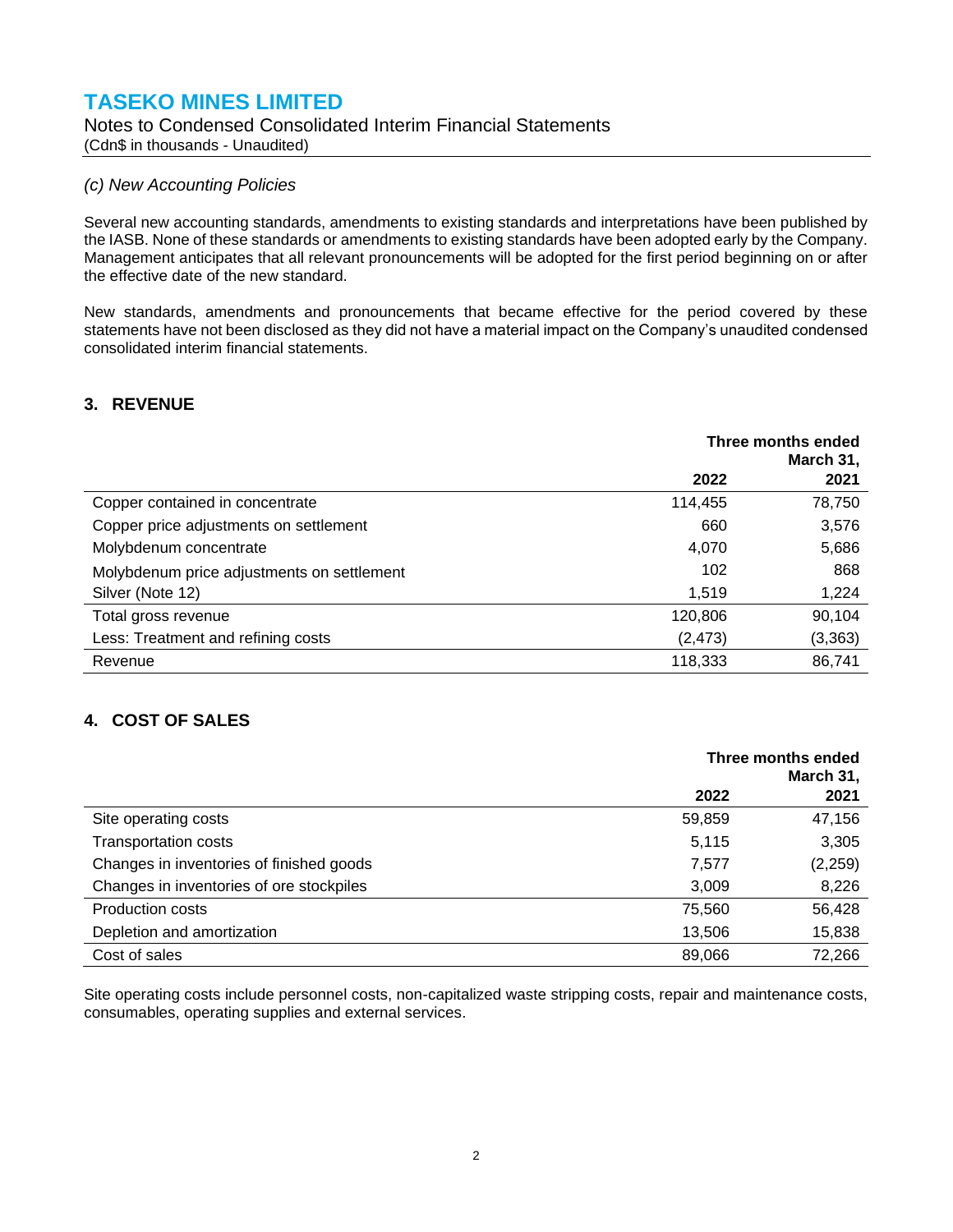### *(c) New Accounting Policies*

Several new accounting standards, amendments to existing standards and interpretations have been published by the IASB. None of these standards or amendments to existing standards have been adopted early by the Company. Management anticipates that all relevant pronouncements will be adopted for the first period beginning on or after the effective date of the new standard.

New standards, amendments and pronouncements that became effective for the period covered by these statements have not been disclosed as they did not have a material impact on the Company's unaudited condensed consolidated interim financial statements.

## 3. REVENUE

| | Three months ended March 31, | |
|---|---|---|
| | **2022** | **2021** |
| Copper contained in concentrate | 114,455 | 78,750 |
| Copper price adjustments on settlement | 660 | 3,576 |
| Molybdenum concentrate | 4,070 | 5,686 |
| Molybdenum price adjustments on settlement | 102 | 868 |
| Silver (Note 12) | 1,519 | 1,224 |
| Total gross revenue | 120,806 | 90,104 |
| Less: Treatment and refining costs | (2,473) | (3,363) |
| Revenue | 118,333 | 86,741 |

## 4. COST OF SALES

| | Three months ended March 31, | |
|---|---|---|
| | **2022** | **2021** |
| Site operating costs | 59,859 | 47,156 |
| Transportation costs | 5,115 | 3,305 |
| Changes in inventories of finished goods | 7,577 | (2,259) |
| Changes in inventories of ore stockpiles | 3,009 | 8,226 |
| Production costs | 75,560 | 56,428 |
| Depletion and amortization | 13,506 | 15,838 |
| Cost of sales | 89,066 | 72,266 |

Site operating costs include personnel costs, non-capitalized waste stripping costs, repair and maintenance costs, consumables, operating supplies and external services.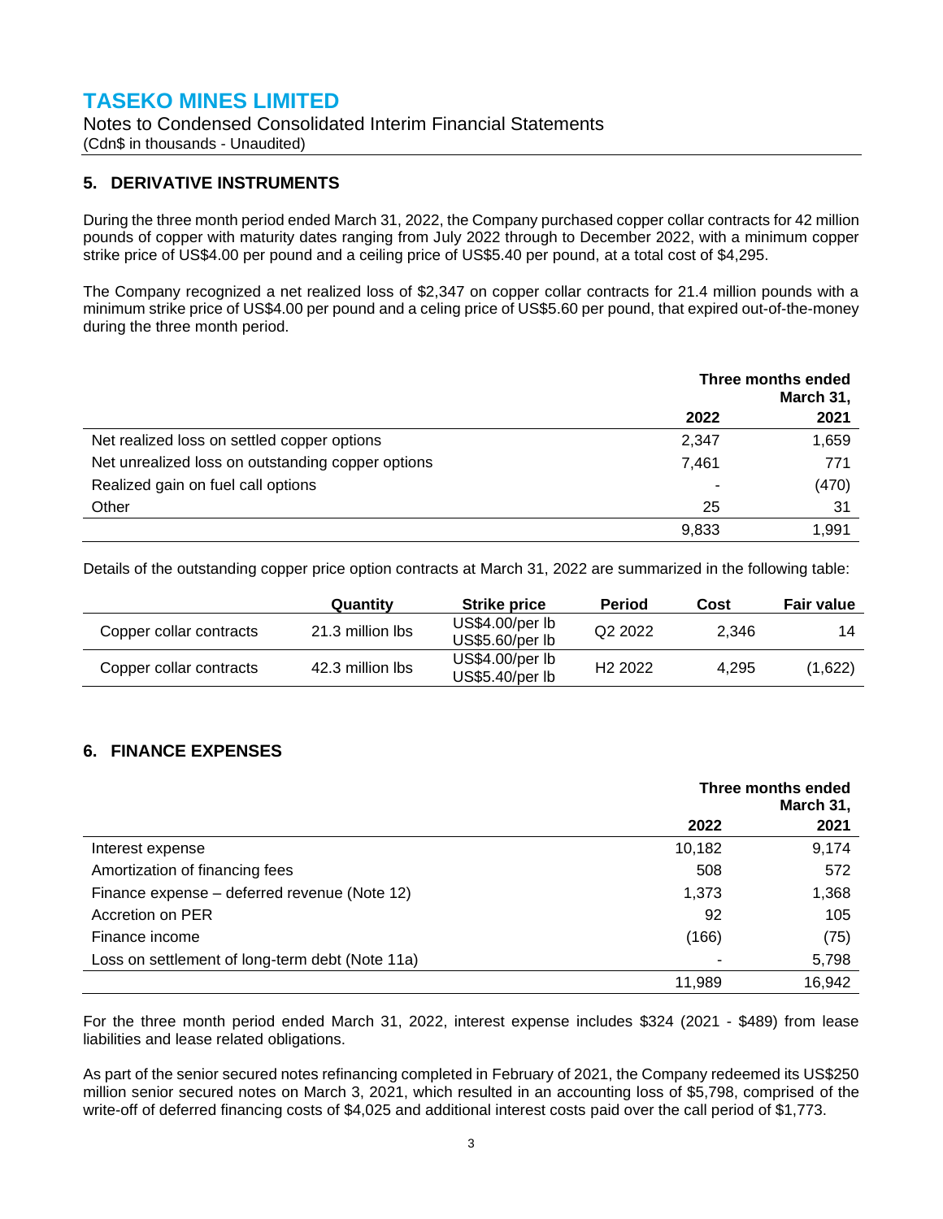# TASEKO MINES LIMITED

Notes to Condensed Consolidated Interim Financial Statements
(Cdn$ in thousands - Unaudited)

## 5. DERIVATIVE INSTRUMENTS

During the three month period ended March 31, 2022, the Company purchased copper collar contracts for 42 million pounds of copper with maturity dates ranging from July 2022 through to December 2022, with a minimum copper strike price of US$4.00 per pound and a ceiling price of US$5.40 per pound, at a total cost of $4,295.

The Company recognized a net realized loss of $2,347 on copper collar contracts for 21.4 million pounds with a minimum strike price of US$4.00 per pound and a celing price of US$5.60 per pound, that expired out-of-the-money during the three month period.

| | Three months ended March 31, | |
|---|---|---|
| | 2022 | 2021 |
| Net realized loss on settled copper options | 2,347 | 1,659 |
| Net unrealized loss on outstanding copper options | 7,461 | 771 |
| Realized gain on fuel call options | - | (470) |
| Other | 25 | 31 |
| | 9,833 | 1,991 |

Details of the outstanding copper price option contracts at March 31, 2022 are summarized in the following table:

| | Quantity | Strike price | Period | Cost | Fair value |
|---|---|---|---|---|---|
| Copper collar contracts | 21.3 million lbs | US$4.00/per lb US$5.60/per lb | Q2 2022 | 2,346 | 14 |
| Copper collar contracts | 42.3 million lbs | US$4.00/per lb US$5.40/per lb | H2 2022 | 4,295 | (1,622) |

## 6. FINANCE EXPENSES

| | Three months ended March 31, | |
|---|---|---|
| | 2022 | 2021 |
| Interest expense | 10,182 | 9,174 |
| Amortization of financing fees | 508 | 572 |
| Finance expense – deferred revenue (Note 12) | 1,373 | 1,368 |
| Accretion on PER | 92 | 105 |
| Finance income | (166) | (75) |
| Loss on settlement of long-term debt (Note 11a) | - | 5,798 |
| | 11,989 | 16,942 |

For the three month period ended March 31, 2022, interest expense includes $324 (2021 - $489) from lease liabilities and lease related obligations.

As part of the senior secured notes refinancing completed in February of 2021, the Company redeemed its US$250 million senior secured notes on March 3, 2021, which resulted in an accounting loss of $5,798, comprised of the write-off of deferred financing costs of $4,025 and additional interest costs paid over the call period of $1,773.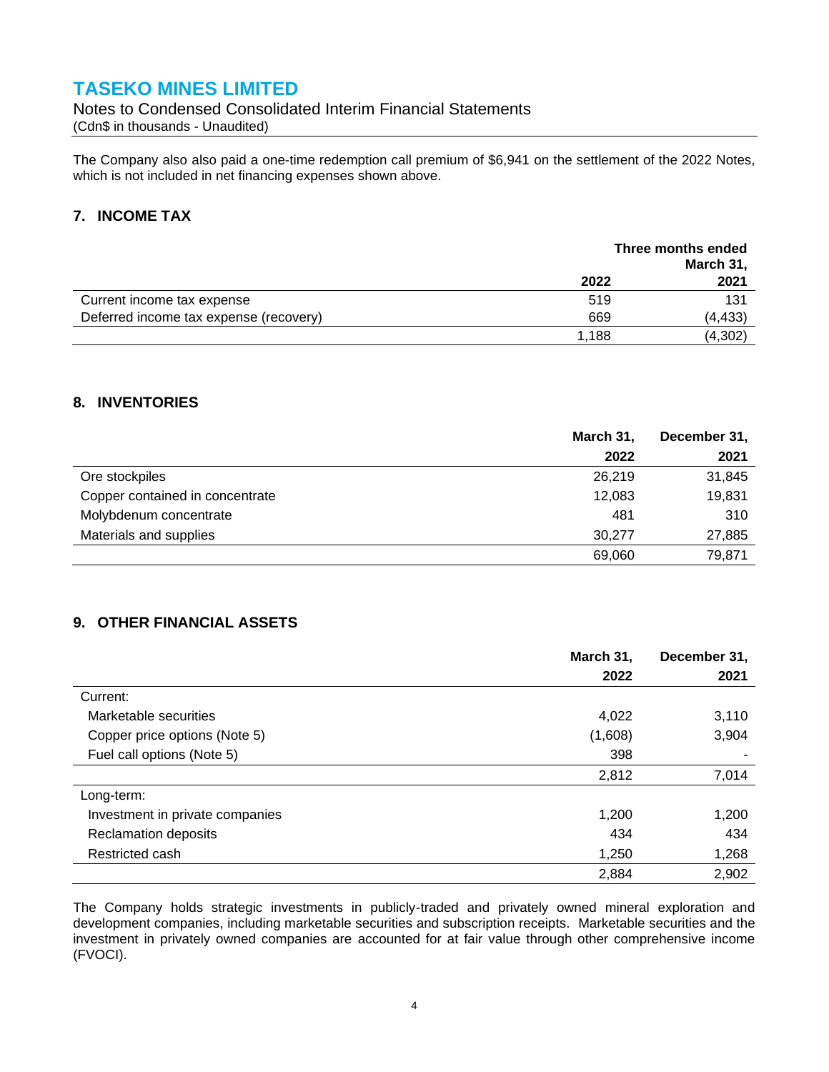The Company also also paid a one-time redemption call premium of $6,941 on the settlement of the 2022 Notes, which is not included in net financing expenses shown above.

## 7. INCOME TAX

| | Three months ended March 31, | |
|---|---|---|
| | 2022 | 2021 |
| Current income tax expense | 519 | 131 |
| Deferred income tax expense (recovery) | 669 | (4,433) |
| | 1,188 | (4,302) |

## 8. INVENTORIES

| | March 31, 2022 | December 31, 2021 |
|---|---|---|
| Ore stockpiles | 26,219 | 31,845 |
| Copper contained in concentrate | 12,083 | 19,831 |
| Molybdenum concentrate | 481 | 310 |
| Materials and supplies | 30,277 | 27,885 |
| | 69,060 | 79,871 |

## 9. OTHER FINANCIAL ASSETS

| | March 31, 2022 | December 31, 2021 |
|---|---|---|
| Current: | | |
| Marketable securities | 4,022 | 3,110 |
| Copper price options (Note 5) | (1,608) | 3,904 |
| Fuel call options (Note 5) | 398 | - |
| | 2,812 | 7,014 |
| Long-term: | | |
| Investment in private companies | 1,200 | 1,200 |
| Reclamation deposits | 434 | 434 |
| Restricted cash | 1,250 | 1,268 |
| | 2,884 | 2,902 |

The Company holds strategic investments in publicly-traded and privately owned mineral exploration and development companies, including marketable securities and subscription receipts. Marketable securities and the investment in privately owned companies are accounted for at fair value through other comprehensive income (FVOCI).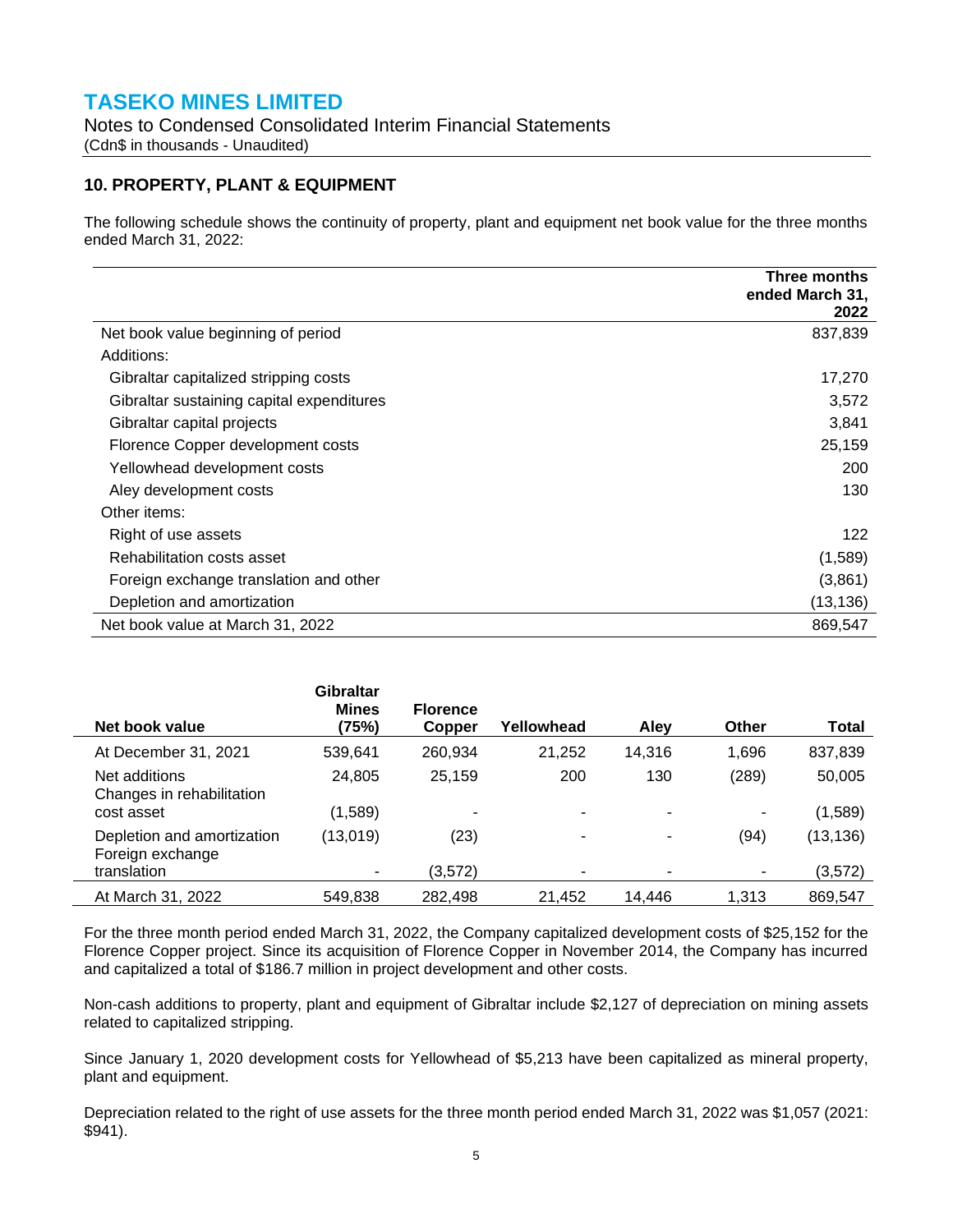# TASEKO MINES LIMITED

Notes to Condensed Consolidated Interim Financial Statements
(Cdn$ in thousands - Unaudited)

## 10. PROPERTY, PLANT & EQUIPMENT

The following schedule shows the continuity of property, plant and equipment net book value for the three months ended March 31, 2022:

| | Three months ended March 31, 2022 |
|---|---|
| Net book value beginning of period | 837,839 |
| Additions: | |
| Gibraltar capitalized stripping costs | 17,270 |
| Gibraltar sustaining capital expenditures | 3,572 |
| Gibraltar capital projects | 3,841 |
| Florence Copper development costs | 25,159 |
| Yellowhead development costs | 200 |
| Aley development costs | 130 |
| Other items: | |
| Right of use assets | 122 |
| Rehabilitation costs asset | (1,589) |
| Foreign exchange translation and other | (3,861) |
| Depletion and amortization | (13,136) |
| Net book value at March 31, 2022 | 869,547 |

| Net book value | Gibraltar Mines (75%) | Florence Copper | Yellowhead | Aley | Other | Total |
|---|---|---|---|---|---|---|
| At December 31, 2021 | 539,641 | 260,934 | 21,252 | 14,316 | 1,696 | 837,839 |
| Net additions | 24,805 | 25,159 | 200 | 130 | (289) | 50,005 |
| Changes in rehabilitation cost asset | (1,589) | - | - | - | - | (1,589) |
| Depletion and amortization | (13,019) | (23) | - | - | (94) | (13,136) |
| Foreign exchange translation | - | (3,572) | - | - | - | (3,572) |
| At March 31, 2022 | 549,838 | 282,498 | 21,452 | 14,446 | 1,313 | 869,547 |

For the three month period ended March 31, 2022, the Company capitalized development costs of $25,152 for the Florence Copper project. Since its acquisition of Florence Copper in November 2014, the Company has incurred and capitalized a total of $186.7 million in project development and other costs.

Non-cash additions to property, plant and equipment of Gibraltar include $2,127 of depreciation on mining assets related to capitalized stripping.

Since January 1, 2020 development costs for Yellowhead of $5,213 have been capitalized as mineral property, plant and equipment.

Depreciation related to the right of use assets for the three month period ended March 31, 2022 was $1,057 (2021: $941).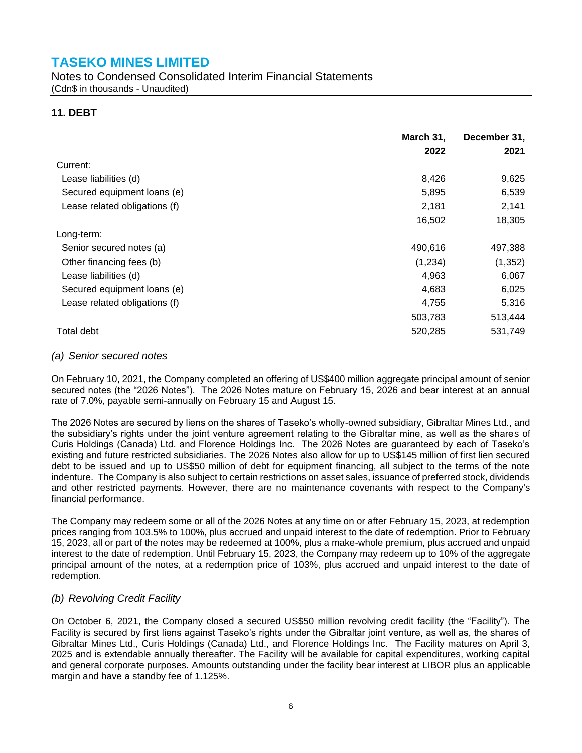# TASEKO MINES LIMITED

Notes to Condensed Consolidated Interim Financial Statements
(Cdn$ in thousands - Unaudited)

## 11. DEBT

| | March 31, 2022 | December 31, 2021 |
|---|---|---|
| Current: | | |
| Lease liabilities (d) | 8,426 | 9,625 |
| Secured equipment loans (e) | 5,895 | 6,539 |
| Lease related obligations (f) | 2,181 | 2,141 |
| | 16,502 | 18,305 |
| Long-term: | | |
| Senior secured notes (a) | 490,616 | 497,388 |
| Other financing fees (b) | (1,234) | (1,352) |
| Lease liabilities (d) | 4,963 | 6,067 |
| Secured equipment loans (e) | 4,683 | 6,025 |
| Lease related obligations (f) | 4,755 | 5,316 |
| | 503,783 | 513,444 |
| Total debt | 520,285 | 531,749 |

### *(a) Senior secured notes*

On February 10, 2021, the Company completed an offering of US$400 million aggregate principal amount of senior secured notes (the "2026 Notes"). The 2026 Notes mature on February 15, 2026 and bear interest at an annual rate of 7.0%, payable semi-annually on February 15 and August 15.

The 2026 Notes are secured by liens on the shares of Taseko's wholly-owned subsidiary, Gibraltar Mines Ltd., and the subsidiary's rights under the joint venture agreement relating to the Gibraltar mine, as well as the shares of Curis Holdings (Canada) Ltd. and Florence Holdings Inc. The 2026 Notes are guaranteed by each of Taseko's existing and future restricted subsidiaries. The 2026 Notes also allow for up to US$145 million of first lien secured debt to be issued and up to US$50 million of debt for equipment financing, all subject to the terms of the note indenture. The Company is also subject to certain restrictions on asset sales, issuance of preferred stock, dividends and other restricted payments. However, there are no maintenance covenants with respect to the Company's financial performance.

The Company may redeem some or all of the 2026 Notes at any time on or after February 15, 2023, at redemption prices ranging from 103.5% to 100%, plus accrued and unpaid interest to the date of redemption. Prior to February 15, 2023, all or part of the notes may be redeemed at 100%, plus a make-whole premium, plus accrued and unpaid interest to the date of redemption. Until February 15, 2023, the Company may redeem up to 10% of the aggregate principal amount of the notes, at a redemption price of 103%, plus accrued and unpaid interest to the date of redemption.

### *(b) Revolving Credit Facility*

On October 6, 2021, the Company closed a secured US$50 million revolving credit facility (the "Facility"). The Facility is secured by first liens against Taseko's rights under the Gibraltar joint venture, as well as, the shares of Gibraltar Mines Ltd., Curis Holdings (Canada) Ltd., and Florence Holdings Inc. The Facility matures on April 3, 2025 and is extendable annually thereafter. The Facility will be available for capital expenditures, working capital and general corporate purposes. Amounts outstanding under the facility bear interest at LIBOR plus an applicable margin and have a standby fee of 1.125%.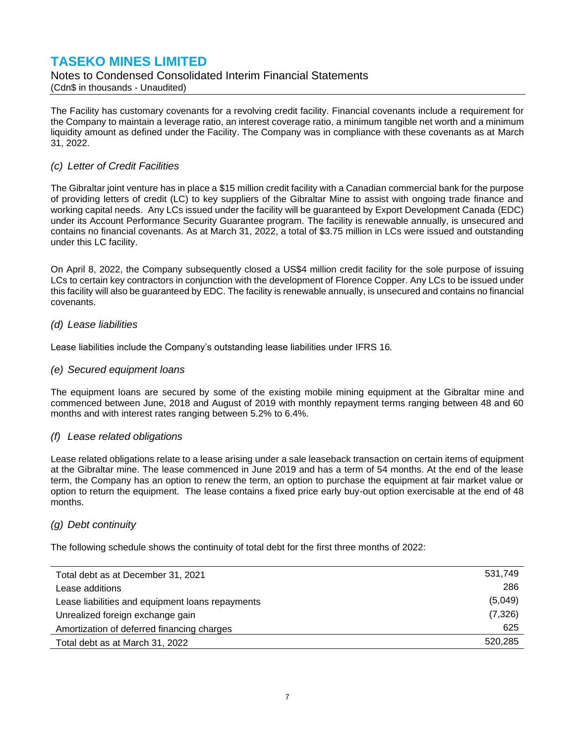The Facility has customary covenants for a revolving credit facility. Financial covenants include a requirement for the Company to maintain a leverage ratio, an interest coverage ratio, a minimum tangible net worth and a minimum liquidity amount as defined under the Facility. The Company was in compliance with these covenants as at March 31, 2022.

### *(c) Letter of Credit Facilities*

The Gibraltar joint venture has in place a $15 million credit facility with a Canadian commercial bank for the purpose of providing letters of credit (LC) to key suppliers of the Gibraltar Mine to assist with ongoing trade finance and working capital needs. Any LCs issued under the facility will be guaranteed by Export Development Canada (EDC) under its Account Performance Security Guarantee program. The facility is renewable annually, is unsecured and contains no financial covenants. As at March 31, 2022, a total of $3.75 million in LCs were issued and outstanding under this LC facility.

On April 8, 2022, the Company subsequently closed a US$4 million credit facility for the sole purpose of issuing LCs to certain key contractors in conjunction with the development of Florence Copper. Any LCs to be issued under this facility will also be guaranteed by EDC. The facility is renewable annually, is unsecured and contains no financial covenants.

### *(d) Lease liabilities*

Lease liabilities include the Company's outstanding lease liabilities under IFRS 16*.*

### *(e) Secured equipment loans*

The equipment loans are secured by some of the existing mobile mining equipment at the Gibraltar mine and commenced between June, 2018 and August of 2019 with monthly repayment terms ranging between 48 and 60 months and with interest rates ranging between 5.2% to 6.4%.

### *(f) Lease related obligations*

Lease related obligations relate to a lease arising under a sale leaseback transaction on certain items of equipment at the Gibraltar mine. The lease commenced in June 2019 and has a term of 54 months. At the end of the lease term, the Company has an option to renew the term, an option to purchase the equipment at fair market value or option to return the equipment. The lease contains a fixed price early buy-out option exercisable at the end of 48 months.

### *(g) Debt continuity*

The following schedule shows the continuity of total debt for the first three months of 2022:

| | |
|---|---:|
| Total debt as at December 31, 2021 | 531,749 |
| Lease additions | 286 |
| Lease liabilities and equipment loans repayments | (5,049) |
| Unrealized foreign exchange gain | (7,326) |
| Amortization of deferred financing charges | 625 |
| Total debt as at March 31, 2022 | 520,285 |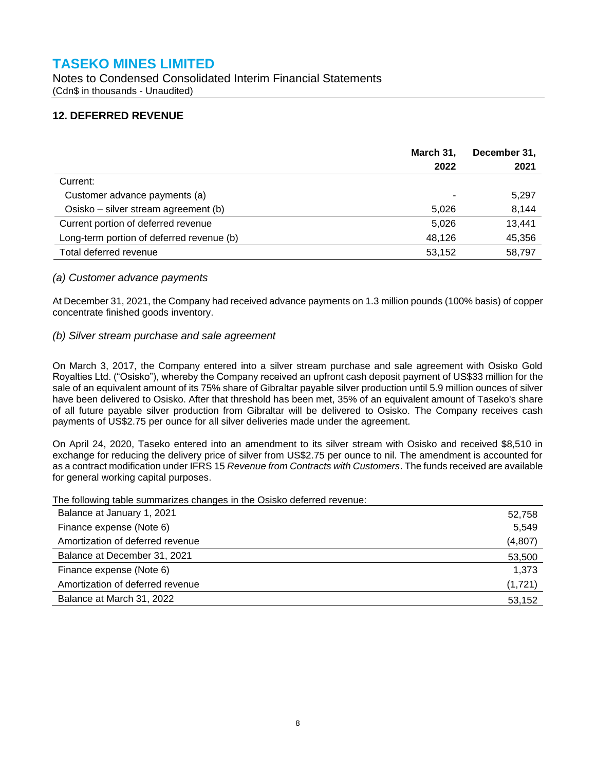# TASEKO MINES LIMITED

Notes to Condensed Consolidated Interim Financial Statements
(Cdn$ in thousands - Unaudited)

## 12. DEFERRED REVENUE

| | March 31, 2022 | December 31, 2021 |
|---|---|---|
| Current: | | |
| Customer advance payments (a) | - | 5,297 |
| Osisko – silver stream agreement (b) | 5,026 | 8,144 |
| Current portion of deferred revenue | 5,026 | 13,441 |
| Long-term portion of deferred revenue (b) | 48,126 | 45,356 |
| Total deferred revenue | 53,152 | 58,797 |

### *(a) Customer advance payments*

At December 31, 2021, the Company had received advance payments on 1.3 million pounds (100% basis) of copper concentrate finished goods inventory.

### *(b) Silver stream purchase and sale agreement*

On March 3, 2017, the Company entered into a silver stream purchase and sale agreement with Osisko Gold Royalties Ltd. ("Osisko"), whereby the Company received an upfront cash deposit payment of US$33 million for the sale of an equivalent amount of its 75% share of Gibraltar payable silver production until 5.9 million ounces of silver have been delivered to Osisko. After that threshold has been met, 35% of an equivalent amount of Taseko's share of all future payable silver production from Gibraltar will be delivered to Osisko. The Company receives cash payments of US$2.75 per ounce for all silver deliveries made under the agreement.

On April 24, 2020, Taseko entered into an amendment to its silver stream with Osisko and received $8,510 in exchange for reducing the delivery price of silver from US$2.75 per ounce to nil. The amendment is accounted for as a contract modification under IFRS 15 *Revenue from Contracts with Customers*. The funds received are available for general working capital purposes.

The following table summarizes changes in the Osisko deferred revenue:

| | |
|---|---|
| Balance at January 1, 2021 | 52,758 |
| Finance expense (Note 6) | 5,549 |
| Amortization of deferred revenue | (4,807) |
| Balance at December 31, 2021 | 53,500 |
| Finance expense (Note 6) | 1,373 |
| Amortization of deferred revenue | (1,721) |
| Balance at March 31, 2022 | 53,152 |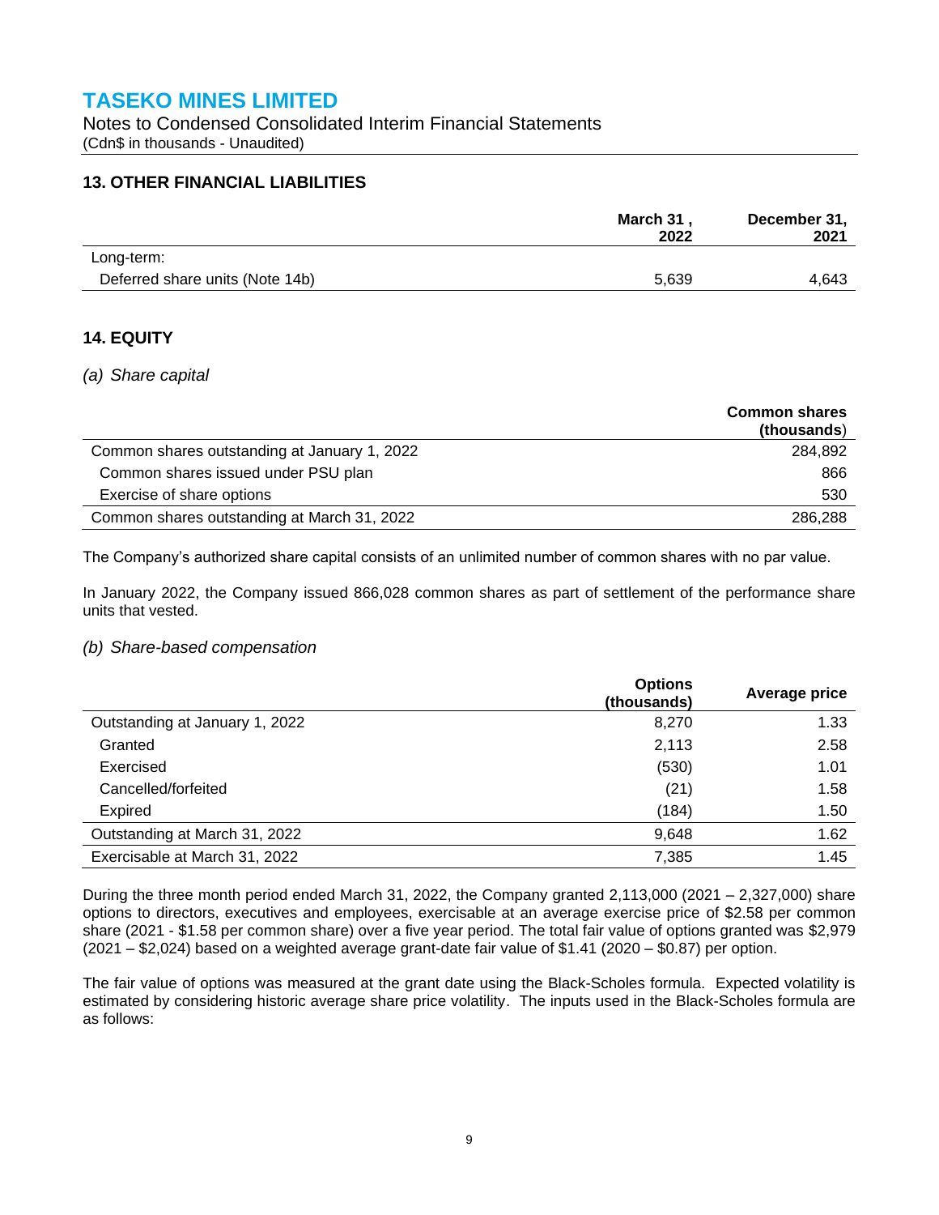# TASEKO MINES LIMITED

Notes to Condensed Consolidated Interim Financial Statements
(Cdn$ in thousands - Unaudited)

## 13. OTHER FINANCIAL LIABILITIES

| | March 31, 2022 | December 31, 2021 |
|---|---|---|
| Long-term: | | |
| Deferred share units (Note 14b) | 5,639 | 4,643 |

## 14. EQUITY

### *(a) Share capital*

| | Common shares (thousands) |
|---|---|
| Common shares outstanding at January 1, 2022 | 284,892 |
| Common shares issued under PSU plan | 866 |
| Exercise of share options | 530 |
| Common shares outstanding at March 31, 2022 | 286,288 |

The Company's authorized share capital consists of an unlimited number of common shares with no par value.

In January 2022, the Company issued 866,028 common shares as part of settlement of the performance share units that vested.

### *(b) Share-based compensation*

| | Options (thousands) | Average price |
|---|---|---|
| Outstanding at January 1, 2022 | 8,270 | 1.33 |
| Granted | 2,113 | 2.58 |
| Exercised | (530) | 1.01 |
| Cancelled/forfeited | (21) | 1.58 |
| Expired | (184) | 1.50 |
| Outstanding at March 31, 2022 | 9,648 | 1.62 |
| Exercisable at March 31, 2022 | 7,385 | 1.45 |

During the three month period ended March 31, 2022, the Company granted 2,113,000 (2021 – 2,327,000) share options to directors, executives and employees, exercisable at an average exercise price of $2.58 per common share (2021 - $1.58 per common share) over a five year period. The total fair value of options granted was $2,979 (2021 – $2,024) based on a weighted average grant-date fair value of $1.41 (2020 – $0.87) per option.

The fair value of options was measured at the grant date using the Black-Scholes formula. Expected volatility is estimated by considering historic average share price volatility. The inputs used in the Black-Scholes formula are as follows: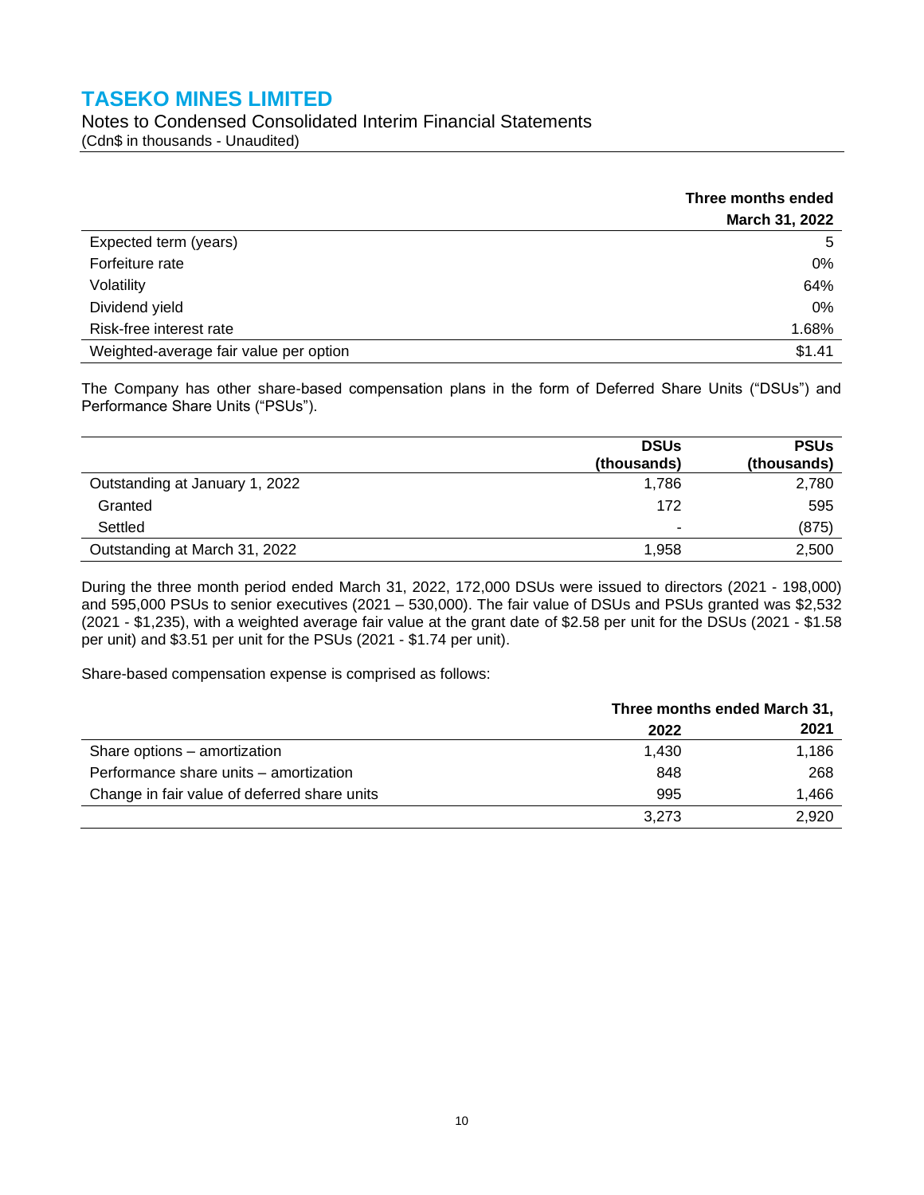|  | Three months ended March 31, 2022 |
|---|---|
| Expected term (years) | 5 |
| Forfeiture rate | 0% |
| Volatility | 64% |
| Dividend yield | 0% |
| Risk-free interest rate | 1.68% |
| Weighted-average fair value per option | $1.41 |

The Company has other share-based compensation plans in the form of Deferred Share Units ("DSUs") and Performance Share Units ("PSUs").

|  | DSUs (thousands) | PSUs (thousands) |
|---|---|---|
| Outstanding at January 1, 2022 | 1,786 | 2,780 |
| Granted | 172 | 595 |
| Settled | - | (875) |
| Outstanding at March 31, 2022 | 1,958 | 2,500 |

During the three month period ended March 31, 2022, 172,000 DSUs were issued to directors (2021 - 198,000) and 595,000 PSUs to senior executives (2021 – 530,000). The fair value of DSUs and PSUs granted was $2,532 (2021 - $1,235), with a weighted average fair value at the grant date of $2.58 per unit for the DSUs (2021 - $1.58 per unit) and $3.51 per unit for the PSUs (2021 - $1.74 per unit).

Share-based compensation expense is comprised as follows:

|  | Three months ended March 31, | |
|---|---|---|
|  | 2022 | 2021 |
| Share options – amortization | 1,430 | 1,186 |
| Performance share units – amortization | 848 | 268 |
| Change in fair value of deferred share units | 995 | 1,466 |
|  | 3,273 | 2,920 |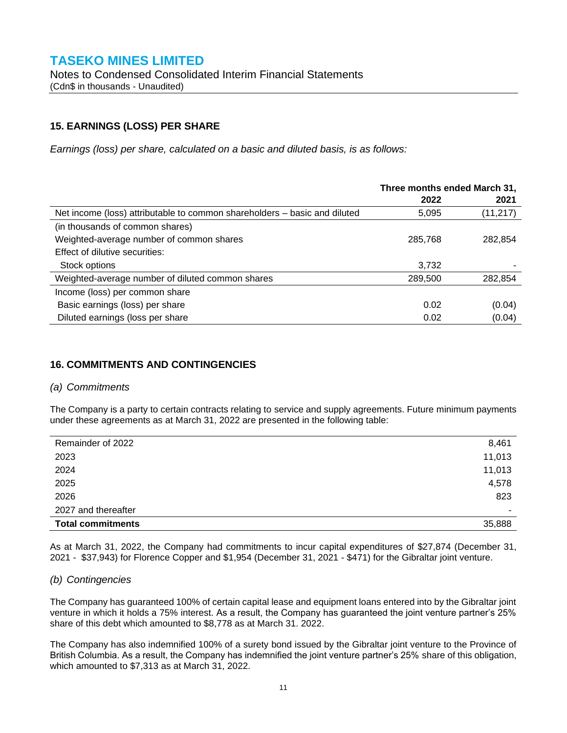## 15. EARNINGS (LOSS) PER SHARE

*Earnings (loss) per share, calculated on a basic and diluted basis, is as follows:*

| | Three months ended March 31, | |
|---|---|---|
| | 2022 | 2021 |
| Net income (loss) attributable to common shareholders – basic and diluted | 5,095 | (11,217) |
| (in thousands of common shares) | | |
| Weighted-average number of common shares | 285,768 | 282,854 |
| Effect of dilutive securities: | | |
| Stock options | 3,732 | - |
| Weighted-average number of diluted common shares | 289,500 | 282,854 |
| Income (loss) per common share | | |
| Basic earnings (loss) per share | 0.02 | (0.04) |
| Diluted earnings (loss per share | 0.02 | (0.04) |

## 16. COMMITMENTS AND CONTINGENCIES

### *(a) Commitments*

The Company is a party to certain contracts relating to service and supply agreements. Future minimum payments under these agreements as at March 31, 2022 are presented in the following table:

| | |
|---|---|
| Remainder of 2022 | 8,461 |
| 2023 | 11,013 |
| 2024 | 11,013 |
| 2025 | 4,578 |
| 2026 | 823 |
| 2027 and thereafter | - |
| **Total commitments** | 35,888 |

As at March 31, 2022, the Company had commitments to incur capital expenditures of $27,874 (December 31, 2021 - $37,943) for Florence Copper and $1,954 (December 31, 2021 - $471) for the Gibraltar joint venture.

### *(b) Contingencies*

The Company has guaranteed 100% of certain capital lease and equipment loans entered into by the Gibraltar joint venture in which it holds a 75% interest. As a result, the Company has guaranteed the joint venture partner's 25% share of this debt which amounted to $8,778 as at March 31. 2022.

The Company has also indemnified 100% of a surety bond issued by the Gibraltar joint venture to the Province of British Columbia. As a result, the Company has indemnified the joint venture partner's 25% share of this obligation, which amounted to $7,313 as at March 31, 2022.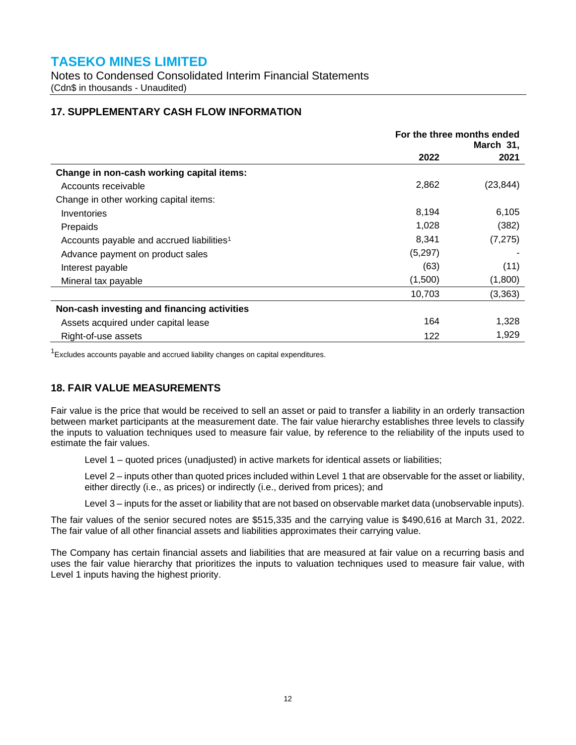**TASEKO MINES LIMITED**
Notes to Condensed Consolidated Interim Financial Statements
(Cdn$ in thousands - Unaudited)

## 17. SUPPLEMENTARY CASH FLOW INFORMATION

| | For the three months ended March 31, | |
|---|---|---|
| | **2022** | **2021** |
| **Change in non-cash working capital items:** | | |
| Accounts receivable | 2,862 | (23,844) |
| Change in other working capital items: | | |
| Inventories | 8,194 | 6,105 |
| Prepaids | 1,028 | (382) |
| Accounts payable and accrued liabilities[1] | 8,341 | (7,275) |
| Advance payment on product sales | (5,297) | - |
| Interest payable | (63) | (11) |
| Mineral tax payable | (1,500) | (1,800) |
| | 10,703 | (3,363) |
| **Non-cash investing and financing activities** | | |
| Assets acquired under capital lease | 164 | 1,328 |
| Right-of-use assets | 122 | 1,929 |

[1]Excludes accounts payable and accrued liability changes on capital expenditures.

## 18. FAIR VALUE MEASUREMENTS

Fair value is the price that would be received to sell an asset or paid to transfer a liability in an orderly transaction between market participants at the measurement date. The fair value hierarchy establishes three levels to classify the inputs to valuation techniques used to measure fair value, by reference to the reliability of the inputs used to estimate the fair values.

Level 1 – quoted prices (unadjusted) in active markets for identical assets or liabilities;

Level 2 – inputs other than quoted prices included within Level 1 that are observable for the asset or liability, either directly (i.e., as prices) or indirectly (i.e., derived from prices); and

Level 3 – inputs for the asset or liability that are not based on observable market data (unobservable inputs).

The fair values of the senior secured notes are $515,335 and the carrying value is $490,616 at March 31, 2022. The fair value of all other financial assets and liabilities approximates their carrying value.

The Company has certain financial assets and liabilities that are measured at fair value on a recurring basis and uses the fair value hierarchy that prioritizes the inputs to valuation techniques used to measure fair value, with Level 1 inputs having the highest priority.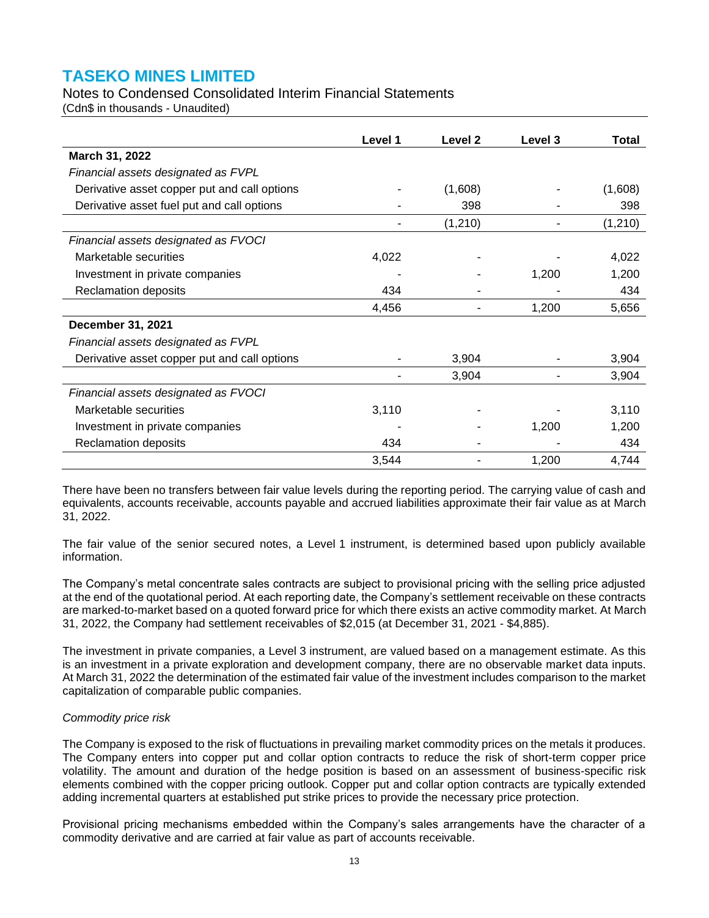|  | Level 1 | Level 2 | Level 3 | Total |
|---|---|---|---|---|
| **March 31, 2022** |  |  |  |  |
| *Financial assets designated as FVPL* |  |  |  |  |
| Derivative asset copper put and call options | - | (1,608) | - | (1,608) |
| Derivative asset fuel put and call options | - | 398 | - | 398 |
|  | - | (1,210) | - | (1,210) |
| *Financial assets designated as FVOCI* |  |  |  |  |
| Marketable securities | 4,022 | - | - | 4,022 |
| Investment in private companies | - | - | 1,200 | 1,200 |
| Reclamation deposits | 434 | - | - | 434 |
|  | 4,456 | - | 1,200 | 5,656 |
| **December 31, 2021** |  |  |  |  |
| *Financial assets designated as FVPL* |  |  |  |  |
| Derivative asset copper put and call options | - | 3,904 | - | 3,904 |
|  | - | 3,904 | - | 3,904 |
| *Financial assets designated as FVOCI* |  |  |  |  |
| Marketable securities | 3,110 | - | - | 3,110 |
| Investment in private companies | - | - | 1,200 | 1,200 |
| Reclamation deposits | 434 | - | - | 434 |
|  | 3,544 | - | 1,200 | 4,744 |

There have been no transfers between fair value levels during the reporting period. The carrying value of cash and equivalents, accounts receivable, accounts payable and accrued liabilities approximate their fair value as at March 31, 2022.

The fair value of the senior secured notes, a Level 1 instrument, is determined based upon publicly available information.

The Company's metal concentrate sales contracts are subject to provisional pricing with the selling price adjusted at the end of the quotational period. At each reporting date, the Company's settlement receivable on these contracts are marked-to-market based on a quoted forward price for which there exists an active commodity market. At March 31, 2022, the Company had settlement receivables of $2,015 (at December 31, 2021 - $4,885).

The investment in private companies, a Level 3 instrument, are valued based on a management estimate. As this is an investment in a private exploration and development company, there are no observable market data inputs. At March 31, 2022 the determination of the estimated fair value of the investment includes comparison to the market capitalization of comparable public companies.

*Commodity price risk*

The Company is exposed to the risk of fluctuations in prevailing market commodity prices on the metals it produces. The Company enters into copper put and collar option contracts to reduce the risk of short-term copper price volatility. The amount and duration of the hedge position is based on an assessment of business-specific risk elements combined with the copper pricing outlook. Copper put and collar option contracts are typically extended adding incremental quarters at established put strike prices to provide the necessary price protection.

Provisional pricing mechanisms embedded within the Company's sales arrangements have the character of a commodity derivative and are carried at fair value as part of accounts receivable.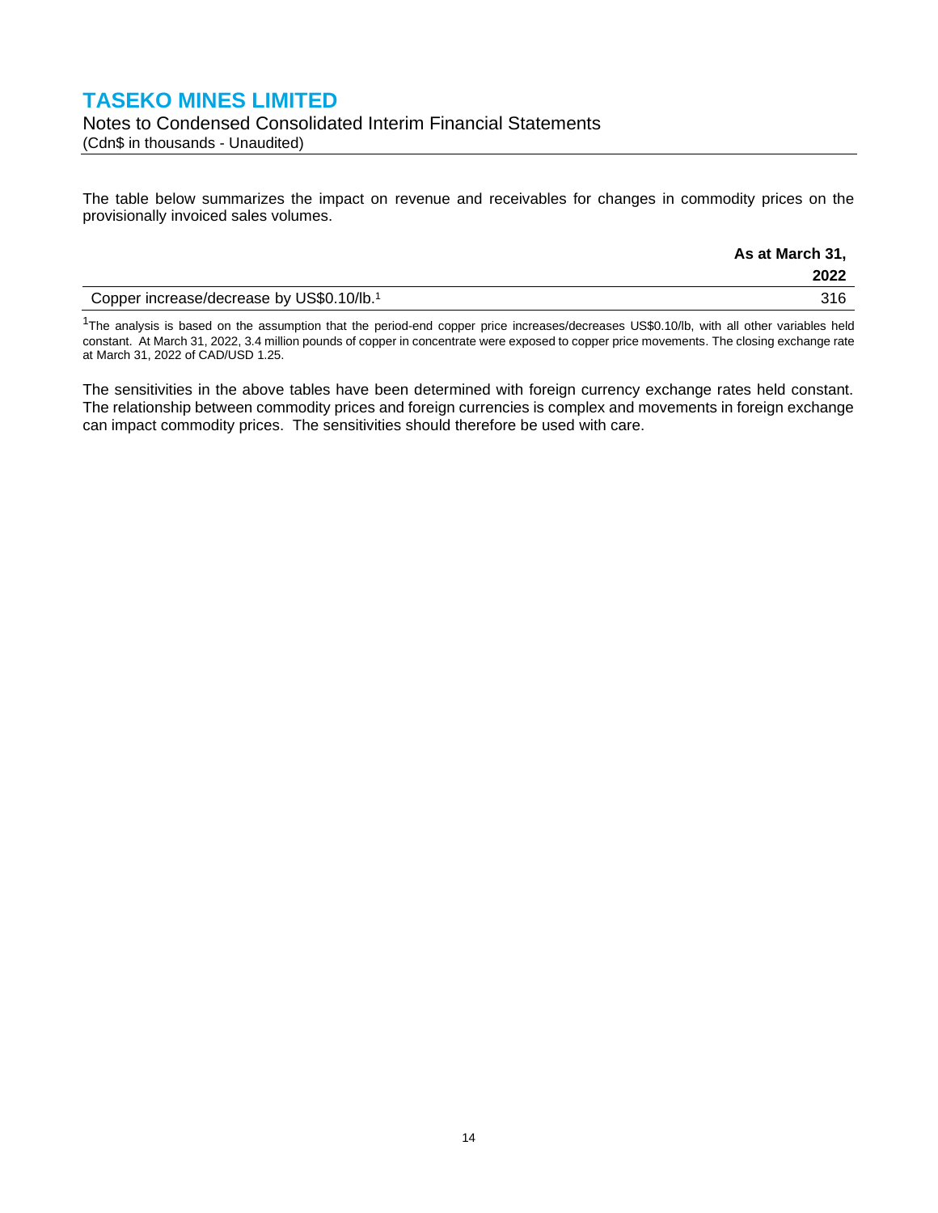The table below summarizes the impact on revenue and receivables for changes in commodity prices on the provisionally invoiced sales volumes.

| | **As at March 31, 2022** |
|---|---|
| Copper increase/decrease by US$0.10/lb.[1] | 316 |

[1]The analysis is based on the assumption that the period-end copper price increases/decreases US$0.10/lb, with all other variables held constant. At March 31, 2022, 3.4 million pounds of copper in concentrate were exposed to copper price movements. The closing exchange rate at March 31, 2022 of CAD/USD 1.25.

The sensitivities in the above tables have been determined with foreign currency exchange rates held constant. The relationship between commodity prices and foreign currencies is complex and movements in foreign exchange can impact commodity prices. The sensitivities should therefore be used with care.